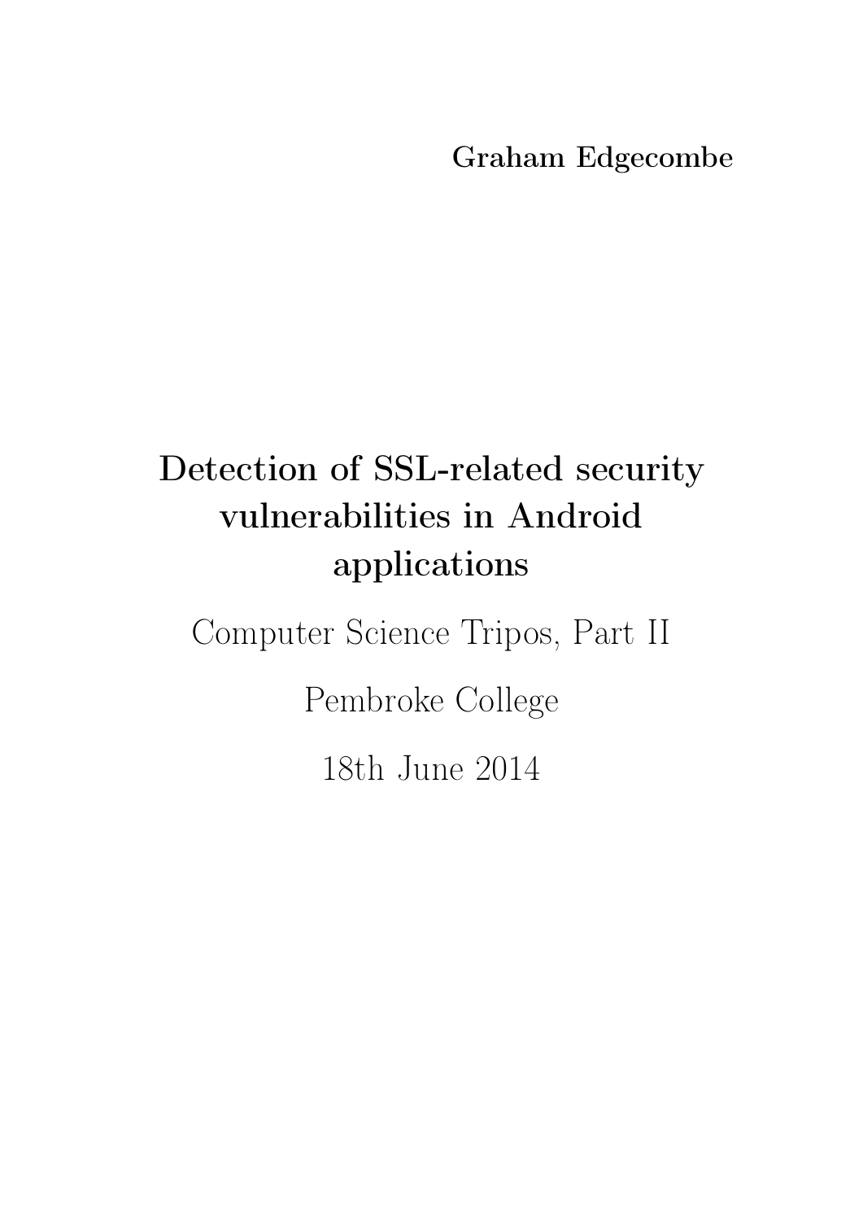**Graham Edgecombe**

# Detection of SSL-related security vulnerabilities in Android applications

Computer Science Tripos, Part II

Pembroke College

18th June 2014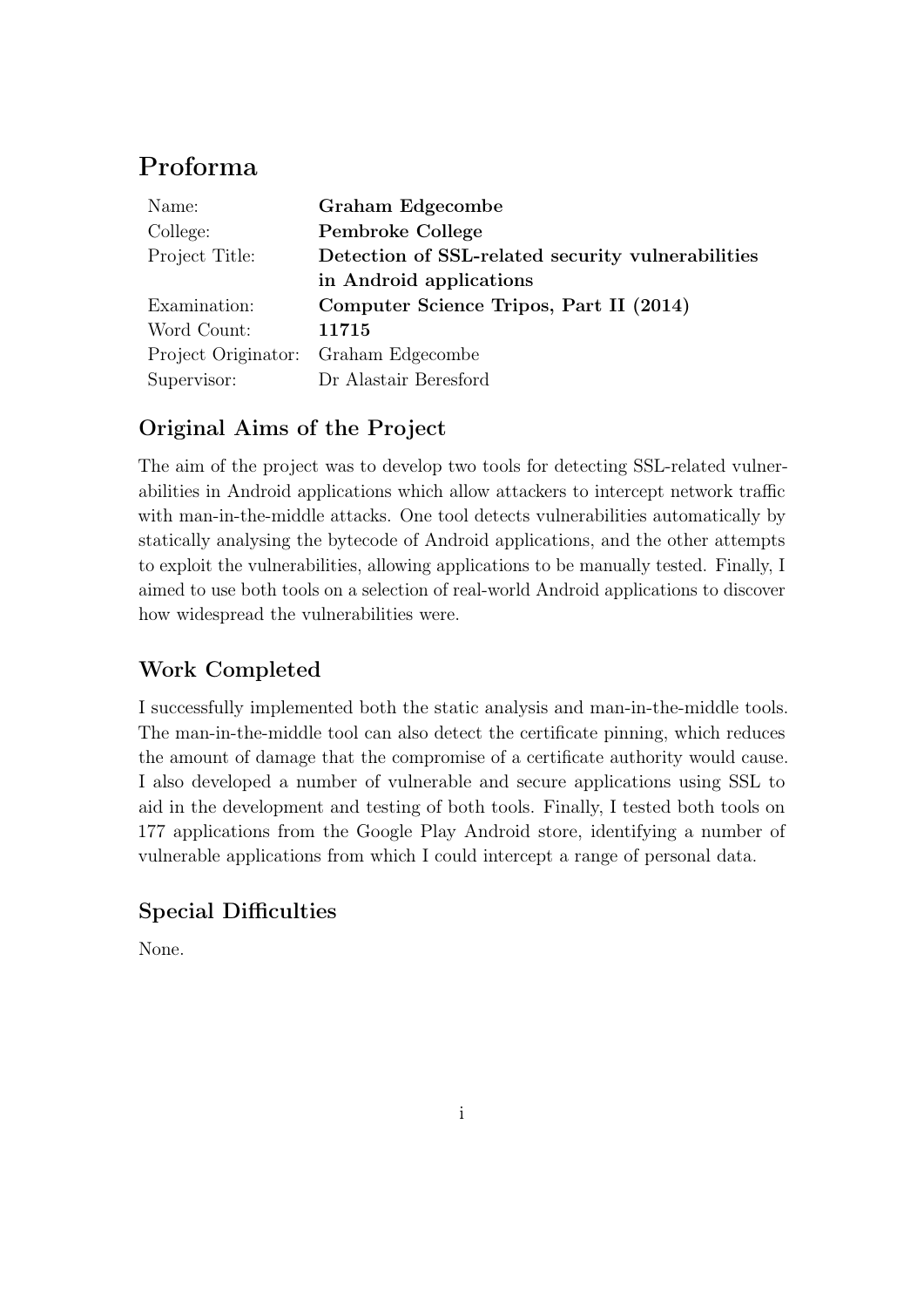# Proforma

| | |
|---|---|
| Name: | **Graham Edgecombe** |
| College: | **Pembroke College** |
| Project Title: | **Detection of SSL-related security vulnerabilities in Android applications** |
| Examination: | **Computer Science Tripos, Part II (2014)** |
| Word Count: | **11715** |
| Project Originator: | Graham Edgecombe |
| Supervisor: | Dr Alastair Beresford |

## Original Aims of the Project

The aim of the project was to develop two tools for detecting SSL-related vulnerabilities in Android applications which allow attackers to intercept network traffic with man-in-the-middle attacks. One tool detects vulnerabilities automatically by statically analysing the bytecode of Android applications, and the other attempts to exploit the vulnerabilities, allowing applications to be manually tested. Finally, I aimed to use both tools on a selection of real-world Android applications to discover how widespread the vulnerabilities were.

## Work Completed

I successfully implemented both the static analysis and man-in-the-middle tools. The man-in-the-middle tool can also detect the certificate pinning, which reduces the amount of damage that the compromise of a certificate authority would cause. I also developed a number of vulnerable and secure applications using SSL to aid in the development and testing of both tools. Finally, I tested both tools on 177 applications from the Google Play Android store, identifying a number of vulnerable applications from which I could intercept a range of personal data.

## Special Difficulties

None.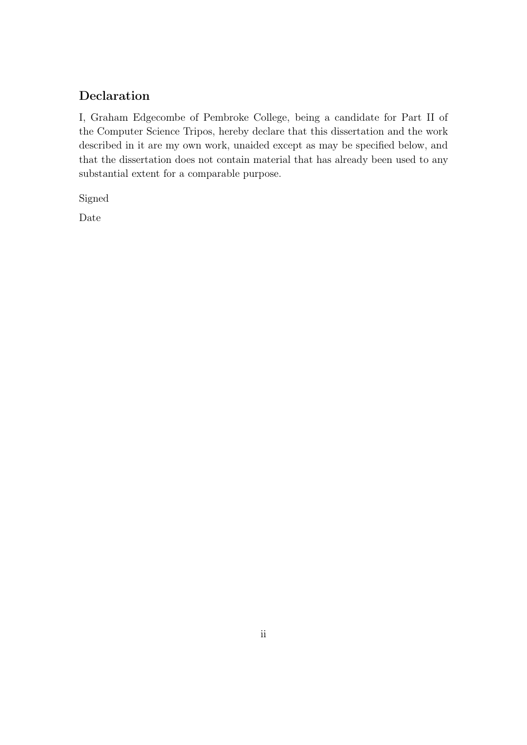## Declaration

I, Graham Edgecombe of Pembroke College, being a candidate for Part II of the Computer Science Tripos, hereby declare that this dissertation and the work described in it are my own work, unaided except as may be specified below, and that the dissertation does not contain material that has already been used to any substantial extent for a comparable purpose.

Signed

Date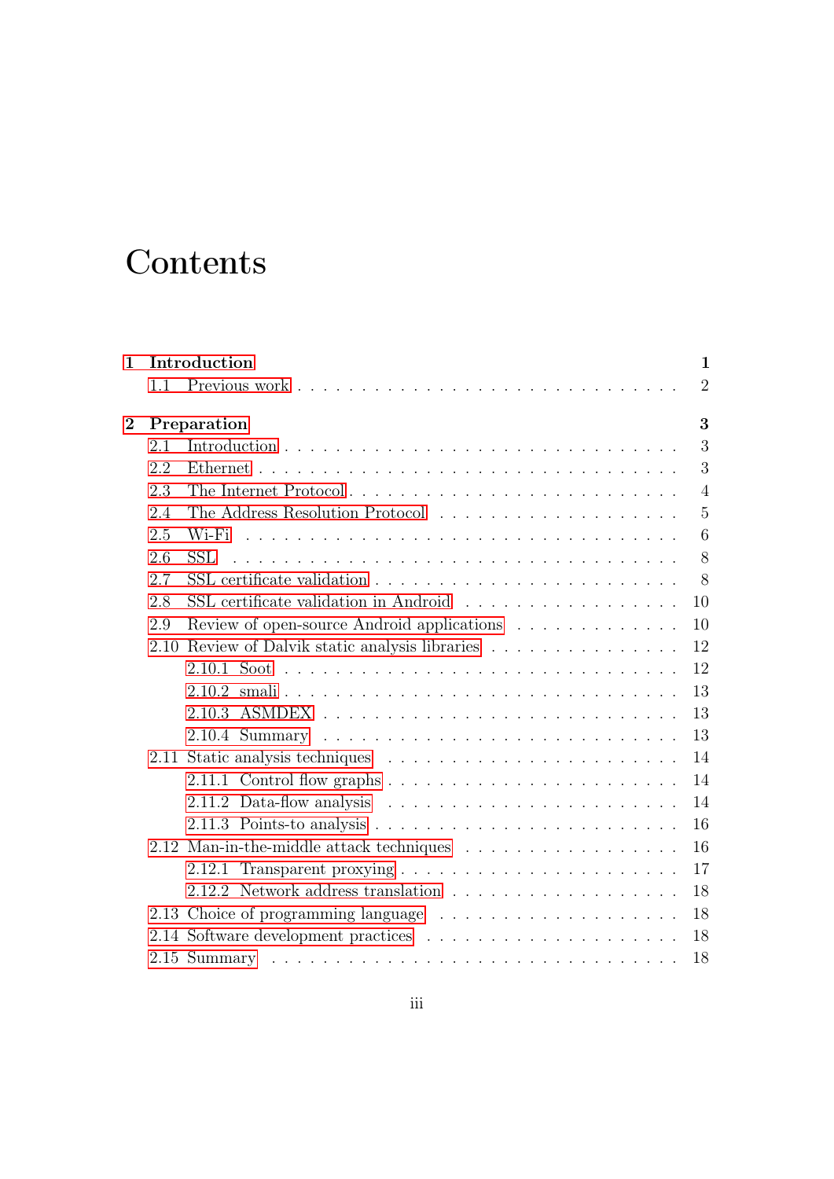# Contents

**1 Introduction** **1**

- 1.1 Previous work . . . . . . . . . . . . . . . . . . . . . . . . . . . . 2

**2 Preparation** **3**

- 2.1 Introduction . . . . . . . . . . . . . . . . . . . . . . . . . . . . . 3
- 2.2 Ethernet . . . . . . . . . . . . . . . . . . . . . . . . . . . . . . 3
- 2.3 The Internet Protocol . . . . . . . . . . . . . . . . . . . . . . . 4
- 2.4 The Address Resolution Protocol . . . . . . . . . . . . . . . . . . 5
- 2.5 Wi-Fi . . . . . . . . . . . . . . . . . . . . . . . . . . . . . . . 6
- 2.6 SSL . . . . . . . . . . . . . . . . . . . . . . . . . . . . . . . . 8
- 2.7 SSL certificate validation . . . . . . . . . . . . . . . . . . . . . 8
- 2.8 SSL certificate validation in Android . . . . . . . . . . . . . . . 10
- 2.9 Review of open-source Android applications . . . . . . . . . . . . 10
- 2.10 Review of Dalvik static analysis libraries . . . . . . . . . . . . . 12
  - 2.10.1 Soot . . . . . . . . . . . . . . . . . . . . . . . . . . . . 12
  - 2.10.2 smali . . . . . . . . . . . . . . . . . . . . . . . . . . . . 13
  - 2.10.3 ASMDEX . . . . . . . . . . . . . . . . . . . . . . . . . . 13
  - 2.10.4 Summary . . . . . . . . . . . . . . . . . . . . . . . . . . 13
- 2.11 Static analysis techniques . . . . . . . . . . . . . . . . . . . . . 14
  - 2.11.1 Control flow graphs . . . . . . . . . . . . . . . . . . . . . 14
  - 2.11.2 Data-flow analysis . . . . . . . . . . . . . . . . . . . . . 14
  - 2.11.3 Points-to analysis . . . . . . . . . . . . . . . . . . . . . 16
- 2.12 Man-in-the-middle attack techniques . . . . . . . . . . . . . . . . 16
  - 2.12.1 Transparent proxying . . . . . . . . . . . . . . . . . . . . 17
  - 2.12.2 Network address translation . . . . . . . . . . . . . . . . . 18
- 2.13 Choice of programming language . . . . . . . . . . . . . . . . . . 18
- 2.14 Software development practices . . . . . . . . . . . . . . . . . . 18
- 2.15 Summary . . . . . . . . . . . . . . . . . . . . . . . . . . . . . 18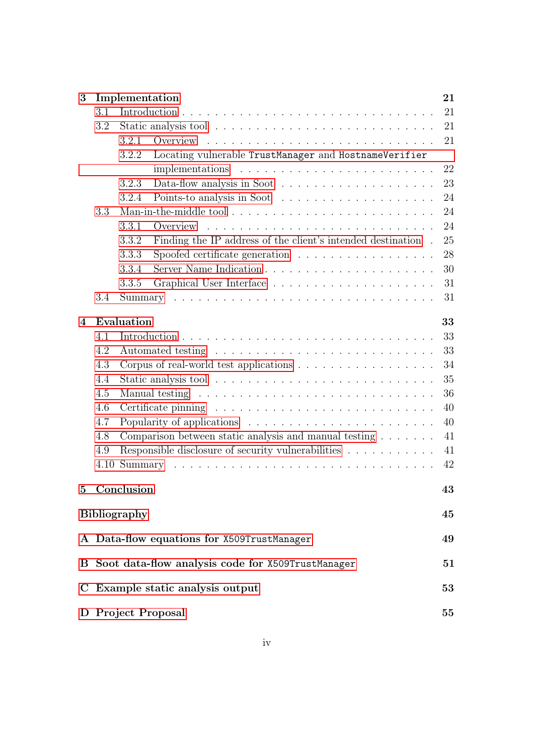**3 Implementation** **21**

- 3.1 Introduction . . . . . 21
- 3.2 Static analysis tool . . . . . 21
  - 3.2.1 Overview . . . . . 21
  - 3.2.2 Locating vulnerable `TrustManager` and `HostnameVerifier` implementations . . . . . 22
  - 3.2.3 Data-flow analysis in Soot . . . . . 23
  - 3.2.4 Points-to analysis in Soot . . . . . 24
- 3.3 Man-in-the-middle tool . . . . . 24
  - 3.3.1 Overview . . . . . 24
  - 3.3.2 Finding the IP address of the client's intended destination . . . . . 25
  - 3.3.3 Spoofed certificate generation . . . . . 28
  - 3.3.4 Server Name Indication . . . . . 30
  - 3.3.5 Graphical User Interface . . . . . 31
- 3.4 Summary . . . . . 31

**4 Evaluation** **33**

- 4.1 Introduction . . . . . 33
- 4.2 Automated testing . . . . . 33
- 4.3 Corpus of real-world test applications . . . . . 34
- 4.4 Static analysis tool . . . . . 35
- 4.5 Manual testing . . . . . 36
- 4.6 Certificate pinning . . . . . 40
- 4.7 Popularity of applications . . . . . 40
- 4.8 Comparison between static analysis and manual testing . . . . . 41
- 4.9 Responsible disclosure of security vulnerabilities . . . . . 41
- 4.10 Summary . . . . . 42

**5 Conclusion** **43**

**Bibliography** **45**

**A Data-flow equations for `X509TrustManager`** **49**

**B Soot data-flow analysis code for `X509TrustManager`** **51**

**C Example static analysis output** **53**

**D Project Proposal** **55**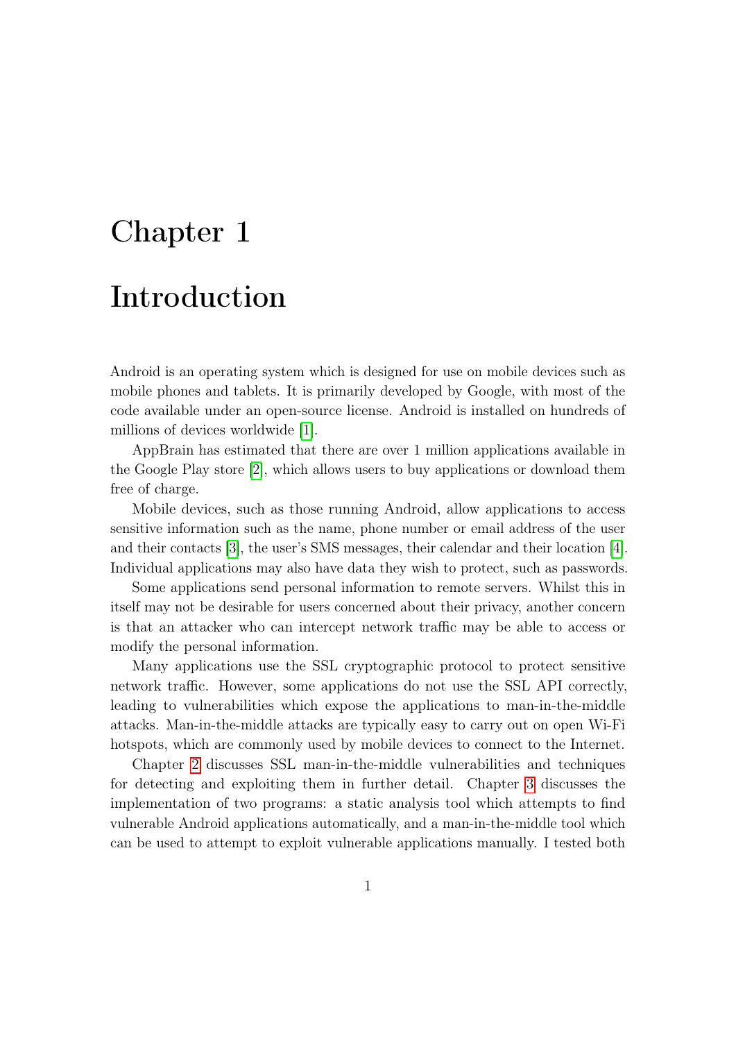# Chapter 1

# Introduction

Android is an operating system which is designed for use on mobile devices such as mobile phones and tablets. It is primarily developed by Google, with most of the code available under an open-source license. Android is installed on hundreds of millions of devices worldwide [1].

AppBrain has estimated that there are over 1 million applications available in the Google Play store [2], which allows users to buy applications or download them free of charge.

Mobile devices, such as those running Android, allow applications to access sensitive information such as the name, phone number or email address of the user and their contacts [3], the user's SMS messages, their calendar and their location [4]. Individual applications may also have data they wish to protect, such as passwords.

Some applications send personal information to remote servers. Whilst this in itself may not be desirable for users concerned about their privacy, another concern is that an attacker who can intercept network traffic may be able to access or modify the personal information.

Many applications use the SSL cryptographic protocol to protect sensitive network traffic. However, some applications do not use the SSL API correctly, leading to vulnerabilities which expose the applications to man-in-the-middle attacks. Man-in-the-middle attacks are typically easy to carry out on open Wi-Fi hotspots, which are commonly used by mobile devices to connect to the Internet.

Chapter 2 discusses SSL man-in-the-middle vulnerabilities and techniques for detecting and exploiting them in further detail. Chapter 3 discusses the implementation of two programs: a static analysis tool which attempts to find vulnerable Android applications automatically, and a man-in-the-middle tool which can be used to attempt to exploit vulnerable applications manually. I tested both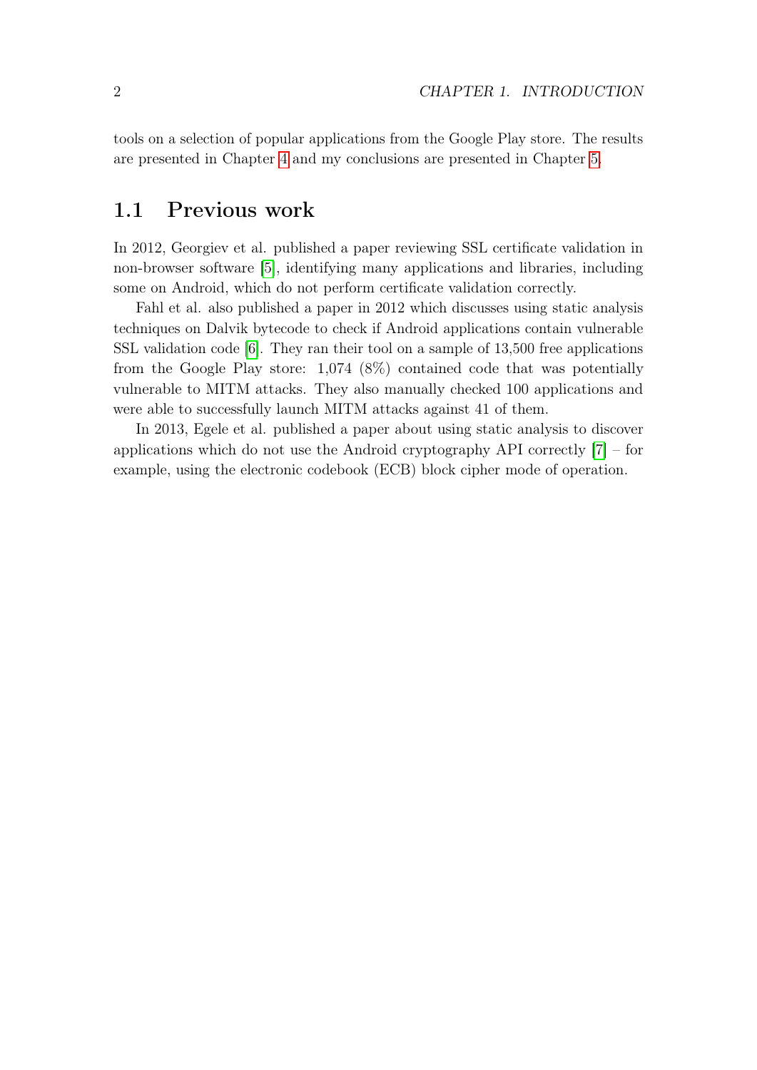tools on a selection of popular applications from the Google Play store. The results are presented in Chapter 4 and my conclusions are presented in Chapter 5.

## 1.1 Previous work

In 2012, Georgiev et al. published a paper reviewing SSL certificate validation in non-browser software [5], identifying many applications and libraries, including some on Android, which do not perform certificate validation correctly.

Fahl et al. also published a paper in 2012 which discusses using static analysis techniques on Dalvik bytecode to check if Android applications contain vulnerable SSL validation code [6]. They ran their tool on a sample of 13,500 free applications from the Google Play store: 1,074 (8%) contained code that was potentially vulnerable to MITM attacks. They also manually checked 100 applications and were able to successfully launch MITM attacks against 41 of them.

In 2013, Egele et al. published a paper about using static analysis to discover applications which do not use the Android cryptography API correctly [7] – for example, using the electronic codebook (ECB) block cipher mode of operation.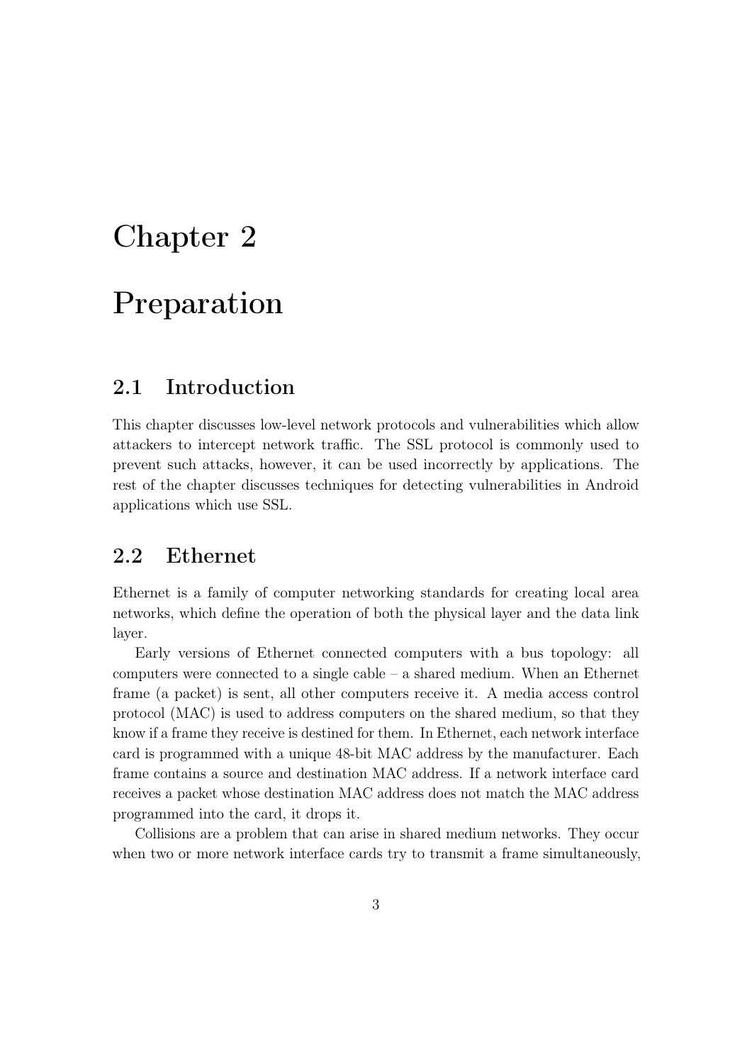# Chapter 2

# Preparation

## 2.1 Introduction

This chapter discusses low-level network protocols and vulnerabilities which allow attackers to intercept network traffic. The SSL protocol is commonly used to prevent such attacks, however, it can be used incorrectly by applications. The rest of the chapter discusses techniques for detecting vulnerabilities in Android applications which use SSL.

## 2.2 Ethernet

Ethernet is a family of computer networking standards for creating local area networks, which define the operation of both the physical layer and the data link layer.

Early versions of Ethernet connected computers with a bus topology: all computers were connected to a single cable – a shared medium. When an Ethernet frame (a packet) is sent, all other computers receive it. A media access control protocol (MAC) is used to address computers on the shared medium, so that they know if a frame they receive is destined for them. In Ethernet, each network interface card is programmed with a unique 48-bit MAC address by the manufacturer. Each frame contains a source and destination MAC address. If a network interface card receives a packet whose destination MAC address does not match the MAC address programmed into the card, it drops it.

Collisions are a problem that can arise in shared medium networks. They occur when two or more network interface cards try to transmit a frame simultaneously,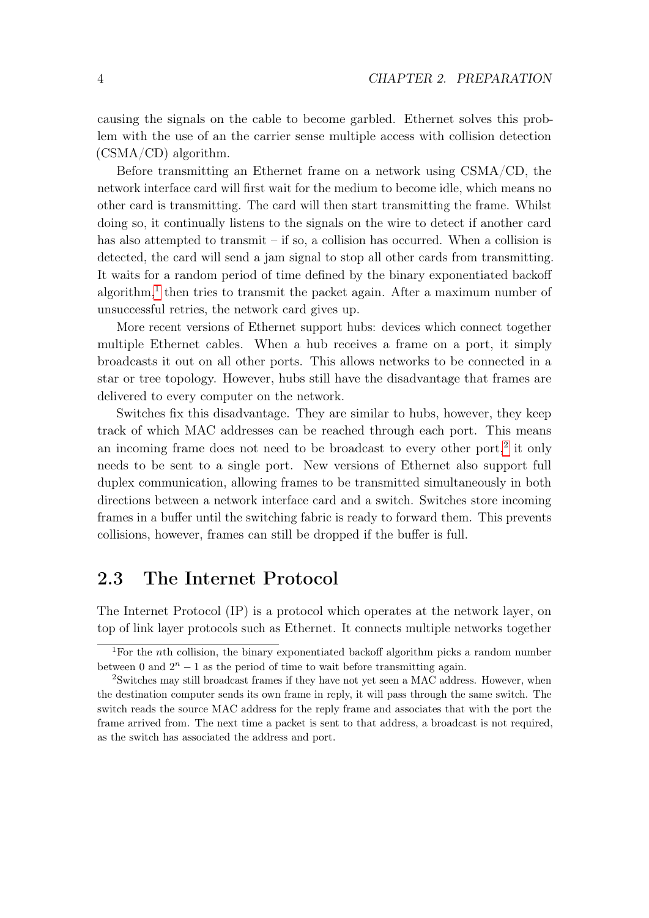causing the signals on the cable to become garbled. Ethernet solves this problem with the use of an the carrier sense multiple access with collision detection (CSMA/CD) algorithm.

Before transmitting an Ethernet frame on a network using CSMA/CD, the network interface card will first wait for the medium to become idle, which means no other card is transmitting. The card will then start transmitting the frame. Whilst doing so, it continually listens to the signals on the wire to detect if another card has also attempted to transmit – if so, a collision has occurred. When a collision is detected, the card will send a jam signal to stop all other cards from transmitting. It waits for a random period of time defined by the binary exponentiated backoff algorithm,[1] then tries to transmit the packet again. After a maximum number of unsuccessful retries, the network card gives up.

More recent versions of Ethernet support hubs: devices which connect together multiple Ethernet cables. When a hub receives a frame on a port, it simply broadcasts it out on all other ports. This allows networks to be connected in a star or tree topology. However, hubs still have the disadvantage that frames are delivered to every computer on the network.

Switches fix this disadvantage. They are similar to hubs, however, they keep track of which MAC addresses can be reached through each port. This means an incoming frame does not need to be broadcast to every other port,[2] it only needs to be sent to a single port. New versions of Ethernet also support full duplex communication, allowing frames to be transmitted simultaneously in both directions between a network interface card and a switch. Switches store incoming frames in a buffer until the switching fabric is ready to forward them. This prevents collisions, however, frames can still be dropped if the buffer is full.

## 2.3 The Internet Protocol

The Internet Protocol (IP) is a protocol which operates at the network layer, on top of link layer protocols such as Ethernet. It connects multiple networks together

---

[1] For the $n$th collision, the binary exponentiated backoff algorithm picks a random number between 0 and $2^n - 1$ as the period of time to wait before transmitting again.

[2] Switches may still broadcast frames if they have not yet seen a MAC address. However, when the destination computer sends its own frame in reply, it will pass through the same switch. The switch reads the source MAC address for the reply frame and associates that with the port the frame arrived from. The next time a packet is sent to that address, a broadcast is not required, as the switch has associated the address and port.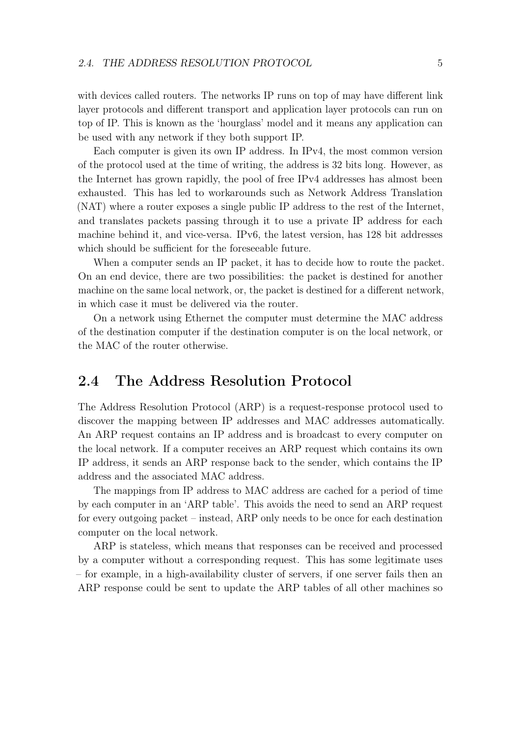with devices called routers. The networks IP runs on top of may have different link layer protocols and different transport and application layer protocols can run on top of IP. This is known as the 'hourglass' model and it means any application can be used with any network if they both support IP.

Each computer is given its own IP address. In IPv4, the most common version of the protocol used at the time of writing, the address is 32 bits long. However, as the Internet has grown rapidly, the pool of free IPv4 addresses has almost been exhausted. This has led to workarounds such as Network Address Translation (NAT) where a router exposes a single public IP address to the rest of the Internet, and translates packets passing through it to use a private IP address for each machine behind it, and vice-versa. IPv6, the latest version, has 128 bit addresses which should be sufficient for the foreseeable future.

When a computer sends an IP packet, it has to decide how to route the packet. On an end device, there are two possibilities: the packet is destined for another machine on the same local network, or, the packet is destined for a different network, in which case it must be delivered via the router.

On a network using Ethernet the computer must determine the MAC address of the destination computer if the destination computer is on the local network, or the MAC of the router otherwise.

## 2.4 The Address Resolution Protocol

The Address Resolution Protocol (ARP) is a request-response protocol used to discover the mapping between IP addresses and MAC addresses automatically. An ARP request contains an IP address and is broadcast to every computer on the local network. If a computer receives an ARP request which contains its own IP address, it sends an ARP response back to the sender, which contains the IP address and the associated MAC address.

The mappings from IP address to MAC address are cached for a period of time by each computer in an 'ARP table'. This avoids the need to send an ARP request for every outgoing packet – instead, ARP only needs to be once for each destination computer on the local network.

ARP is stateless, which means that responses can be received and processed by a computer without a corresponding request. This has some legitimate uses – for example, in a high-availability cluster of servers, if one server fails then an ARP response could be sent to update the ARP tables of all other machines so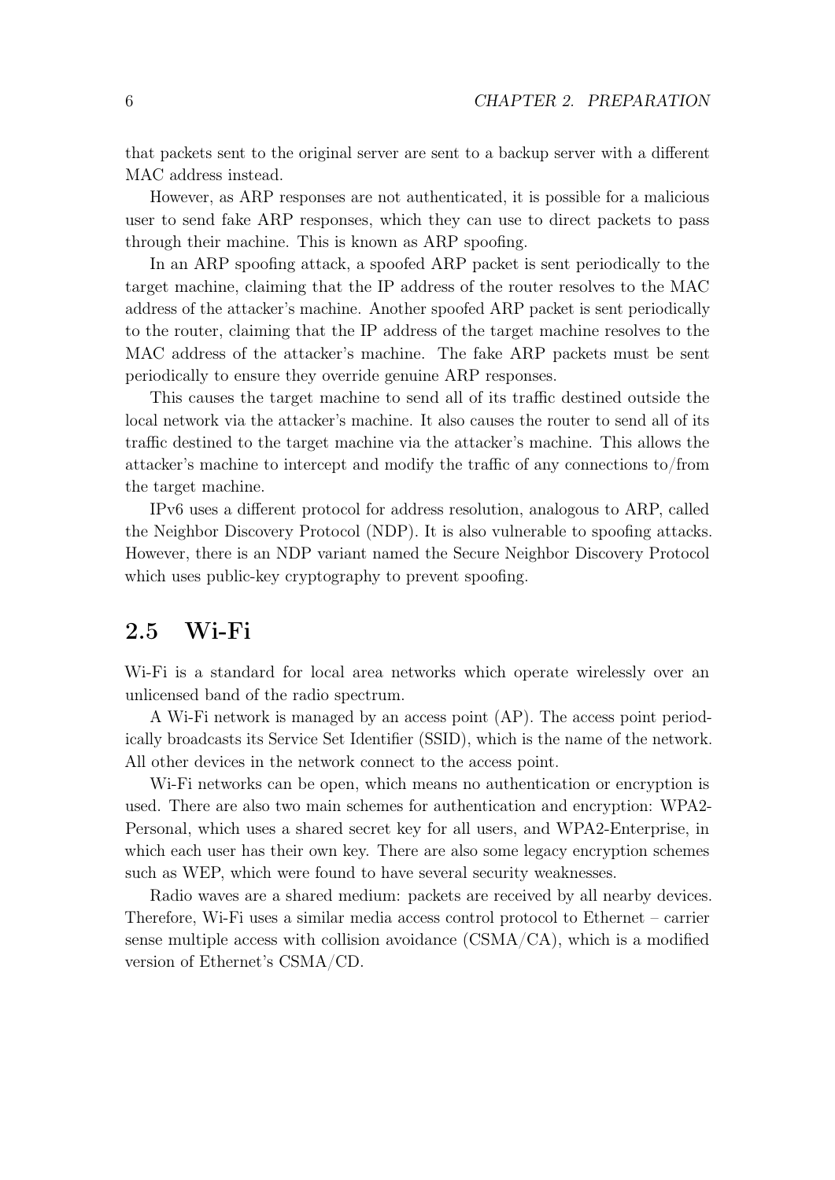that packets sent to the original server are sent to a backup server with a different MAC address instead.

However, as ARP responses are not authenticated, it is possible for a malicious user to send fake ARP responses, which they can use to direct packets to pass through their machine. This is known as ARP spoofing.

In an ARP spoofing attack, a spoofed ARP packet is sent periodically to the target machine, claiming that the IP address of the router resolves to the MAC address of the attacker's machine. Another spoofed ARP packet is sent periodically to the router, claiming that the IP address of the target machine resolves to the MAC address of the attacker's machine. The fake ARP packets must be sent periodically to ensure they override genuine ARP responses.

This causes the target machine to send all of its traffic destined outside the local network via the attacker's machine. It also causes the router to send all of its traffic destined to the target machine via the attacker's machine. This allows the attacker's machine to intercept and modify the traffic of any connections to/from the target machine.

IPv6 uses a different protocol for address resolution, analogous to ARP, called the Neighbor Discovery Protocol (NDP). It is also vulnerable to spoofing attacks. However, there is an NDP variant named the Secure Neighbor Discovery Protocol which uses public-key cryptography to prevent spoofing.

## 2.5 Wi-Fi

Wi-Fi is a standard for local area networks which operate wirelessly over an unlicensed band of the radio spectrum.

A Wi-Fi network is managed by an access point (AP). The access point periodically broadcasts its Service Set Identifier (SSID), which is the name of the network. All other devices in the network connect to the access point.

Wi-Fi networks can be open, which means no authentication or encryption is used. There are also two main schemes for authentication and encryption: WPA2-Personal, which uses a shared secret key for all users, and WPA2-Enterprise, in which each user has their own key. There are also some legacy encryption schemes such as WEP, which were found to have several security weaknesses.

Radio waves are a shared medium: packets are received by all nearby devices. Therefore, Wi-Fi uses a similar media access control protocol to Ethernet – carrier sense multiple access with collision avoidance (CSMA/CA), which is a modified version of Ethernet's CSMA/CD.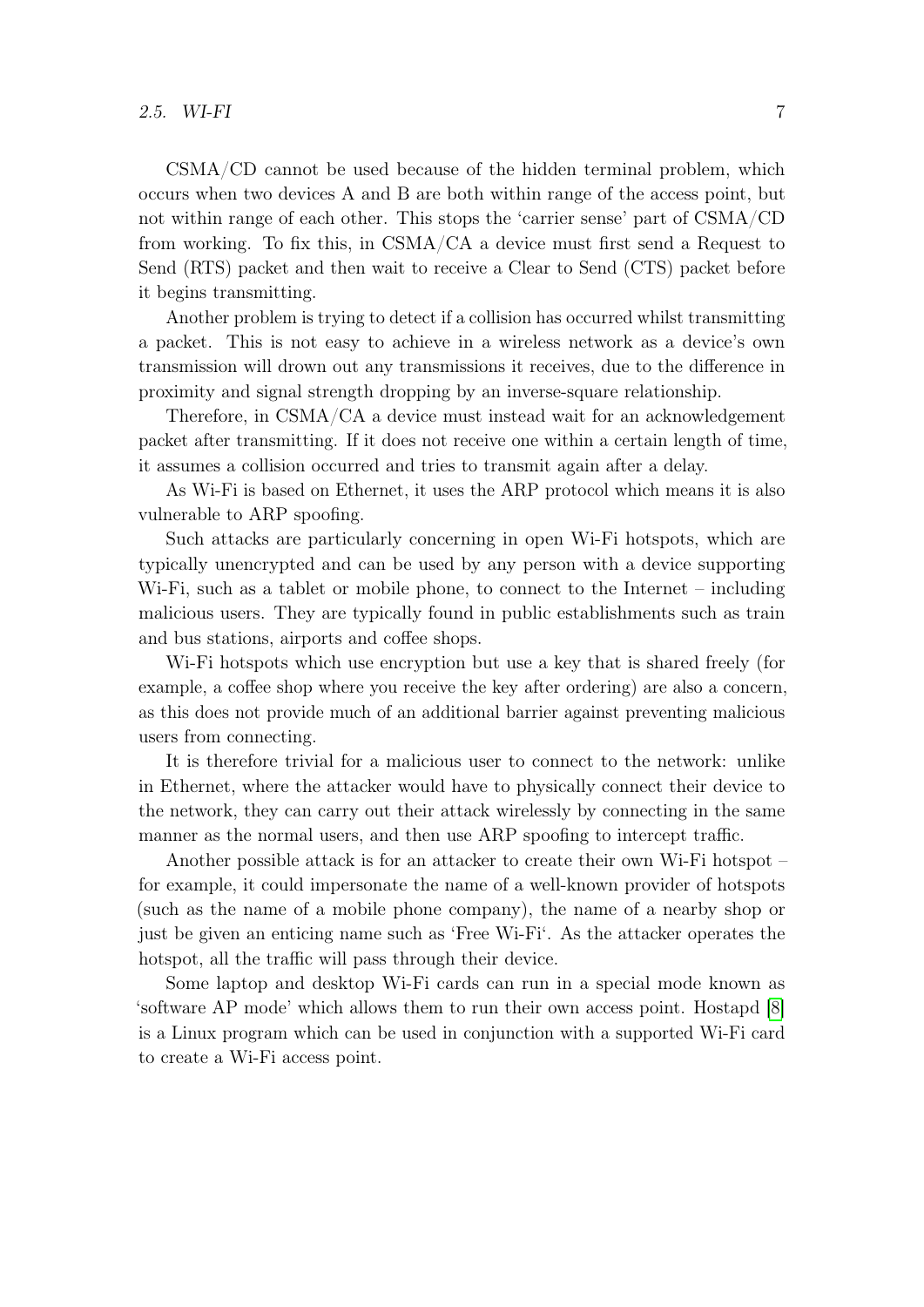CSMA/CD cannot be used because of the hidden terminal problem, which occurs when two devices A and B are both within range of the access point, but not within range of each other. This stops the 'carrier sense' part of CSMA/CD from working. To fix this, in CSMA/CA a device must first send a Request to Send (RTS) packet and then wait to receive a Clear to Send (CTS) packet before it begins transmitting.

Another problem is trying to detect if a collision has occurred whilst transmitting a packet. This is not easy to achieve in a wireless network as a device's own transmission will drown out any transmissions it receives, due to the difference in proximity and signal strength dropping by an inverse-square relationship.

Therefore, in CSMA/CA a device must instead wait for an acknowledgement packet after transmitting. If it does not receive one within a certain length of time, it assumes a collision occurred and tries to transmit again after a delay.

As Wi-Fi is based on Ethernet, it uses the ARP protocol which means it is also vulnerable to ARP spoofing.

Such attacks are particularly concerning in open Wi-Fi hotspots, which are typically unencrypted and can be used by any person with a device supporting Wi-Fi, such as a tablet or mobile phone, to connect to the Internet – including malicious users. They are typically found in public establishments such as train and bus stations, airports and coffee shops.

Wi-Fi hotspots which use encryption but use a key that is shared freely (for example, a coffee shop where you receive the key after ordering) are also a concern, as this does not provide much of an additional barrier against preventing malicious users from connecting.

It is therefore trivial for a malicious user to connect to the network: unlike in Ethernet, where the attacker would have to physically connect their device to the network, they can carry out their attack wirelessly by connecting in the same manner as the normal users, and then use ARP spoofing to intercept traffic.

Another possible attack is for an attacker to create their own Wi-Fi hotspot – for example, it could impersonate the name of a well-known provider of hotspots (such as the name of a mobile phone company), the name of a nearby shop or just be given an enticing name such as 'Free Wi-Fi'. As the attacker operates the hotspot, all the traffic will pass through their device.

Some laptop and desktop Wi-Fi cards can run in a special mode known as 'software AP mode' which allows them to run their own access point. Hostapd [8] is a Linux program which can be used in conjunction with a supported Wi-Fi card to create a Wi-Fi access point.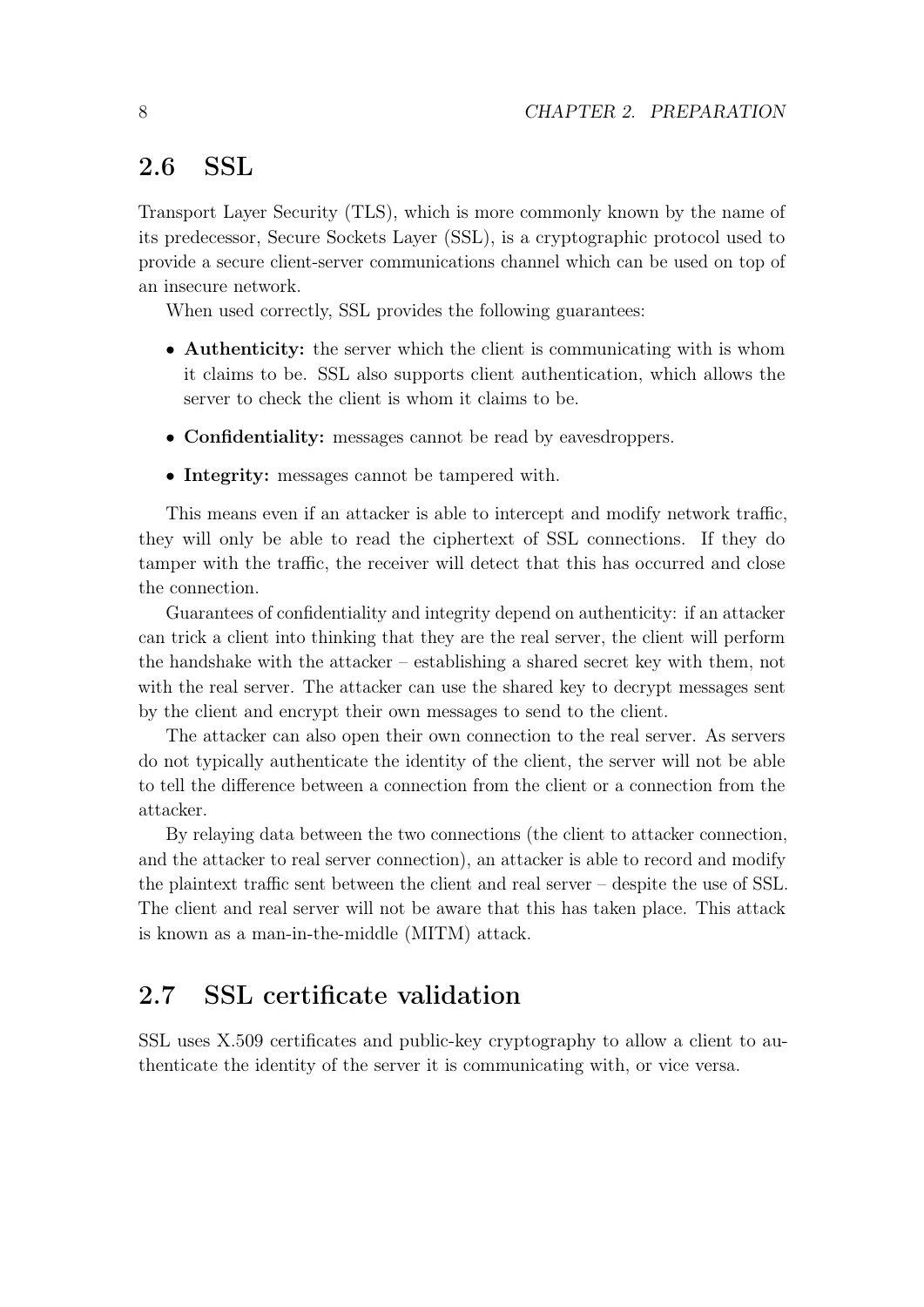## 2.6 SSL

Transport Layer Security (TLS), which is more commonly known by the name of its predecessor, Secure Sockets Layer (SSL), is a cryptographic protocol used to provide a secure client-server communications channel which can be used on top of an insecure network.

When used correctly, SSL provides the following guarantees:

- **Authenticity:** the server which the client is communicating with is whom it claims to be. SSL also supports client authentication, which allows the server to check the client is whom it claims to be.
- **Confidentiality:** messages cannot be read by eavesdroppers.
- **Integrity:** messages cannot be tampered with.

This means even if an attacker is able to intercept and modify network traffic, they will only be able to read the ciphertext of SSL connections. If they do tamper with the traffic, the receiver will detect that this has occurred and close the connection.

Guarantees of confidentiality and integrity depend on authenticity: if an attacker can trick a client into thinking that they are the real server, the client will perform the handshake with the attacker – establishing a shared secret key with them, not with the real server. The attacker can use the shared key to decrypt messages sent by the client and encrypt their own messages to send to the client.

The attacker can also open their own connection to the real server. As servers do not typically authenticate the identity of the client, the server will not be able to tell the difference between a connection from the client or a connection from the attacker.

By relaying data between the two connections (the client to attacker connection, and the attacker to real server connection), an attacker is able to record and modify the plaintext traffic sent between the client and real server – despite the use of SSL. The client and real server will not be aware that this has taken place. This attack is known as a man-in-the-middle (MITM) attack.

## 2.7 SSL certificate validation

SSL uses X.509 certificates and public-key cryptography to allow a client to authenticate the identity of the server it is communicating with, or vice versa.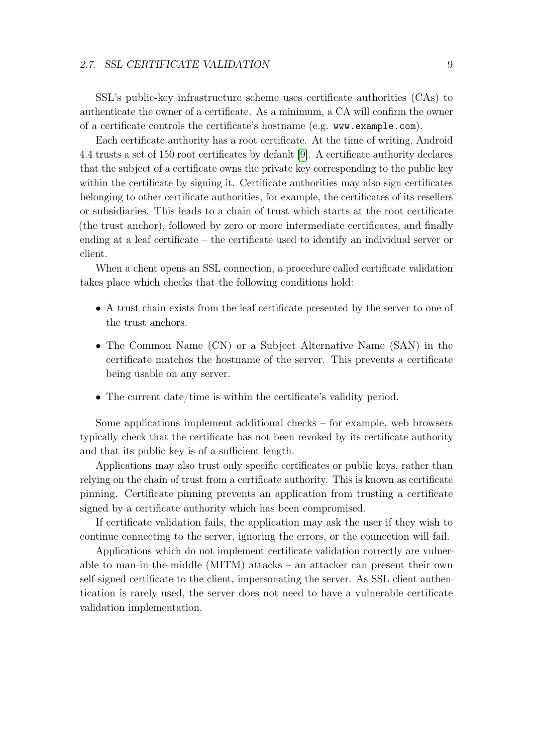SSL's public-key infrastructure scheme uses certificate authorities (CAs) to authenticate the owner of a certificate. As a minimum, a CA will confirm the owner of a certificate controls the certificate's hostname (e.g. `www.example.com`).

Each certificate authority has a root certificate. At the time of writing, Android 4.4 trusts a set of 150 root certificates by default [9]. A certificate authority declares that the subject of a certificate owns the private key corresponding to the public key within the certificate by signing it. Certificate authorities may also sign certificates belonging to other certificate authorities, for example, the certificates of its resellers or subsidiaries. This leads to a chain of trust which starts at the root certificate (the trust anchor), followed by zero or more intermediate certificates, and finally ending at a leaf certificate – the certificate used to identify an individual server or client.

When a client opens an SSL connection, a procedure called certificate validation takes place which checks that the following conditions hold:

- A trust chain exists from the leaf certificate presented by the server to one of the trust anchors.
- The Common Name (CN) or a Subject Alternative Name (SAN) in the certificate matches the hostname of the server. This prevents a certificate being usable on any server.
- The current date/time is within the certificate's validity period.

Some applications implement additional checks – for example, web browsers typically check that the certificate has not been revoked by its certificate authority and that its public key is of a sufficient length.

Applications may also trust only specific certificates or public keys, rather than relying on the chain of trust from a certificate authority. This is known as certificate pinning. Certificate pinning prevents an application from trusting a certificate signed by a certificate authority which has been compromised.

If certificate validation fails, the application may ask the user if they wish to continue connecting to the server, ignoring the errors, or the connection will fail.

Applications which do not implement certificate validation correctly are vulnerable to man-in-the-middle (MITM) attacks – an attacker can present their own self-signed certificate to the client, impersonating the server. As SSL client authentication is rarely used, the server does not need to have a vulnerable certificate validation implementation.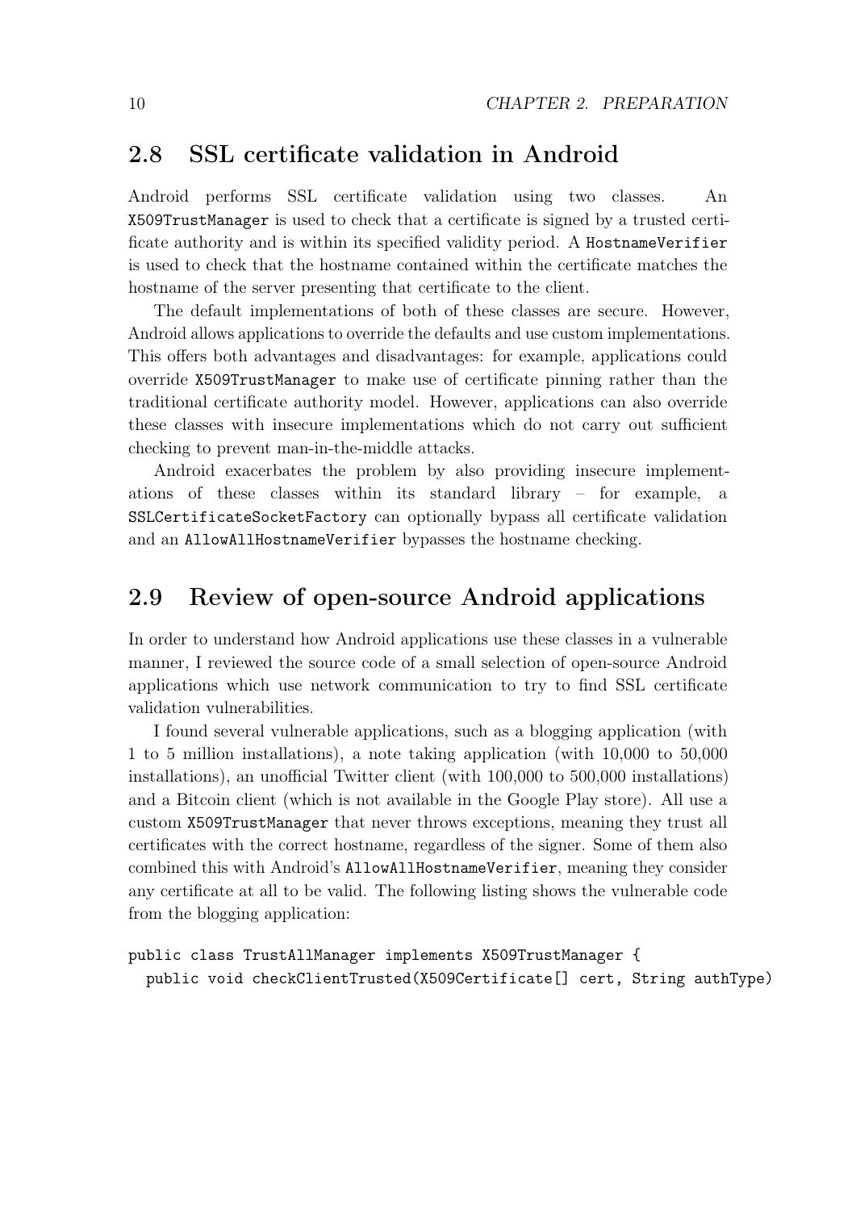## 2.8 SSL certificate validation in Android

Android performs SSL certificate validation using two classes. An `X509TrustManager` is used to check that a certificate is signed by a trusted certificate authority and is within its specified validity period. A `HostnameVerifier` is used to check that the hostname contained within the certificate matches the hostname of the server presenting that certificate to the client.

The default implementations of both of these classes are secure. However, Android allows applications to override the defaults and use custom implementations. This offers both advantages and disadvantages: for example, applications could override `X509TrustManager` to make use of certificate pinning rather than the traditional certificate authority model. However, applications can also override these classes with insecure implementations which do not carry out sufficient checking to prevent man-in-the-middle attacks.

Android exacerbates the problem by also providing insecure implementations of these classes within its standard library – for example, a `SSLCertificateSocketFactory` can optionally bypass all certificate validation and an `AllowAllHostnameVerifier` bypasses the hostname checking.

## 2.9 Review of open-source Android applications

In order to understand how Android applications use these classes in a vulnerable manner, I reviewed the source code of a small selection of open-source Android applications which use network communication to try to find SSL certificate validation vulnerabilities.

I found several vulnerable applications, such as a blogging application (with 1 to 5 million installations), a note taking application (with 10,000 to 50,000 installations), an unofficial Twitter client (with 100,000 to 500,000 installations) and a Bitcoin client (which is not available in the Google Play store). All use a custom `X509TrustManager` that never throws exceptions, meaning they trust all certificates with the correct hostname, regardless of the signer. Some of them also combined this with Android's `AllowAllHostnameVerifier`, meaning they consider any certificate at all to be valid. The following listing shows the vulnerable code from the blogging application:

```
public class TrustAllManager implements X509TrustManager {
  public void checkClientTrusted(X509Certificate[] cert, String authType)
```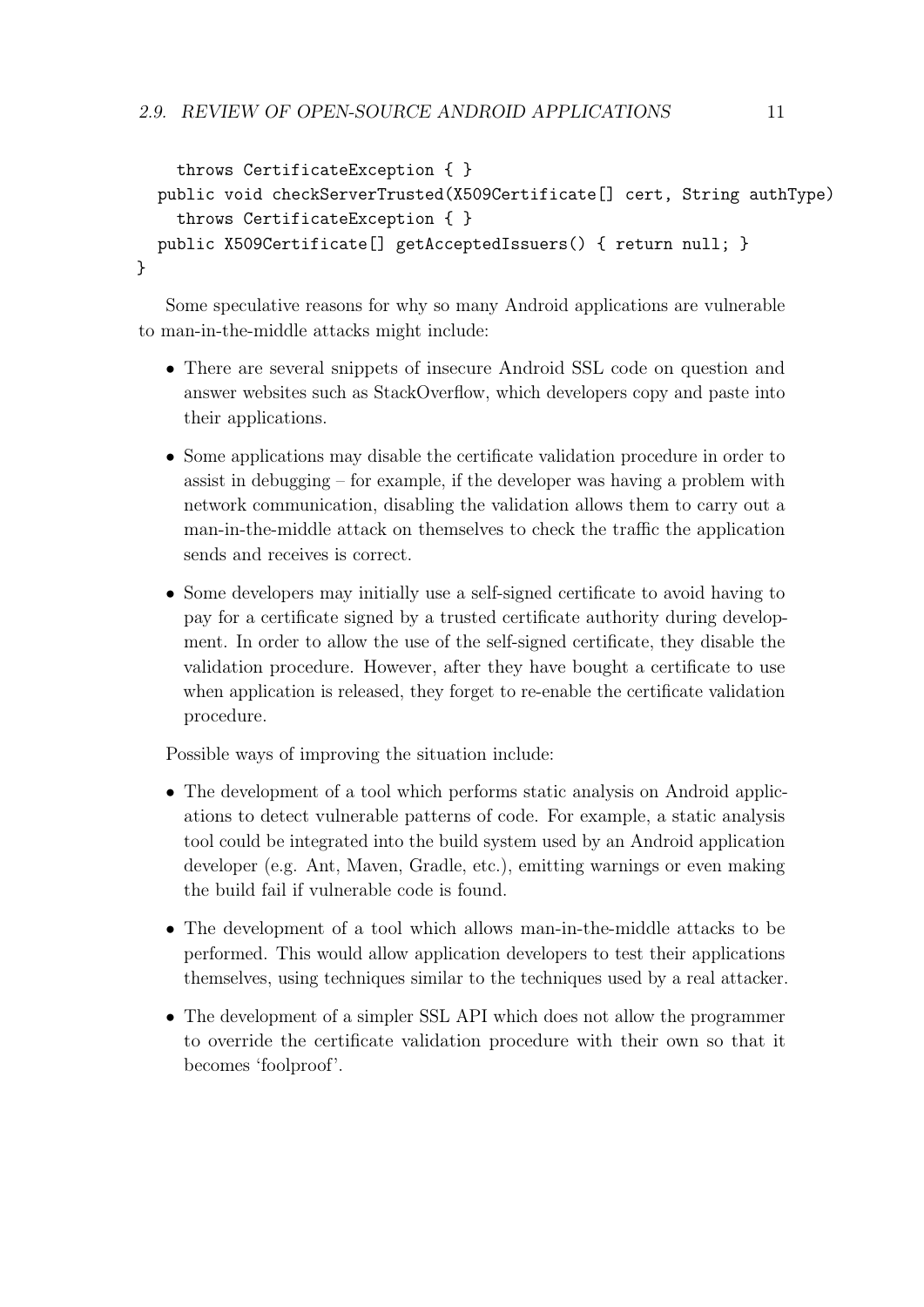```
    throws CertificateException { }
  public void checkServerTrusted(X509Certificate[] cert, String authType)
    throws CertificateException { }
  public X509Certificate[] getAcceptedIssuers() { return null; }
}
```

Some speculative reasons for why so many Android applications are vulnerable to man-in-the-middle attacks might include:

- There are several snippets of insecure Android SSL code on question and answer websites such as StackOverflow, which developers copy and paste into their applications.
- Some applications may disable the certificate validation procedure in order to assist in debugging – for example, if the developer was having a problem with network communication, disabling the validation allows them to carry out a man-in-the-middle attack on themselves to check the traffic the application sends and receives is correct.
- Some developers may initially use a self-signed certificate to avoid having to pay for a certificate signed by a trusted certificate authority during development. In order to allow the use of the self-signed certificate, they disable the validation procedure. However, after they have bought a certificate to use when application is released, they forget to re-enable the certificate validation procedure.

Possible ways of improving the situation include:

- The development of a tool which performs static analysis on Android applications to detect vulnerable patterns of code. For example, a static analysis tool could be integrated into the build system used by an Android application developer (e.g. Ant, Maven, Gradle, etc.), emitting warnings or even making the build fail if vulnerable code is found.
- The development of a tool which allows man-in-the-middle attacks to be performed. This would allow application developers to test their applications themselves, using techniques similar to the techniques used by a real attacker.
- The development of a simpler SSL API which does not allow the programmer to override the certificate validation procedure with their own so that it becomes 'foolproof'.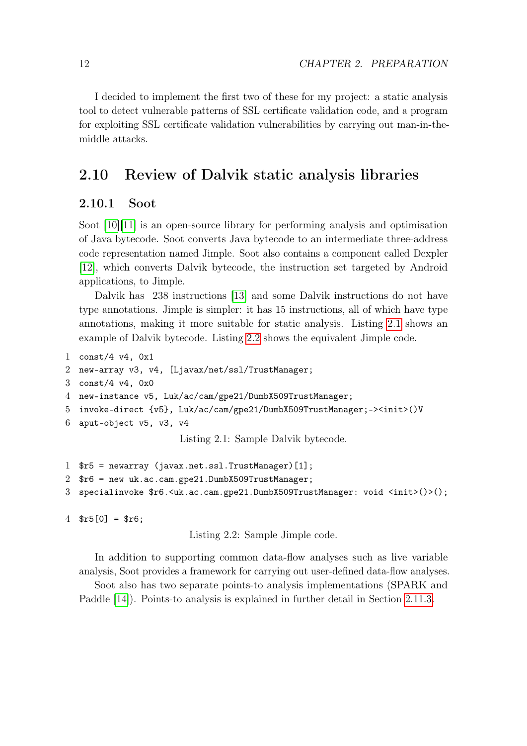I decided to implement the first two of these for my project: a static analysis tool to detect vulnerable patterns of SSL certificate validation code, and a program for exploiting SSL certificate validation vulnerabilities by carrying out man-in-the-middle attacks.

## 2.10 Review of Dalvik static analysis libraries

### 2.10.1 Soot

Soot [10][11] is an open-source library for performing analysis and optimisation of Java bytecode. Soot converts Java bytecode to an intermediate three-address code representation named Jimple. Soot also contains a component called Dexpler [12], which converts Dalvik bytecode, the instruction set targeted by Android applications, to Jimple.

Dalvik has 238 instructions [13] and some Dalvik instructions do not have type annotations. Jimple is simpler: it has 15 instructions, all of which have type annotations, making it more suitable for static analysis. Listing 2.1 shows an example of Dalvik bytecode. Listing 2.2 shows the equivalent Jimple code.

```
1 const/4 v4, 0x1
2 new-array v3, v4, [Ljavax/net/ssl/TrustManager;
3 const/4 v4, 0x0
4 new-instance v5, Luk/ac/cam/gpe21/DumbX509TrustManager;
5 invoke-direct {v5}, Luk/ac/cam/gpe21/DumbX509TrustManager;-><init>()V
6 aput-object v5, v3, v4
```

Listing 2.1: Sample Dalvik bytecode.

```
1 $r5 = newarray (javax.net.ssl.TrustManager)[1];
2 $r6 = new uk.ac.cam.gpe21.DumbX509TrustManager;
3 specialinvoke $r6.<uk.ac.cam.gpe21.DumbX509TrustManager: void <init>()>();

4 $r5[0] = $r6;
```

Listing 2.2: Sample Jimple code.

In addition to supporting common data-flow analyses such as live variable analysis, Soot provides a framework for carrying out user-defined data-flow analyses.

Soot also has two separate points-to analysis implementations (SPARK and Paddle [14]). Points-to analysis is explained in further detail in Section 2.11.3.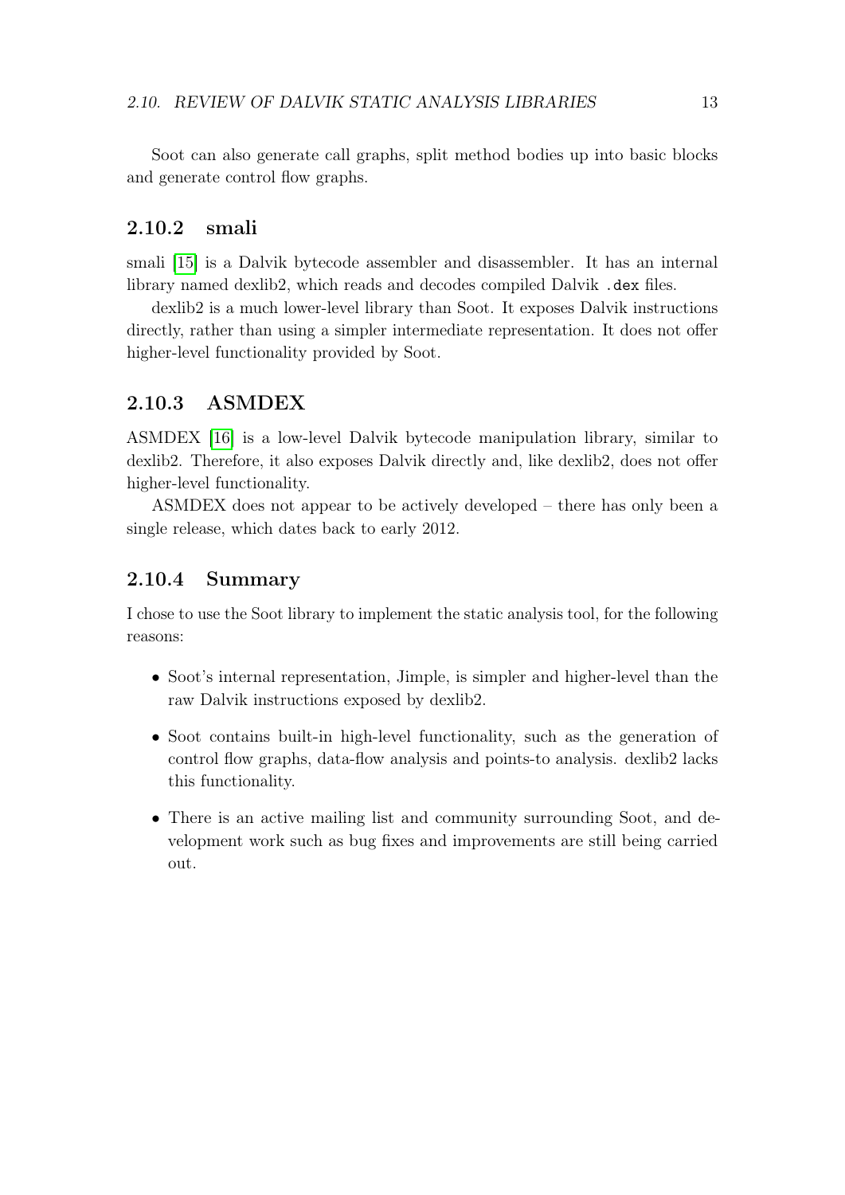Soot can also generate call graphs, split method bodies up into basic blocks and generate control flow graphs.

### 2.10.2 smali

smali [15] is a Dalvik bytecode assembler and disassembler. It has an internal library named dexlib2, which reads and decodes compiled Dalvik `.dex` files.

dexlib2 is a much lower-level library than Soot. It exposes Dalvik instructions directly, rather than using a simpler intermediate representation. It does not offer higher-level functionality provided by Soot.

### 2.10.3 ASMDEX

ASMDEX [16] is a low-level Dalvik bytecode manipulation library, similar to dexlib2. Therefore, it also exposes Dalvik directly and, like dexlib2, does not offer higher-level functionality.

ASMDEX does not appear to be actively developed – there has only been a single release, which dates back to early 2012.

### 2.10.4 Summary

I chose to use the Soot library to implement the static analysis tool, for the following reasons:

- Soot's internal representation, Jimple, is simpler and higher-level than the raw Dalvik instructions exposed by dexlib2.
- Soot contains built-in high-level functionality, such as the generation of control flow graphs, data-flow analysis and points-to analysis. dexlib2 lacks this functionality.
- There is an active mailing list and community surrounding Soot, and development work such as bug fixes and improvements are still being carried out.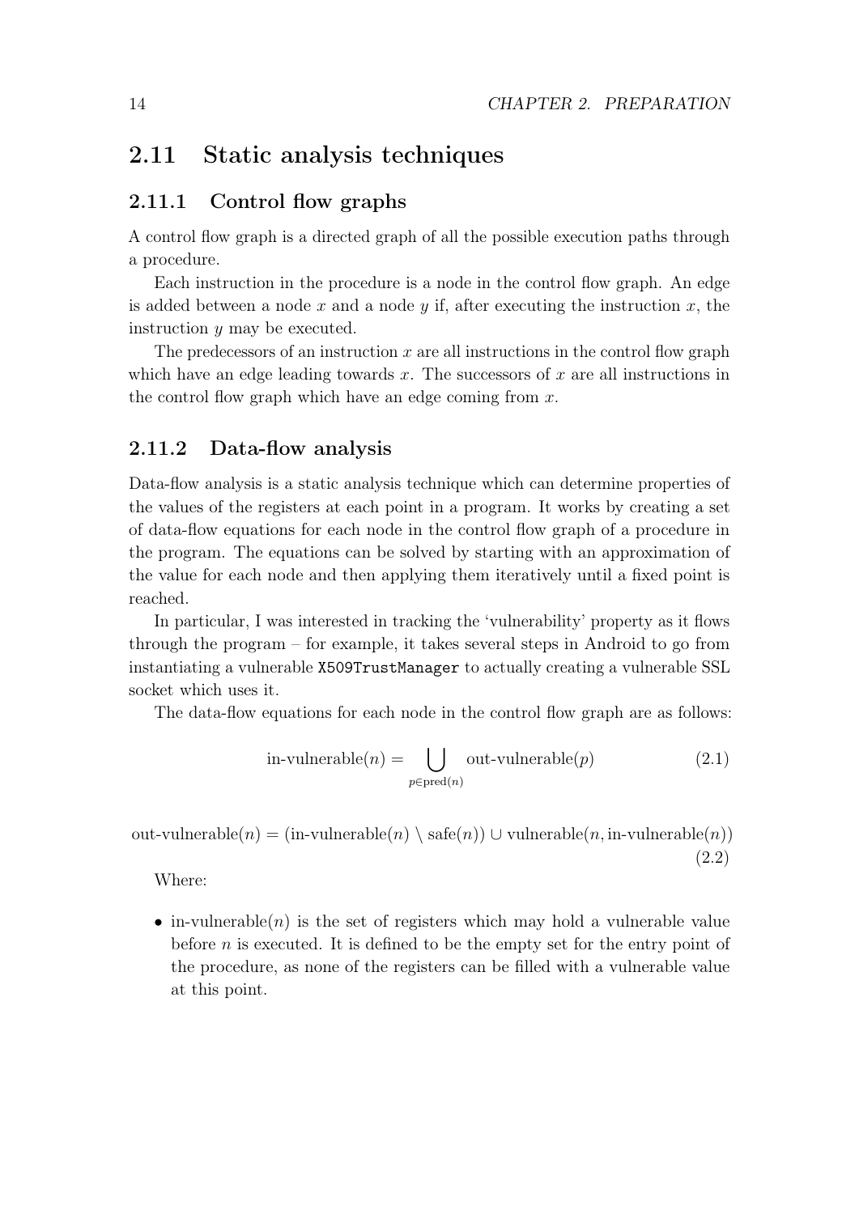## 2.11 Static analysis techniques

### 2.11.1 Control flow graphs

A control flow graph is a directed graph of all the possible execution paths through a procedure.

Each instruction in the procedure is a node in the control flow graph. An edge is added between a node $x$ and a node $y$ if, after executing the instruction $x$, the instruction $y$ may be executed.

The predecessors of an instruction $x$ are all instructions in the control flow graph which have an edge leading towards $x$. The successors of $x$ are all instructions in the control flow graph which have an edge coming from $x$.

### 2.11.2 Data-flow analysis

Data-flow analysis is a static analysis technique which can determine properties of the values of the registers at each point in a program. It works by creating a set of data-flow equations for each node in the control flow graph of a procedure in the program. The equations can be solved by starting with an approximation of the value for each node and then applying them iteratively until a fixed point is reached.

In particular, I was interested in tracking the 'vulnerability' property as it flows through the program – for example, it takes several steps in Android to go from instantiating a vulnerable `X509TrustManager` to actually creating a vulnerable SSL socket which uses it.

The data-flow equations for each node in the control flow graph are as follows:

$$\text{in-vulnerable}(n) = \bigcup_{p \in \text{pred}(n)} \text{out-vulnerable}(p) \tag{2.1}$$

$$\text{out-vulnerable}(n) = (\text{in-vulnerable}(n) \setminus \text{safe}(n)) \cup \text{vulnerable}(n, \text{in-vulnerable}(n)) \tag{2.2}$$

Where:

- in-vulnerable($n$) is the set of registers which may hold a vulnerable value before $n$ is executed. It is defined to be the empty set for the entry point of the procedure, as none of the registers can be filled with a vulnerable value at this point.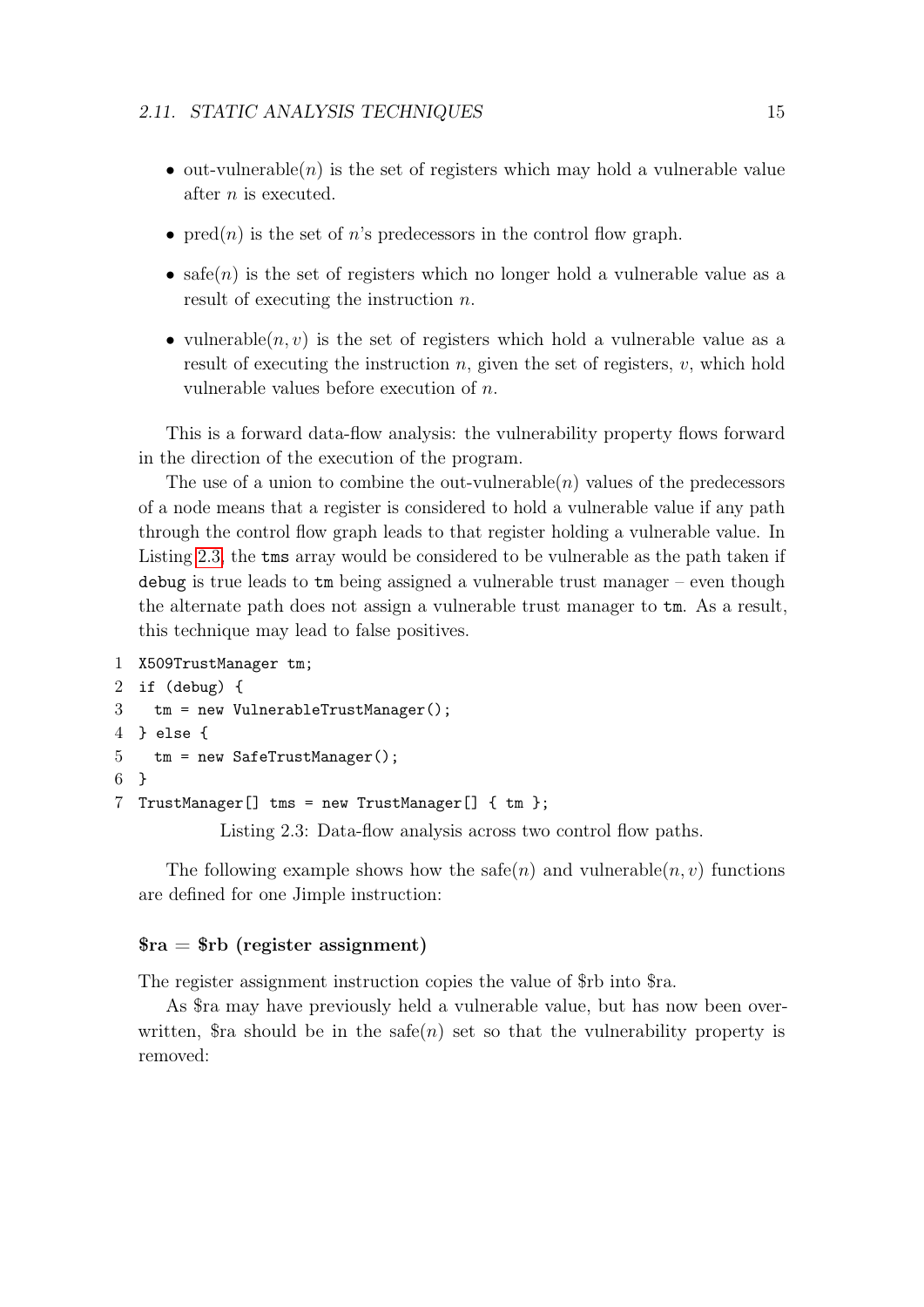- out-vulnerable($n$) is the set of registers which may hold a vulnerable value after $n$ is executed.
- pred($n$) is the set of $n$'s predecessors in the control flow graph.
- safe($n$) is the set of registers which no longer hold a vulnerable value as a result of executing the instruction $n$.
- vulnerable($n, v$) is the set of registers which hold a vulnerable value as a result of executing the instruction $n$, given the set of registers, $v$, which hold vulnerable values before execution of $n$.

This is a forward data-flow analysis: the vulnerability property flows forward in the direction of the execution of the program.

The use of a union to combine the out-vulnerable($n$) values of the predecessors of a node means that a register is considered to hold a vulnerable value if any path through the control flow graph leads to that register holding a vulnerable value. In Listing 2.3, the `tms` array would be considered to be vulnerable as the path taken if `debug` is true leads to `tm` being assigned a vulnerable trust manager – even though the alternate path does not assign a vulnerable trust manager to `tm`. As a result, this technique may lead to false positives.

```
1 X509TrustManager tm;
2 if (debug) {
3   tm = new VulnerableTrustManager();
4 } else {
5   tm = new SafeTrustManager();
6 }
7 TrustManager[] tms = new TrustManager[] { tm };
```

Listing 2.3: Data-flow analysis across two control flow paths.

The following example shows how the safe($n$) and vulnerable($n, v$) functions are defined for one Jimple instruction:

#### $ra = $rb (register assignment)

The register assignment instruction copies the value of $rb into $ra.

As $ra may have previously held a vulnerable value, but has now been overwritten, $ra should be in the safe($n$) set so that the vulnerability property is removed: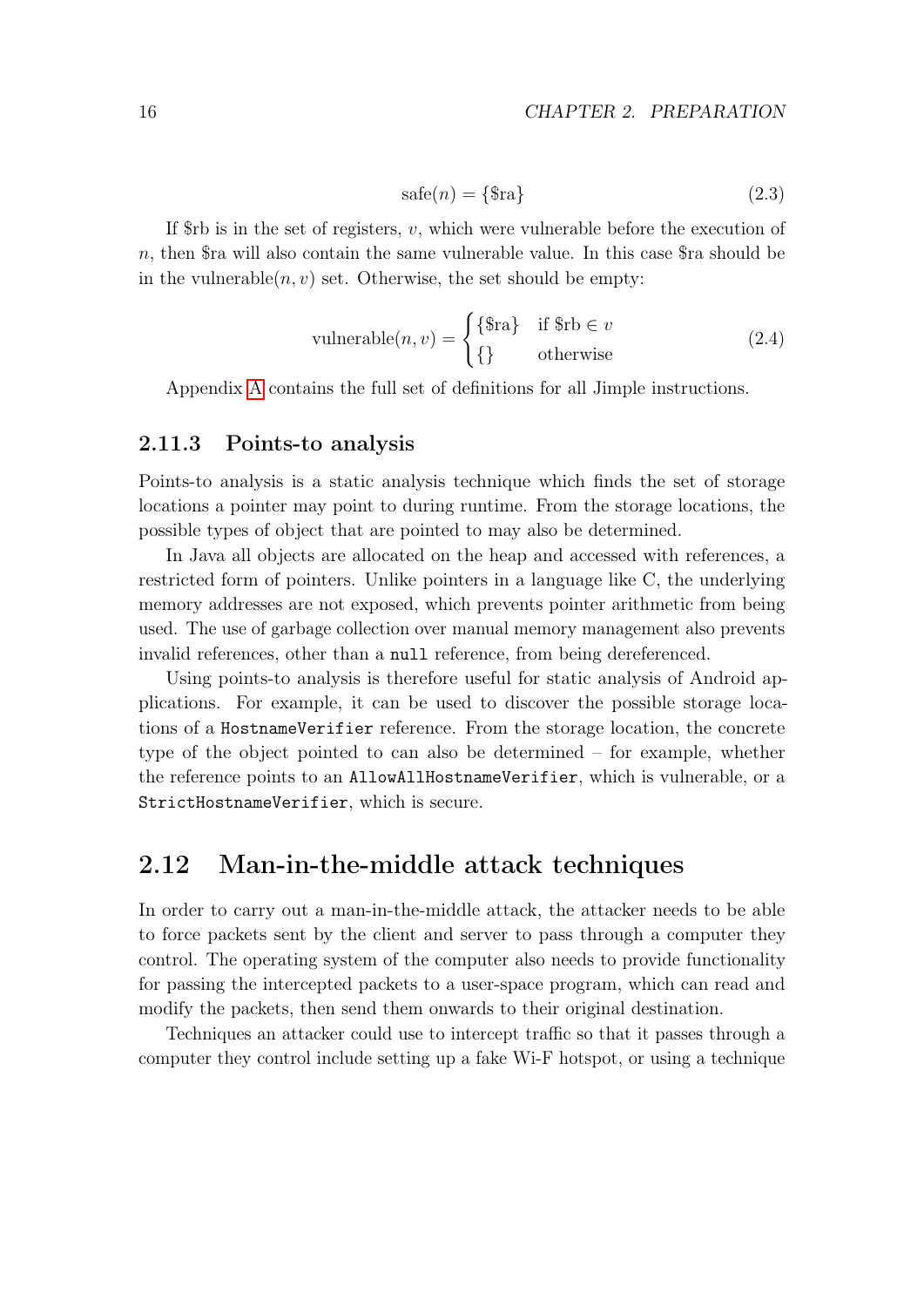$$\text{safe}(n) = \{\$\text{ra}\} \tag{2.3}$$

If \$rb is in the set of registers, $v$, which were vulnerable before the execution of $n$, then \$ra will also contain the same vulnerable value. In this case \$ra should be in the vulnerable$(n, v)$ set. Otherwise, the set should be empty:

$$\text{vulnerable}(n, v) = \begin{cases} \{\$\text{ra}\} & \text{if } \$\text{rb} \in v \\ \{\} & \text{otherwise} \end{cases} \tag{2.4}$$

Appendix A contains the full set of definitions for all Jimple instructions.

### 2.11.3 Points-to analysis

Points-to analysis is a static analysis technique which finds the set of storage locations a pointer may point to during runtime. From the storage locations, the possible types of object that are pointed to may also be determined.

In Java all objects are allocated on the heap and accessed with references, a restricted form of pointers. Unlike pointers in a language like C, the underlying memory addresses are not exposed, which prevents pointer arithmetic from being used. The use of garbage collection over manual memory management also prevents invalid references, other than a `null` reference, from being dereferenced.

Using points-to analysis is therefore useful for static analysis of Android applications. For example, it can be used to discover the possible storage locations of a `HostnameVerifier` reference. From the storage location, the concrete type of the object pointed to can also be determined – for example, whether the reference points to an `AllowAllHostnameVerifier`, which is vulnerable, or a `StrictHostnameVerifier`, which is secure.

## 2.12 Man-in-the-middle attack techniques

In order to carry out a man-in-the-middle attack, the attacker needs to be able to force packets sent by the client and server to pass through a computer they control. The operating system of the computer also needs to provide functionality for passing the intercepted packets to a user-space program, which can read and modify the packets, then send them onwards to their original destination.

Techniques an attacker could use to intercept traffic so that it passes through a computer they control include setting up a fake Wi-F hotspot, or using a technique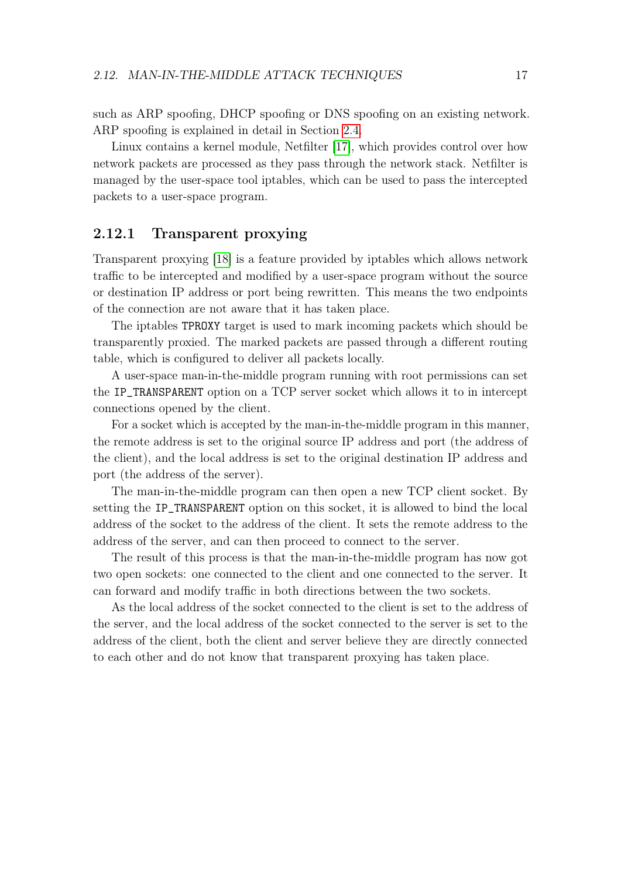such as ARP spoofing, DHCP spoofing or DNS spoofing on an existing network. ARP spoofing is explained in detail in Section 2.4.

Linux contains a kernel module, Netfilter [17], which provides control over how network packets are processed as they pass through the network stack. Netfilter is managed by the user-space tool iptables, which can be used to pass the intercepted packets to a user-space program.

### 2.12.1 Transparent proxying

Transparent proxying [18] is a feature provided by iptables which allows network traffic to be intercepted and modified by a user-space program without the source or destination IP address or port being rewritten. This means the two endpoints of the connection are not aware that it has taken place.

The iptables `TPROXY` target is used to mark incoming packets which should be transparently proxied. The marked packets are passed through a different routing table, which is configured to deliver all packets locally.

A user-space man-in-the-middle program running with root permissions can set the `IP_TRANSPARENT` option on a TCP server socket which allows it to in intercept connections opened by the client.

For a socket which is accepted by the man-in-the-middle program in this manner, the remote address is set to the original source IP address and port (the address of the client), and the local address is set to the original destination IP address and port (the address of the server).

The man-in-the-middle program can then open a new TCP client socket. By setting the `IP_TRANSPARENT` option on this socket, it is allowed to bind the local address of the socket to the address of the client. It sets the remote address to the address of the server, and can then proceed to connect to the server.

The result of this process is that the man-in-the-middle program has now got two open sockets: one connected to the client and one connected to the server. It can forward and modify traffic in both directions between the two sockets.

As the local address of the socket connected to the client is set to the address of the server, and the local address of the socket connected to the server is set to the address of the client, both the client and server believe they are directly connected to each other and do not know that transparent proxying has taken place.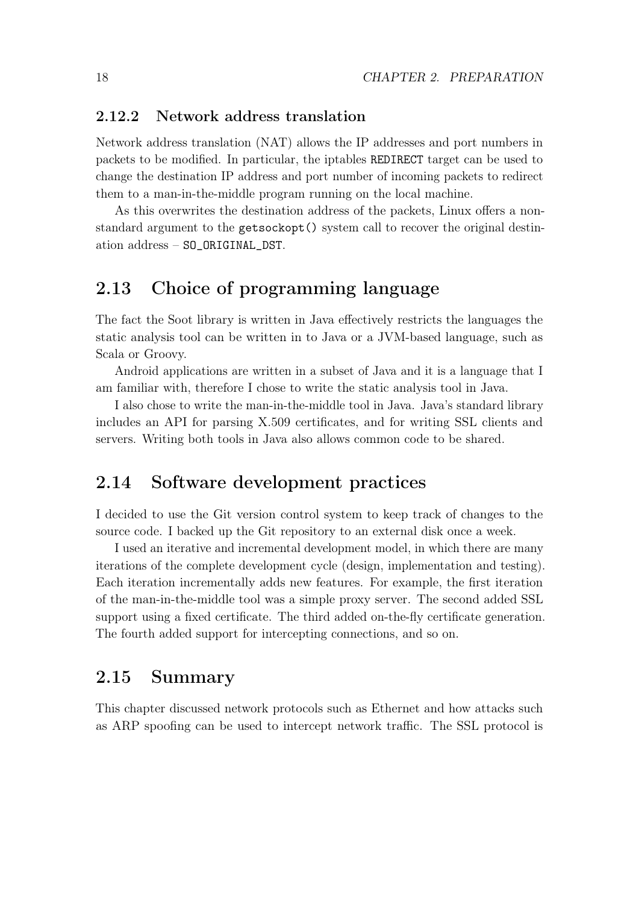### 2.12.2 Network address translation

Network address translation (NAT) allows the IP addresses and port numbers in packets to be modified. In particular, the iptables `REDIRECT` target can be used to change the destination IP address and port number of incoming packets to redirect them to a man-in-the-middle program running on the local machine.

As this overwrites the destination address of the packets, Linux offers a non-standard argument to the `getsockopt()` system call to recover the original destination address – `SO_ORIGINAL_DST`.

## 2.13 Choice of programming language

The fact the Soot library is written in Java effectively restricts the languages the static analysis tool can be written in to Java or a JVM-based language, such as Scala or Groovy.

Android applications are written in a subset of Java and it is a language that I am familiar with, therefore I chose to write the static analysis tool in Java.

I also chose to write the man-in-the-middle tool in Java. Java's standard library includes an API for parsing X.509 certificates, and for writing SSL clients and servers. Writing both tools in Java also allows common code to be shared.

## 2.14 Software development practices

I decided to use the Git version control system to keep track of changes to the source code. I backed up the Git repository to an external disk once a week.

I used an iterative and incremental development model, in which there are many iterations of the complete development cycle (design, implementation and testing). Each iteration incrementally adds new features. For example, the first iteration of the man-in-the-middle tool was a simple proxy server. The second added SSL support using a fixed certificate. The third added on-the-fly certificate generation. The fourth added support for intercepting connections, and so on.

## 2.15 Summary

This chapter discussed network protocols such as Ethernet and how attacks such as ARP spoofing can be used to intercept network traffic. The SSL protocol is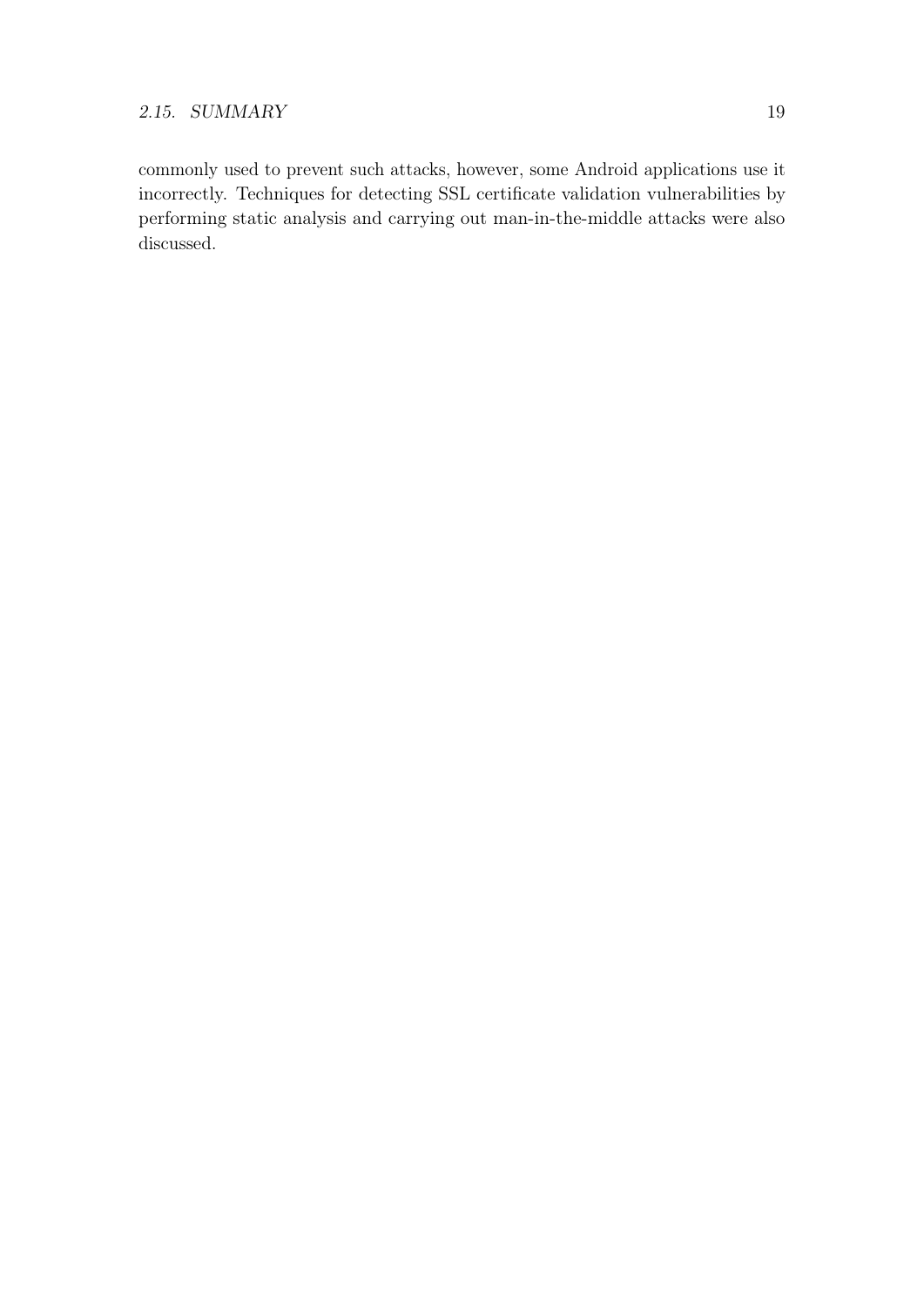commonly used to prevent such attacks, however, some Android applications use it incorrectly. Techniques for detecting SSL certificate validation vulnerabilities by performing static analysis and carrying out man-in-the-middle attacks were also discussed.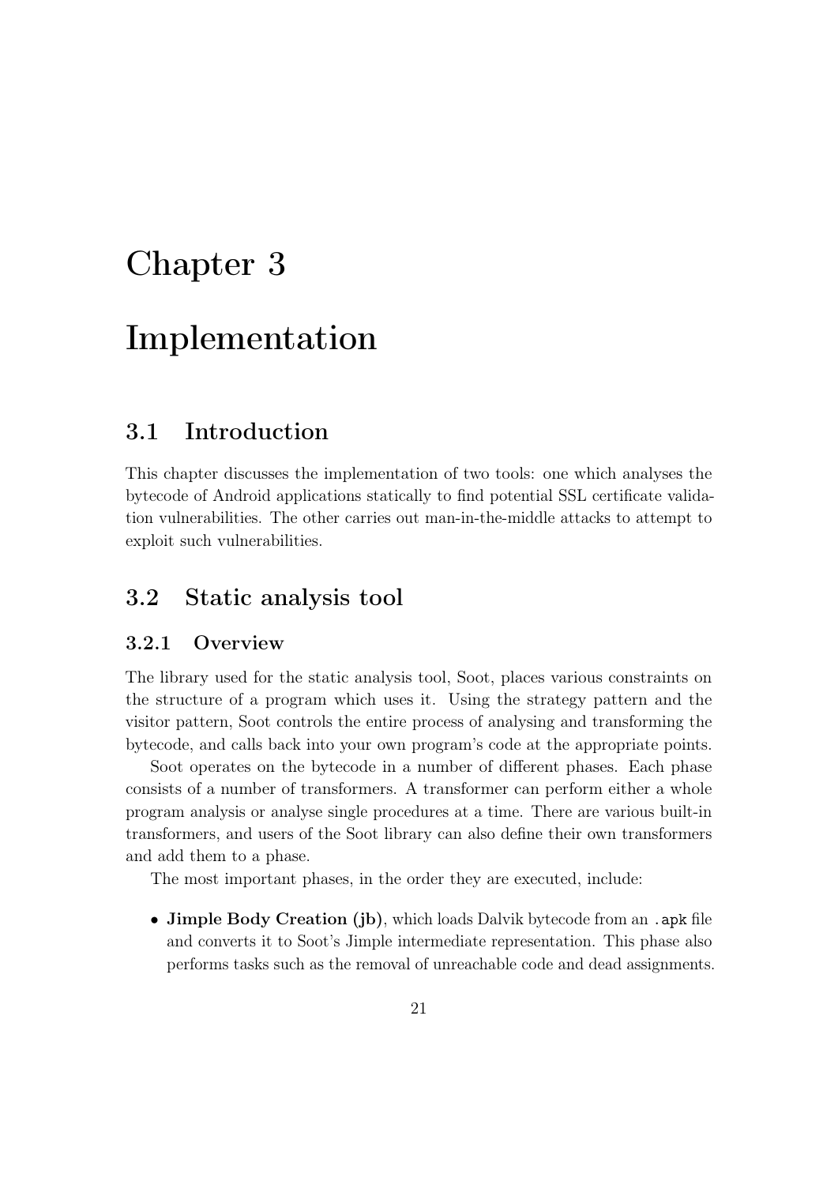# Chapter 3

# Implementation

## 3.1 Introduction

This chapter discusses the implementation of two tools: one which analyses the bytecode of Android applications statically to find potential SSL certificate validation vulnerabilities. The other carries out man-in-the-middle attacks to attempt to exploit such vulnerabilities.

## 3.2 Static analysis tool

### 3.2.1 Overview

The library used for the static analysis tool, Soot, places various constraints on the structure of a program which uses it. Using the strategy pattern and the visitor pattern, Soot controls the entire process of analysing and transforming the bytecode, and calls back into your own program's code at the appropriate points.

Soot operates on the bytecode in a number of different phases. Each phase consists of a number of transformers. A transformer can perform either a whole program analysis or analyse single procedures at a time. There are various built-in transformers, and users of the Soot library can also define their own transformers and add them to a phase.

The most important phases, in the order they are executed, include:

- **Jimple Body Creation (jb)**, which loads Dalvik bytecode from an `.apk` file and converts it to Soot's Jimple intermediate representation. This phase also performs tasks such as the removal of unreachable code and dead assignments.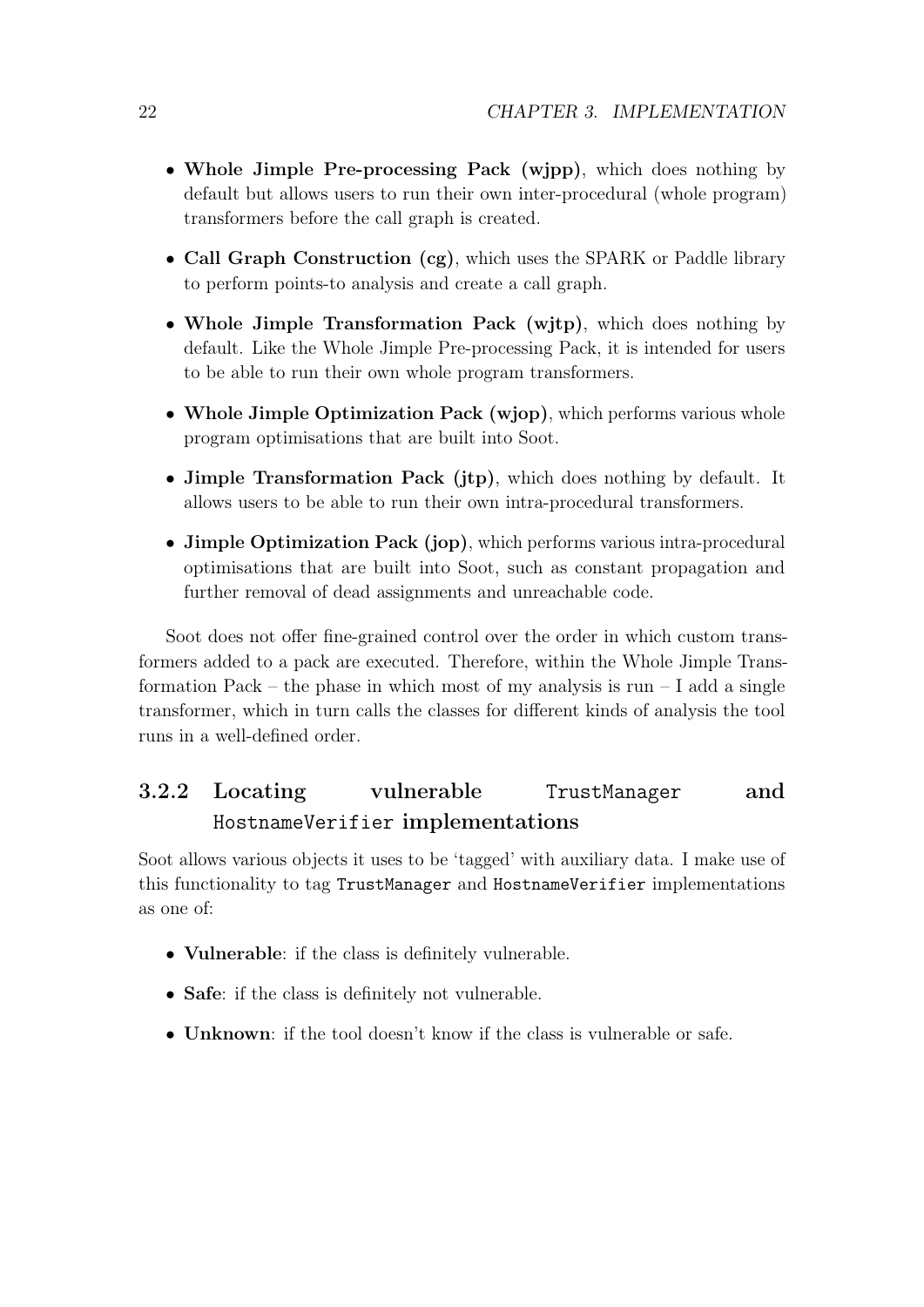- **Whole Jimple Pre-processing Pack (wjpp)**, which does nothing by default but allows users to run their own inter-procedural (whole program) transformers before the call graph is created.
- **Call Graph Construction (cg)**, which uses the SPARK or Paddle library to perform points-to analysis and create a call graph.
- **Whole Jimple Transformation Pack (wjtp)**, which does nothing by default. Like the Whole Jimple Pre-processing Pack, it is intended for users to be able to run their own whole program transformers.
- **Whole Jimple Optimization Pack (wjop)**, which performs various whole program optimisations that are built into Soot.
- **Jimple Transformation Pack (jtp)**, which does nothing by default. It allows users to be able to run their own intra-procedural transformers.
- **Jimple Optimization Pack (jop)**, which performs various intra-procedural optimisations that are built into Soot, such as constant propagation and further removal of dead assignments and unreachable code.

Soot does not offer fine-grained control over the order in which custom transformers added to a pack are executed. Therefore, within the Whole Jimple Transformation Pack – the phase in which most of my analysis is run – I add a single transformer, which in turn calls the classes for different kinds of analysis the tool runs in a well-defined order.

### 3.2.2 Locating vulnerable `TrustManager` and `HostnameVerifier` implementations

Soot allows various objects it uses to be 'tagged' with auxiliary data. I make use of this functionality to tag `TrustManager` and `HostnameVerifier` implementations as one of:

- **Vulnerable**: if the class is definitely vulnerable.
- **Safe**: if the class is definitely not vulnerable.
- **Unknown**: if the tool doesn't know if the class is vulnerable or safe.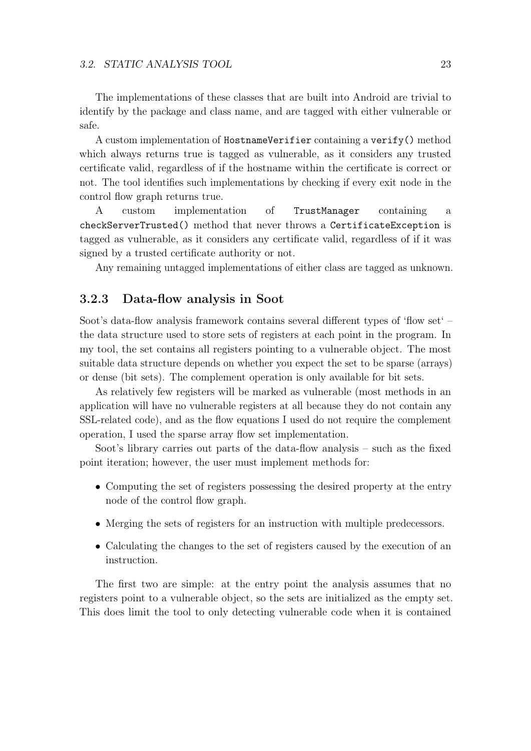The implementations of these classes that are built into Android are trivial to identify by the package and class name, and are tagged with either vulnerable or safe.

A custom implementation of `HostnameVerifier` containing a `verify()` method which always returns true is tagged as vulnerable, as it considers any trusted certificate valid, regardless of if the hostname within the certificate is correct or not. The tool identifies such implementations by checking if every exit node in the control flow graph returns true.

A custom implementation of `TrustManager` containing a `checkServerTrusted()` method that never throws a `CertificateException` is tagged as vulnerable, as it considers any certificate valid, regardless of if it was signed by a trusted certificate authority or not.

Any remaining untagged implementations of either class are tagged as unknown.

### 3.2.3 Data-flow analysis in Soot

Soot's data-flow analysis framework contains several different types of 'flow set' – the data structure used to store sets of registers at each point in the program. In my tool, the set contains all registers pointing to a vulnerable object. The most suitable data structure depends on whether you expect the set to be sparse (arrays) or dense (bit sets). The complement operation is only available for bit sets.

As relatively few registers will be marked as vulnerable (most methods in an application will have no vulnerable registers at all because they do not contain any SSL-related code), and as the flow equations I used do not require the complement operation, I used the sparse array flow set implementation.

Soot's library carries out parts of the data-flow analysis – such as the fixed point iteration; however, the user must implement methods for:

- Computing the set of registers possessing the desired property at the entry node of the control flow graph.
- Merging the sets of registers for an instruction with multiple predecessors.
- Calculating the changes to the set of registers caused by the execution of an instruction.

The first two are simple: at the entry point the analysis assumes that no registers point to a vulnerable object, so the sets are initialized as the empty set. This does limit the tool to only detecting vulnerable code when it is contained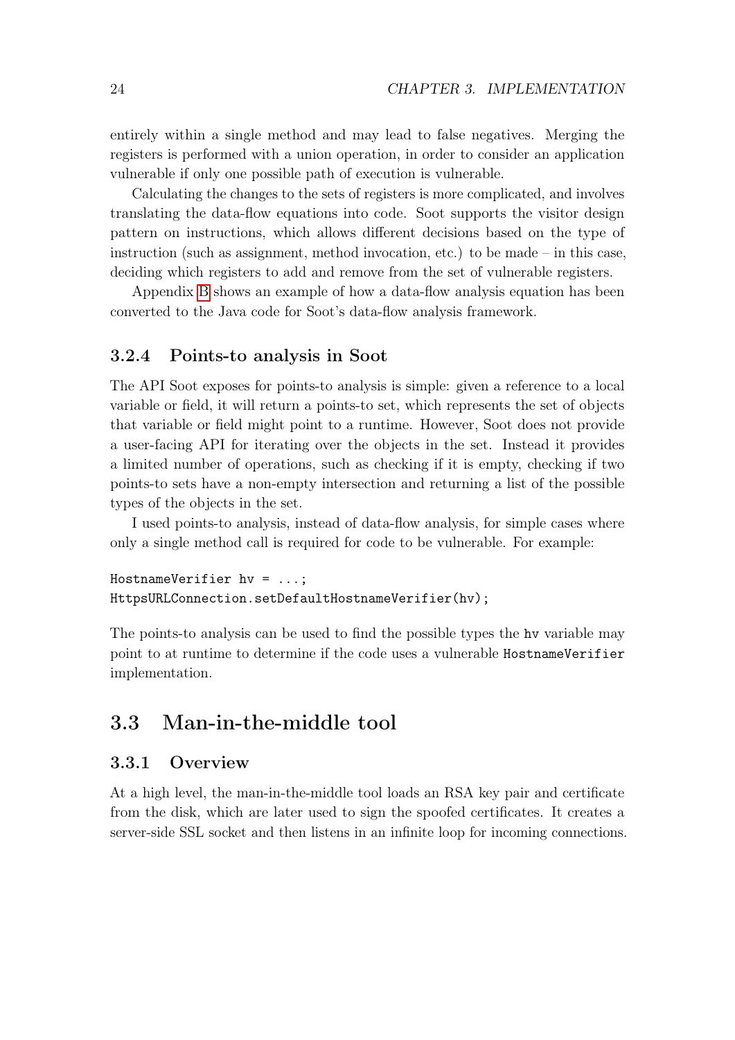entirely within a single method and may lead to false negatives. Merging the registers is performed with a union operation, in order to consider an application vulnerable if only one possible path of execution is vulnerable.

Calculating the changes to the sets of registers is more complicated, and involves translating the data-flow equations into code. Soot supports the visitor design pattern on instructions, which allows different decisions based on the type of instruction (such as assignment, method invocation, etc.) to be made – in this case, deciding which registers to add and remove from the set of vulnerable registers.

Appendix B shows an example of how a data-flow analysis equation has been converted to the Java code for Soot's data-flow analysis framework.

### 3.2.4 Points-to analysis in Soot

The API Soot exposes for points-to analysis is simple: given a reference to a local variable or field, it will return a points-to set, which represents the set of objects that variable or field might point to a runtime. However, Soot does not provide a user-facing API for iterating over the objects in the set. Instead it provides a limited number of operations, such as checking if it is empty, checking if two points-to sets have a non-empty intersection and returning a list of the possible types of the objects in the set.

I used points-to analysis, instead of data-flow analysis, for simple cases where only a single method call is required for code to be vulnerable. For example:

```
HostnameVerifier hv = ...;
HttpsURLConnection.setDefaultHostnameVerifier(hv);
```

The points-to analysis can be used to find the possible types the `hv` variable may point to at runtime to determine if the code uses a vulnerable `HostnameVerifier` implementation.

## 3.3 Man-in-the-middle tool

### 3.3.1 Overview

At a high level, the man-in-the-middle tool loads an RSA key pair and certificate from the disk, which are later used to sign the spoofed certificates. It creates a server-side SSL socket and then listens in an infinite loop for incoming connections.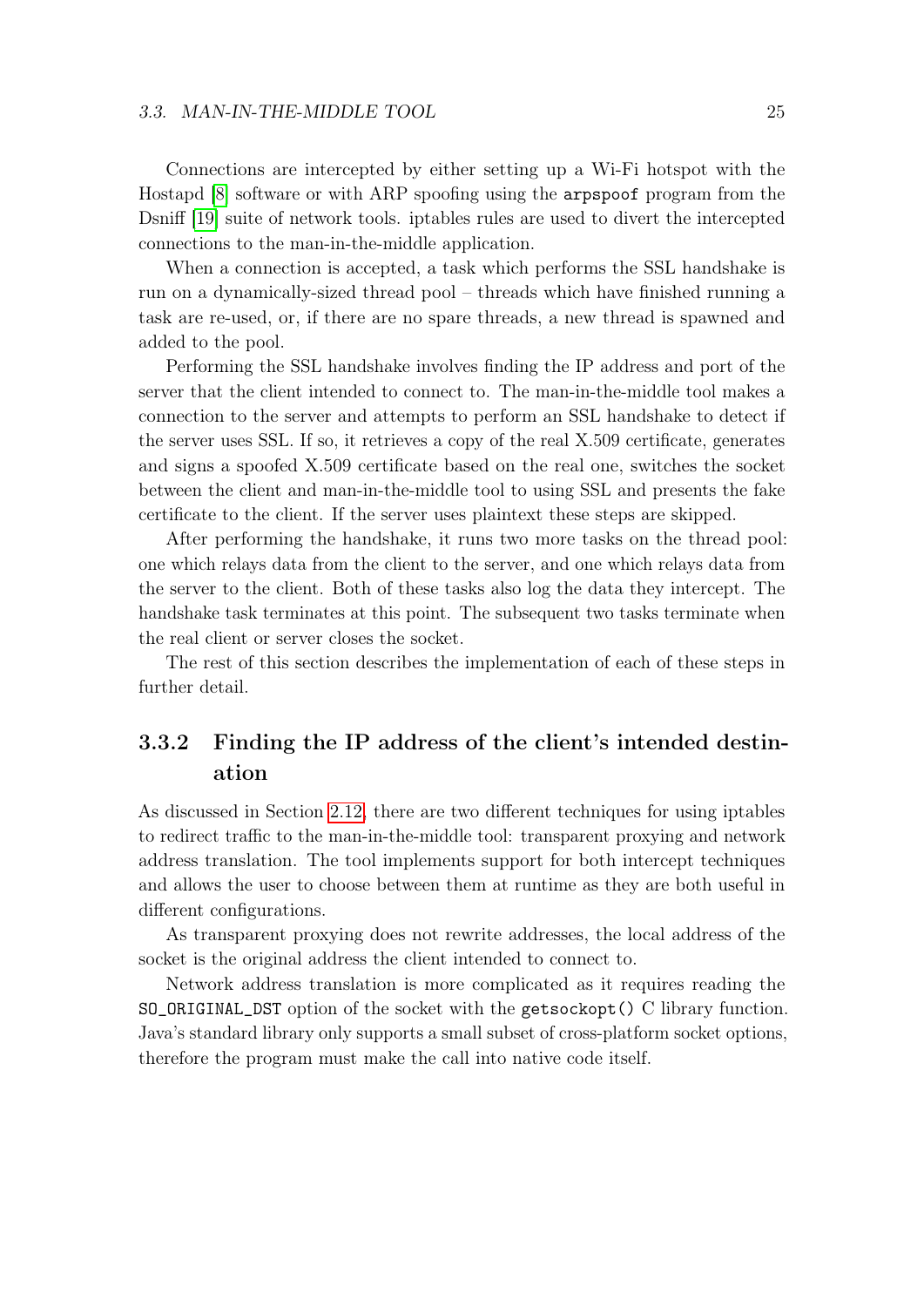Connections are intercepted by either setting up a Wi-Fi hotspot with the Hostapd [8] software or with ARP spoofing using the `arpspoof` program from the Dsniff [19] suite of network tools. iptables rules are used to divert the intercepted connections to the man-in-the-middle application.

When a connection is accepted, a task which performs the SSL handshake is run on a dynamically-sized thread pool – threads which have finished running a task are re-used, or, if there are no spare threads, a new thread is spawned and added to the pool.

Performing the SSL handshake involves finding the IP address and port of the server that the client intended to connect to. The man-in-the-middle tool makes a connection to the server and attempts to perform an SSL handshake to detect if the server uses SSL. If so, it retrieves a copy of the real X.509 certificate, generates and signs a spoofed X.509 certificate based on the real one, switches the socket between the client and man-in-the-middle tool to using SSL and presents the fake certificate to the client. If the server uses plaintext these steps are skipped.

After performing the handshake, it runs two more tasks on the thread pool: one which relays data from the client to the server, and one which relays data from the server to the client. Both of these tasks also log the data they intercept. The handshake task terminates at this point. The subsequent two tasks terminate when the real client or server closes the socket.

The rest of this section describes the implementation of each of these steps in further detail.

### 3.3.2 Finding the IP address of the client's intended destination

As discussed in Section 2.12, there are two different techniques for using iptables to redirect traffic to the man-in-the-middle tool: transparent proxying and network address translation. The tool implements support for both intercept techniques and allows the user to choose between them at runtime as they are both useful in different configurations.

As transparent proxying does not rewrite addresses, the local address of the socket is the original address the client intended to connect to.

Network address translation is more complicated as it requires reading the `SO_ORIGINAL_DST` option of the socket with the `getsockopt()` C library function. Java's standard library only supports a small subset of cross-platform socket options, therefore the program must make the call into native code itself.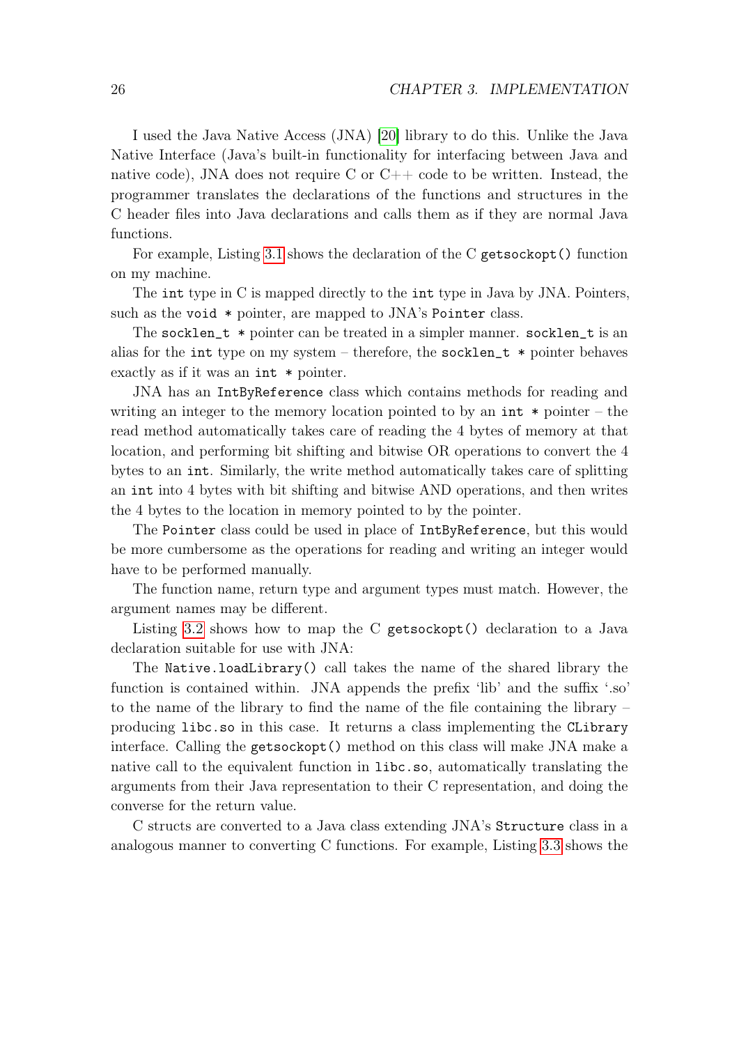I used the Java Native Access (JNA) [20] library to do this. Unlike the Java Native Interface (Java's built-in functionality for interfacing between Java and native code), JNA does not require C or C++ code to be written. Instead, the programmer translates the declarations of the functions and structures in the C header files into Java declarations and calls them as if they are normal Java functions.

For example, Listing 3.1 shows the declaration of the C `getsockopt()` function on my machine.

The `int` type in C is mapped directly to the `int` type in Java by JNA. Pointers, such as the `void *` pointer, are mapped to JNA's `Pointer` class.

The `socklen_t *` pointer can be treated in a simpler manner. `socklen_t` is an alias for the `int` type on my system – therefore, the `socklen_t *` pointer behaves exactly as if it was an `int *` pointer.

JNA has an `IntByReference` class which contains methods for reading and writing an integer to the memory location pointed to by an `int *` pointer – the read method automatically takes care of reading the 4 bytes of memory at that location, and performing bit shifting and bitwise OR operations to convert the 4 bytes to an `int`. Similarly, the write method automatically takes care of splitting an `int` into 4 bytes with bit shifting and bitwise AND operations, and then writes the 4 bytes to the location in memory pointed to by the pointer.

The `Pointer` class could be used in place of `IntByReference`, but this would be more cumbersome as the operations for reading and writing an integer would have to be performed manually.

The function name, return type and argument types must match. However, the argument names may be different.

Listing 3.2 shows how to map the C `getsockopt()` declaration to a Java declaration suitable for use with JNA:

The `Native.loadLibrary()` call takes the name of the shared library the function is contained within. JNA appends the prefix 'lib' and the suffix '.so' to the name of the library to find the name of the file containing the library – producing `libc.so` in this case. It returns a class implementing the `CLibrary` interface. Calling the `getsockopt()` method on this class will make JNA make a native call to the equivalent function in `libc.so`, automatically translating the arguments from their Java representation to their C representation, and doing the converse for the return value.

C structs are converted to a Java class extending JNA's `Structure` class in a analogous manner to converting C functions. For example, Listing 3.3 shows the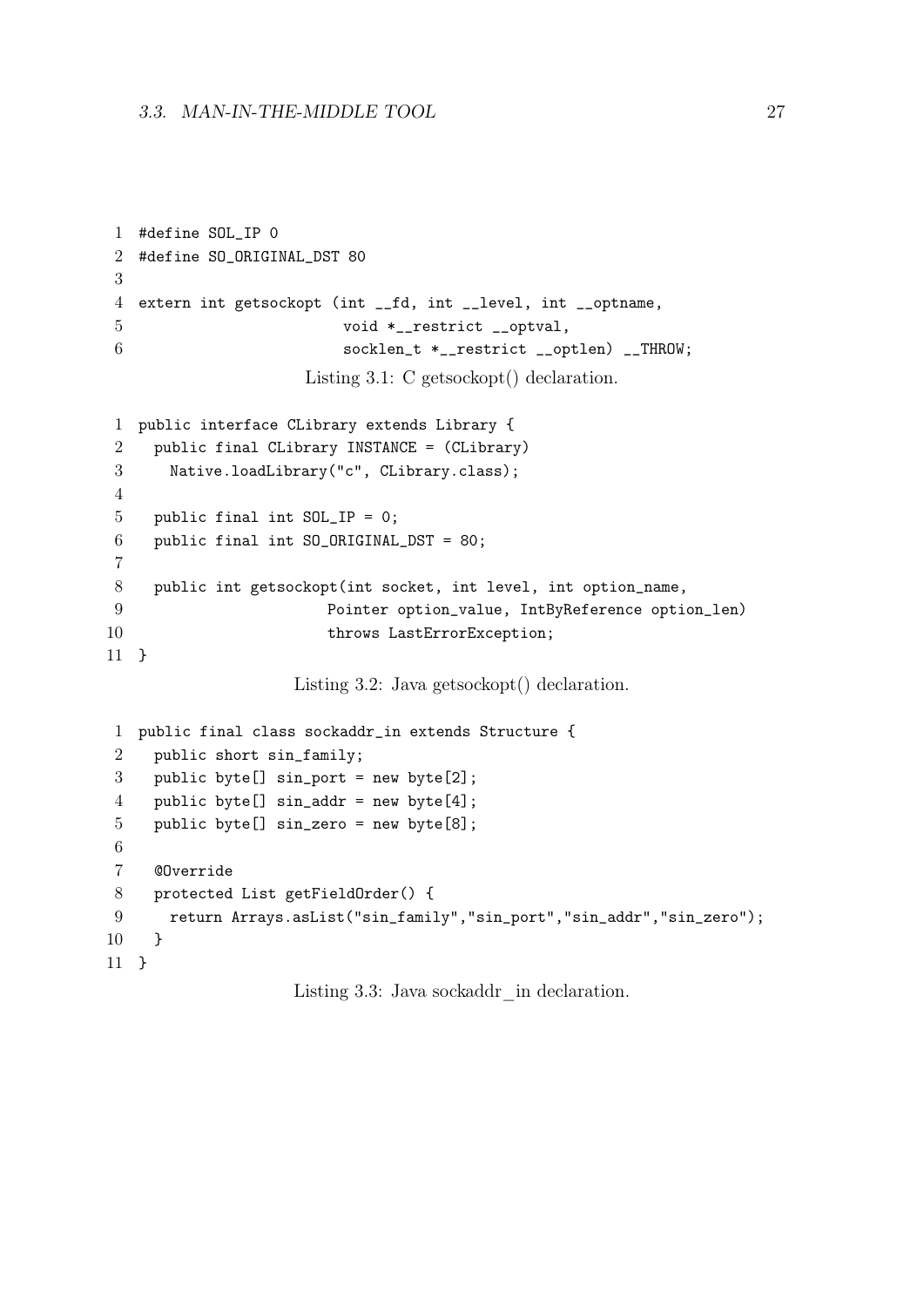```
#define SOL_IP 0
#define SO_ORIGINAL_DST 80

extern int getsockopt (int __fd, int __level, int __optname,
                       void *__restrict __optval,
                       socklen_t *__restrict __optlen) __THROW;
```

Listing 3.1: C getsockopt() declaration.

```
public interface CLibrary extends Library {
  public final CLibrary INSTANCE = (CLibrary)
    Native.loadLibrary("c", CLibrary.class);

  public final int SOL_IP = 0;
  public final int SO_ORIGINAL_DST = 80;

  public int getsockopt(int socket, int level, int option_name,
                      Pointer option_value, IntByReference option_len)
                      throws LastErrorException;
}
```

Listing 3.2: Java getsockopt() declaration.

```
public final class sockaddr_in extends Structure {
  public short sin_family;
  public byte[] sin_port = new byte[2];
  public byte[] sin_addr = new byte[4];
  public byte[] sin_zero = new byte[8];

  @Override
  protected List getFieldOrder() {
    return Arrays.asList("sin_family","sin_port","sin_addr","sin_zero");
  }
}
```

Listing 3.3: Java sockaddr_in declaration.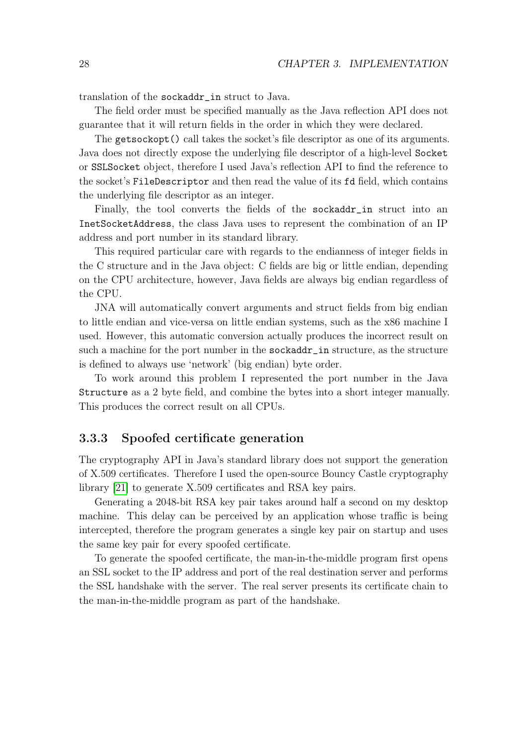translation of the `sockaddr_in` struct to Java.

The field order must be specified manually as the Java reflection API does not guarantee that it will return fields in the order in which they were declared.

The `getsockopt()` call takes the socket's file descriptor as one of its arguments. Java does not directly expose the underlying file descriptor of a high-level `Socket` or `SSLSocket` object, therefore I used Java's reflection API to find the reference to the socket's `FileDescriptor` and then read the value of its `fd` field, which contains the underlying file descriptor as an integer.

Finally, the tool converts the fields of the `sockaddr_in` struct into an `InetSocketAddress`, the class Java uses to represent the combination of an IP address and port number in its standard library.

This required particular care with regards to the endianness of integer fields in the C structure and in the Java object: C fields are big or little endian, depending on the CPU architecture, however, Java fields are always big endian regardless of the CPU.

JNA will automatically convert arguments and struct fields from big endian to little endian and vice-versa on little endian systems, such as the x86 machine I used. However, this automatic conversion actually produces the incorrect result on such a machine for the port number in the `sockaddr_in` structure, as the structure is defined to always use 'network' (big endian) byte order.

To work around this problem I represented the port number in the Java `Structure` as a 2 byte field, and combine the bytes into a short integer manually. This produces the correct result on all CPUs.

### 3.3.3 Spoofed certificate generation

The cryptography API in Java's standard library does not support the generation of X.509 certificates. Therefore I used the open-source Bouncy Castle cryptography library [21] to generate X.509 certificates and RSA key pairs.

Generating a 2048-bit RSA key pair takes around half a second on my desktop machine. This delay can be perceived by an application whose traffic is being intercepted, therefore the program generates a single key pair on startup and uses the same key pair for every spoofed certificate.

To generate the spoofed certificate, the man-in-the-middle program first opens an SSL socket to the IP address and port of the real destination server and performs the SSL handshake with the server. The real server presents its certificate chain to the man-in-the-middle program as part of the handshake.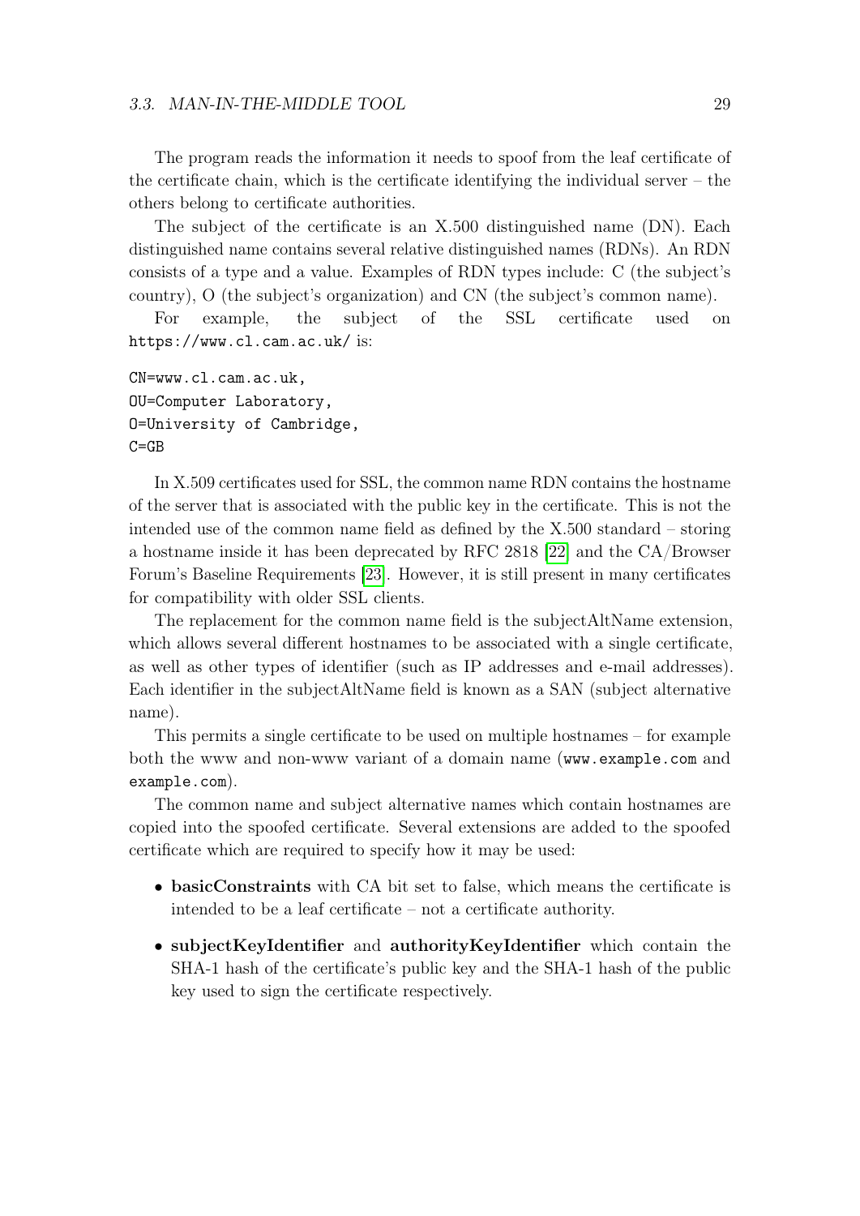The program reads the information it needs to spoof from the leaf certificate of the certificate chain, which is the certificate identifying the individual server – the others belong to certificate authorities.

The subject of the certificate is an X.500 distinguished name (DN). Each distinguished name contains several relative distinguished names (RDNs). An RDN consists of a type and a value. Examples of RDN types include: C (the subject's country), O (the subject's organization) and CN (the subject's common name).

For example, the subject of the SSL certificate used on `https://www.cl.cam.ac.uk/` is:

```
CN=www.cl.cam.ac.uk,
OU=Computer Laboratory,
O=University of Cambridge,
C=GB
```

In X.509 certificates used for SSL, the common name RDN contains the hostname of the server that is associated with the public key in the certificate. This is not the intended use of the common name field as defined by the X.500 standard – storing a hostname inside it has been deprecated by RFC 2818 [22] and the CA/Browser Forum's Baseline Requirements [23]. However, it is still present in many certificates for compatibility with older SSL clients.

The replacement for the common name field is the subjectAltName extension, which allows several different hostnames to be associated with a single certificate, as well as other types of identifier (such as IP addresses and e-mail addresses). Each identifier in the subjectAltName field is known as a SAN (subject alternative name).

This permits a single certificate to be used on multiple hostnames – for example both the www and non-www variant of a domain name (`www.example.com` and `example.com`).

The common name and subject alternative names which contain hostnames are copied into the spoofed certificate. Several extensions are added to the spoofed certificate which are required to specify how it may be used:

- **basicConstraints** with CA bit set to false, which means the certificate is intended to be a leaf certificate – not a certificate authority.
- **subjectKeyIdentifier** and **authorityKeyIdentifier** which contain the SHA-1 hash of the certificate's public key and the SHA-1 hash of the public key used to sign the certificate respectively.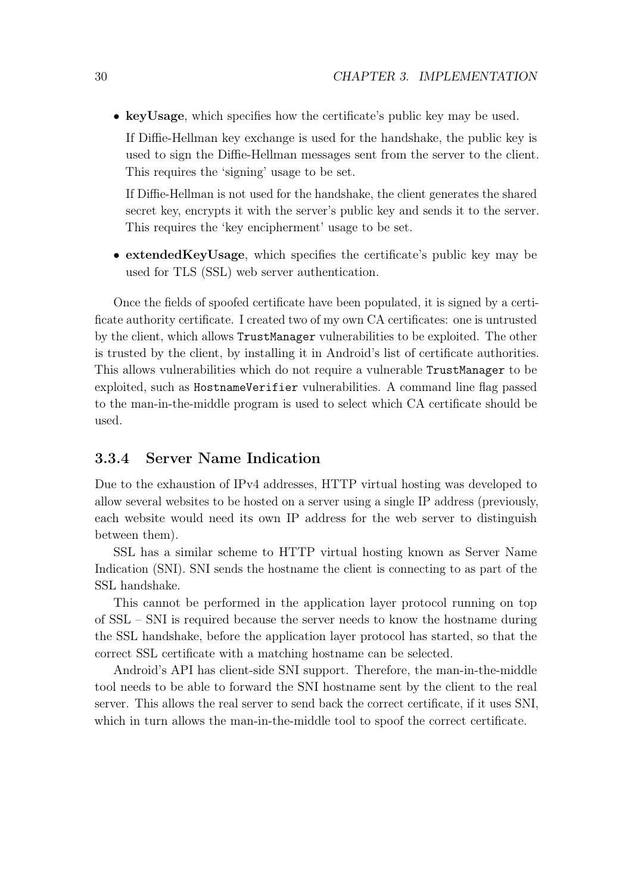- **keyUsage**, which specifies how the certificate's public key may be used.

  If Diffie-Hellman key exchange is used for the handshake, the public key is used to sign the Diffie-Hellman messages sent from the server to the client. This requires the 'signing' usage to be set.

  If Diffie-Hellman is not used for the handshake, the client generates the shared secret key, encrypts it with the server's public key and sends it to the server. This requires the 'key encipherment' usage to be set.

- **extendedKeyUsage**, which specifies the certificate's public key may be used for TLS (SSL) web server authentication.

Once the fields of spoofed certificate have been populated, it is signed by a certificate authority certificate. I created two of my own CA certificates: one is untrusted by the client, which allows `TrustManager` vulnerabilities to be exploited. The other is trusted by the client, by installing it in Android's list of certificate authorities. This allows vulnerabilities which do not require a vulnerable `TrustManager` to be exploited, such as `HostnameVerifier` vulnerabilities. A command line flag passed to the man-in-the-middle program is used to select which CA certificate should be used.

### 3.3.4 Server Name Indication

Due to the exhaustion of IPv4 addresses, HTTP virtual hosting was developed to allow several websites to be hosted on a server using a single IP address (previously, each website would need its own IP address for the web server to distinguish between them).

SSL has a similar scheme to HTTP virtual hosting known as Server Name Indication (SNI). SNI sends the hostname the client is connecting to as part of the SSL handshake.

This cannot be performed in the application layer protocol running on top of SSL – SNI is required because the server needs to know the hostname during the SSL handshake, before the application layer protocol has started, so that the correct SSL certificate with a matching hostname can be selected.

Android's API has client-side SNI support. Therefore, the man-in-the-middle tool needs to be able to forward the SNI hostname sent by the client to the real server. This allows the real server to send back the correct certificate, if it uses SNI, which in turn allows the man-in-the-middle tool to spoof the correct certificate.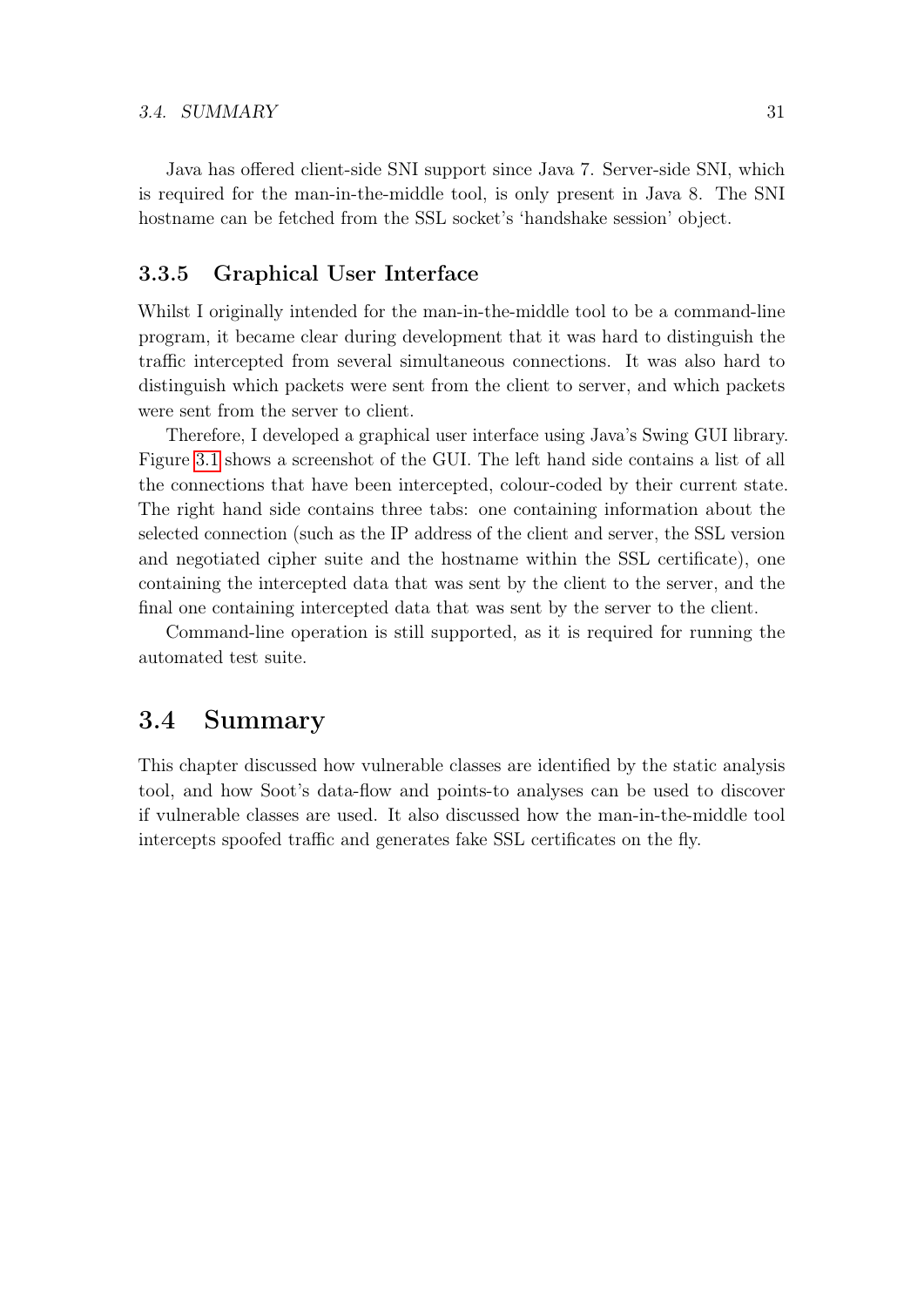Java has offered client-side SNI support since Java 7. Server-side SNI, which is required for the man-in-the-middle tool, is only present in Java 8. The SNI hostname can be fetched from the SSL socket's 'handshake session' object.

### 3.3.5 Graphical User Interface

Whilst I originally intended for the man-in-the-middle tool to be a command-line program, it became clear during development that it was hard to distinguish the traffic intercepted from several simultaneous connections. It was also hard to distinguish which packets were sent from the client to server, and which packets were sent from the server to client.

Therefore, I developed a graphical user interface using Java's Swing GUI library. Figure 3.1 shows a screenshot of the GUI. The left hand side contains a list of all the connections that have been intercepted, colour-coded by their current state. The right hand side contains three tabs: one containing information about the selected connection (such as the IP address of the client and server, the SSL version and negotiated cipher suite and the hostname within the SSL certificate), one containing the intercepted data that was sent by the client to the server, and the final one containing intercepted data that was sent by the server to the client.

Command-line operation is still supported, as it is required for running the automated test suite.

## 3.4 Summary

This chapter discussed how vulnerable classes are identified by the static analysis tool, and how Soot's data-flow and points-to analyses can be used to discover if vulnerable classes are used. It also discussed how the man-in-the-middle tool intercepts spoofed traffic and generates fake SSL certificates on the fly.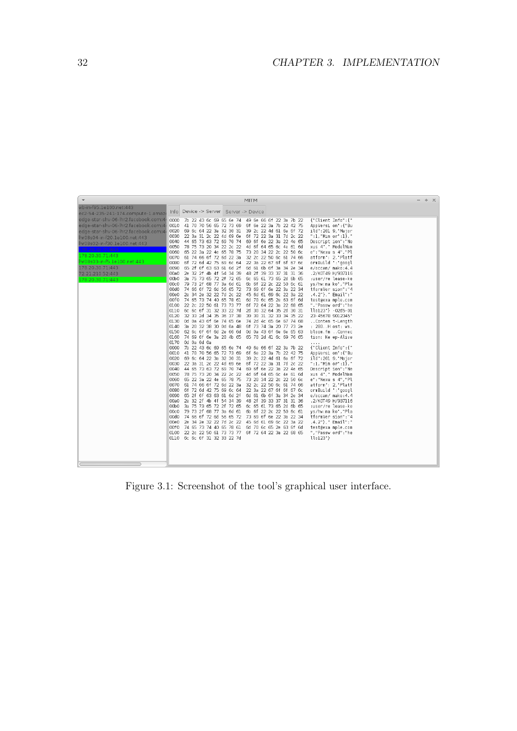Figure 3.1: Screenshot of the tool's graphical user interface.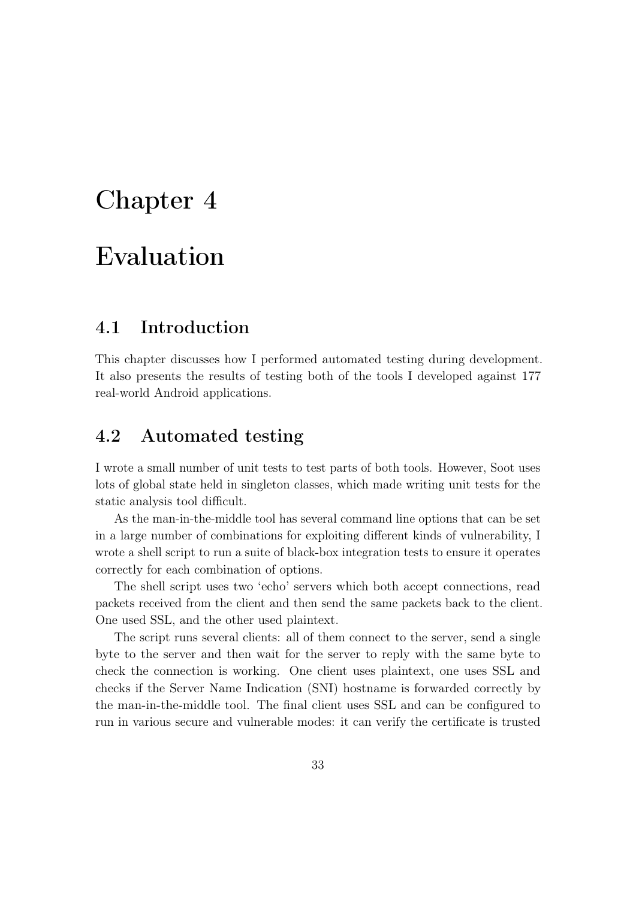# Chapter 4

# Evaluation

## 4.1 Introduction

This chapter discusses how I performed automated testing during development. It also presents the results of testing both of the tools I developed against 177 real-world Android applications.

## 4.2 Automated testing

I wrote a small number of unit tests to test parts of both tools. However, Soot uses lots of global state held in singleton classes, which made writing unit tests for the static analysis tool difficult.

As the man-in-the-middle tool has several command line options that can be set in a large number of combinations for exploiting different kinds of vulnerability, I wrote a shell script to run a suite of black-box integration tests to ensure it operates correctly for each combination of options.

The shell script uses two 'echo' servers which both accept connections, read packets received from the client and then send the same packets back to the client. One used SSL, and the other used plaintext.

The script runs several clients: all of them connect to the server, send a single byte to the server and then wait for the server to reply with the same byte to check the connection is working. One client uses plaintext, one uses SSL and checks if the Server Name Indication (SNI) hostname is forwarded correctly by the man-in-the-middle tool. The final client uses SSL and can be configured to run in various secure and vulnerable modes: it can verify the certificate is trusted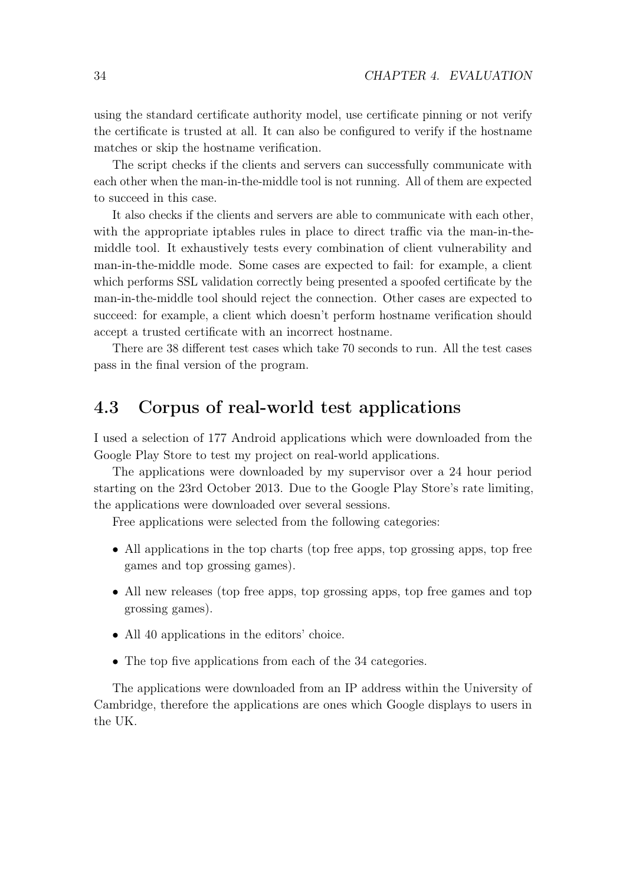using the standard certificate authority model, use certificate pinning or not verify the certificate is trusted at all. It can also be configured to verify if the hostname matches or skip the hostname verification.

The script checks if the clients and servers can successfully communicate with each other when the man-in-the-middle tool is not running. All of them are expected to succeed in this case.

It also checks if the clients and servers are able to communicate with each other, with the appropriate iptables rules in place to direct traffic via the man-in-the-middle tool. It exhaustively tests every combination of client vulnerability and man-in-the-middle mode. Some cases are expected to fail: for example, a client which performs SSL validation correctly being presented a spoofed certificate by the man-in-the-middle tool should reject the connection. Other cases are expected to succeed: for example, a client which doesn't perform hostname verification should accept a trusted certificate with an incorrect hostname.

There are 38 different test cases which take 70 seconds to run. All the test cases pass in the final version of the program.

## 4.3 Corpus of real-world test applications

I used a selection of 177 Android applications which were downloaded from the Google Play Store to test my project on real-world applications.

The applications were downloaded by my supervisor over a 24 hour period starting on the 23rd October 2013. Due to the Google Play Store's rate limiting, the applications were downloaded over several sessions.

Free applications were selected from the following categories:

- All applications in the top charts (top free apps, top grossing apps, top free games and top grossing games).
- All new releases (top free apps, top grossing apps, top free games and top grossing games).
- All 40 applications in the editors' choice.
- The top five applications from each of the 34 categories.

The applications were downloaded from an IP address within the University of Cambridge, therefore the applications are ones which Google displays to users in the UK.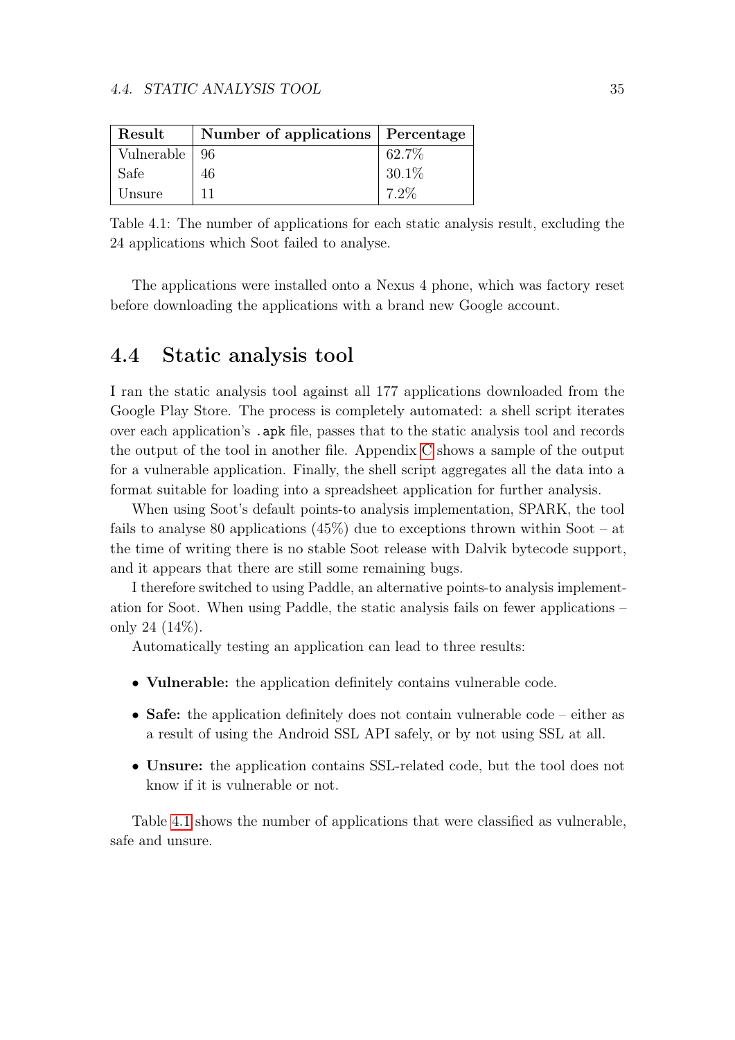| Result | Number of applications | Percentage |
|---|---|---|
| Vulnerable | 96 | 62.7% |
| Safe | 46 | 30.1% |
| Unsure | 11 | 7.2% |

Table 4.1: The number of applications for each static analysis result, excluding the 24 applications which Soot failed to analyse.

The applications were installed onto a Nexus 4 phone, which was factory reset before downloading the applications with a brand new Google account.

## 4.4 Static analysis tool

I ran the static analysis tool against all 177 applications downloaded from the Google Play Store. The process is completely automated: a shell script iterates over each application's `.apk` file, passes that to the static analysis tool and records the output of the tool in another file. Appendix C shows a sample of the output for a vulnerable application. Finally, the shell script aggregates all the data into a format suitable for loading into a spreadsheet application for further analysis.

When using Soot's default points-to analysis implementation, SPARK, the tool fails to analyse 80 applications (45%) due to exceptions thrown within Soot – at the time of writing there is no stable Soot release with Dalvik bytecode support, and it appears that there are still some remaining bugs.

I therefore switched to using Paddle, an alternative points-to analysis implementation for Soot. When using Paddle, the static analysis fails on fewer applications – only 24 (14%).

Automatically testing an application can lead to three results:

- **Vulnerable:** the application definitely contains vulnerable code.
- **Safe:** the application definitely does not contain vulnerable code – either as a result of using the Android SSL API safely, or by not using SSL at all.
- **Unsure:** the application contains SSL-related code, but the tool does not know if it is vulnerable or not.

Table 4.1 shows the number of applications that were classified as vulnerable, safe and unsure.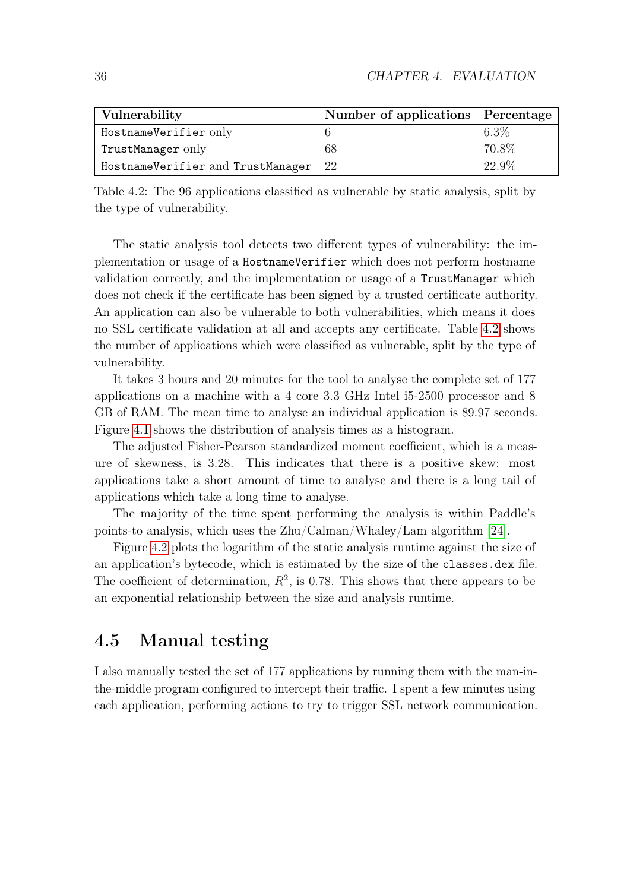| Vulnerability | Number of applications | Percentage |
| --- | --- | --- |
| `HostnameVerifier` only | 6 | 6.3% |
| `TrustManager` only | 68 | 70.8% |
| `HostnameVerifier` and `TrustManager` | 22 | 22.9% |

Table 4.2: The 96 applications classified as vulnerable by static analysis, split by the type of vulnerability.

The static analysis tool detects two different types of vulnerability: the implementation or usage of a `HostnameVerifier` which does not perform hostname validation correctly, and the implementation or usage of a `TrustManager` which does not check if the certificate has been signed by a trusted certificate authority. An application can also be vulnerable to both vulnerabilities, which means it does no SSL certificate validation at all and accepts any certificate. Table 4.2 shows the number of applications which were classified as vulnerable, split by the type of vulnerability.

It takes 3 hours and 20 minutes for the tool to analyse the complete set of 177 applications on a machine with a 4 core 3.3 GHz Intel i5-2500 processor and 8 GB of RAM. The mean time to analyse an individual application is 89.97 seconds. Figure 4.1 shows the distribution of analysis times as a histogram.

The adjusted Fisher-Pearson standardized moment coefficient, which is a measure of skewness, is 3.28. This indicates that there is a positive skew: most applications take a short amount of time to analyse and there is a long tail of applications which take a long time to analyse.

The majority of the time spent performing the analysis is within Paddle's points-to analysis, which uses the Zhu/Calman/Whaley/Lam algorithm [24].

Figure 4.2 plots the logarithm of the static analysis runtime against the size of an application's bytecode, which is estimated by the size of the `classes.dex` file. The coefficient of determination, $R^2$, is 0.78. This shows that there appears to be an exponential relationship between the size and analysis runtime.

## 4.5 Manual testing

I also manually tested the set of 177 applications by running them with the man-in-the-middle program configured to intercept their traffic. I spent a few minutes using each application, performing actions to try to trigger SSL network communication.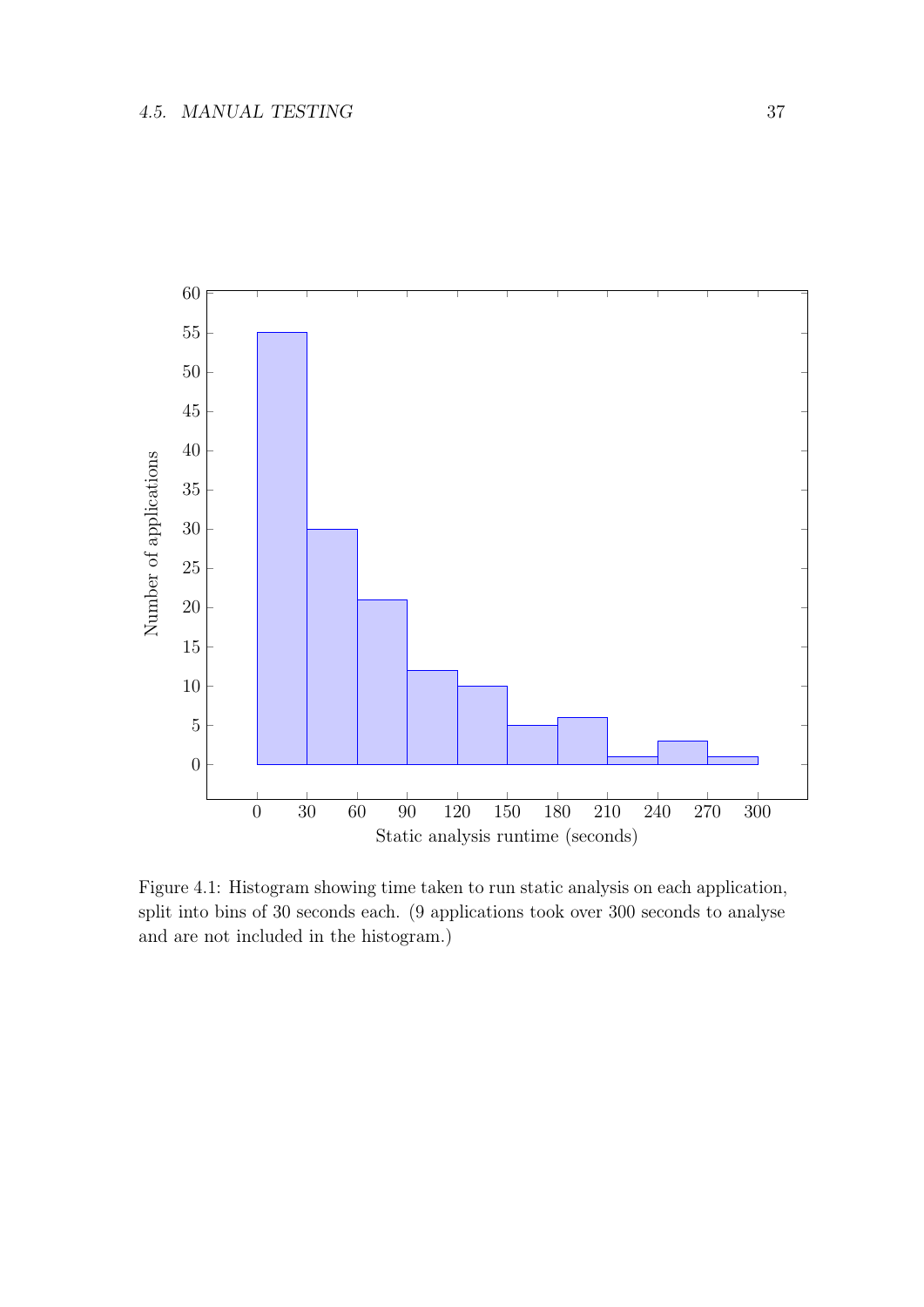Figure 4.1: Histogram showing time taken to run static analysis on each application, split into bins of 30 seconds each. (9 applications took over 300 seconds to analyse and are not included in the histogram.)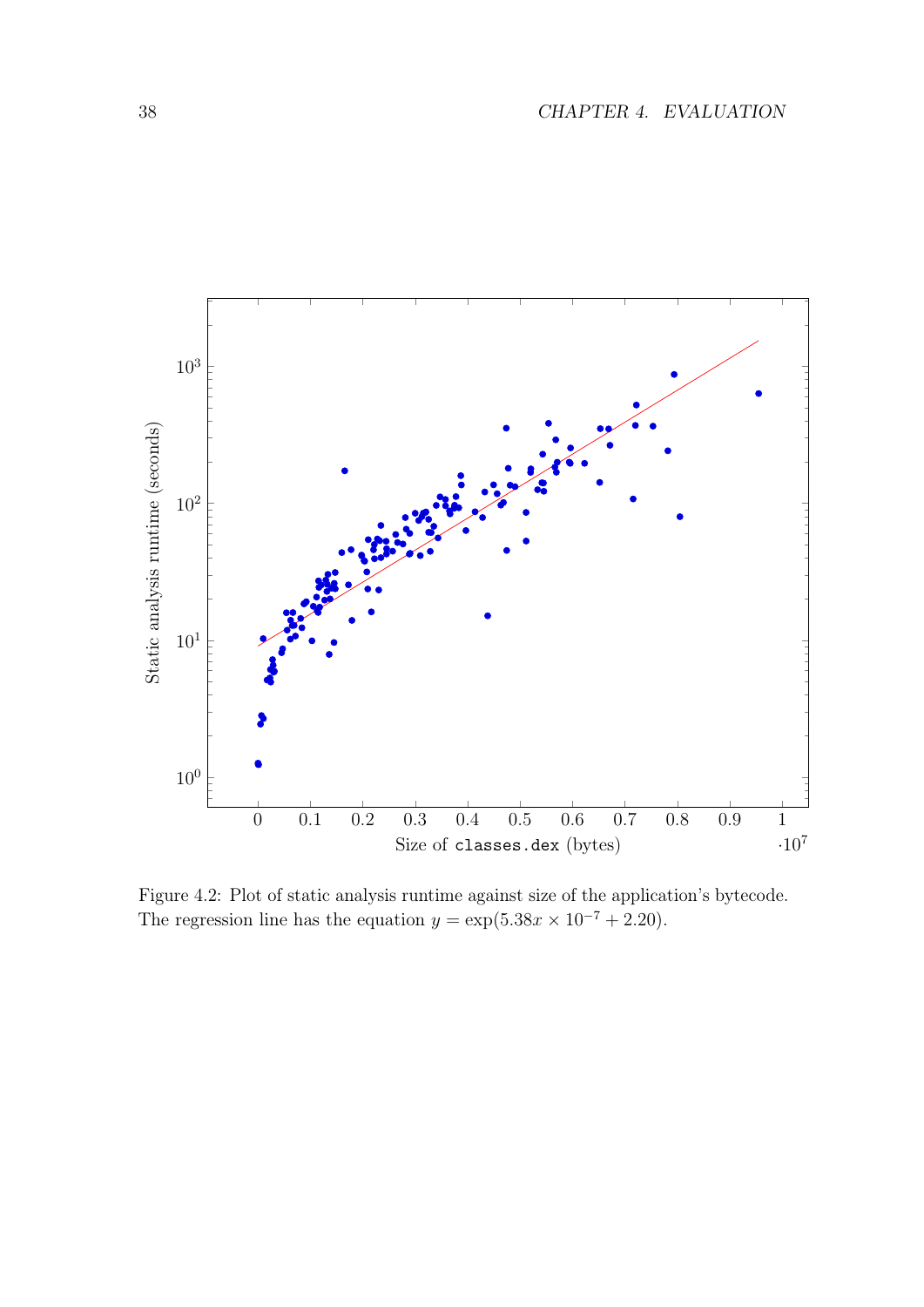Figure 4.2: Plot of static analysis runtime against size of the application's bytecode. The regression line has the equation $y = \exp(5.38x \times 10^{-7} + 2.20)$.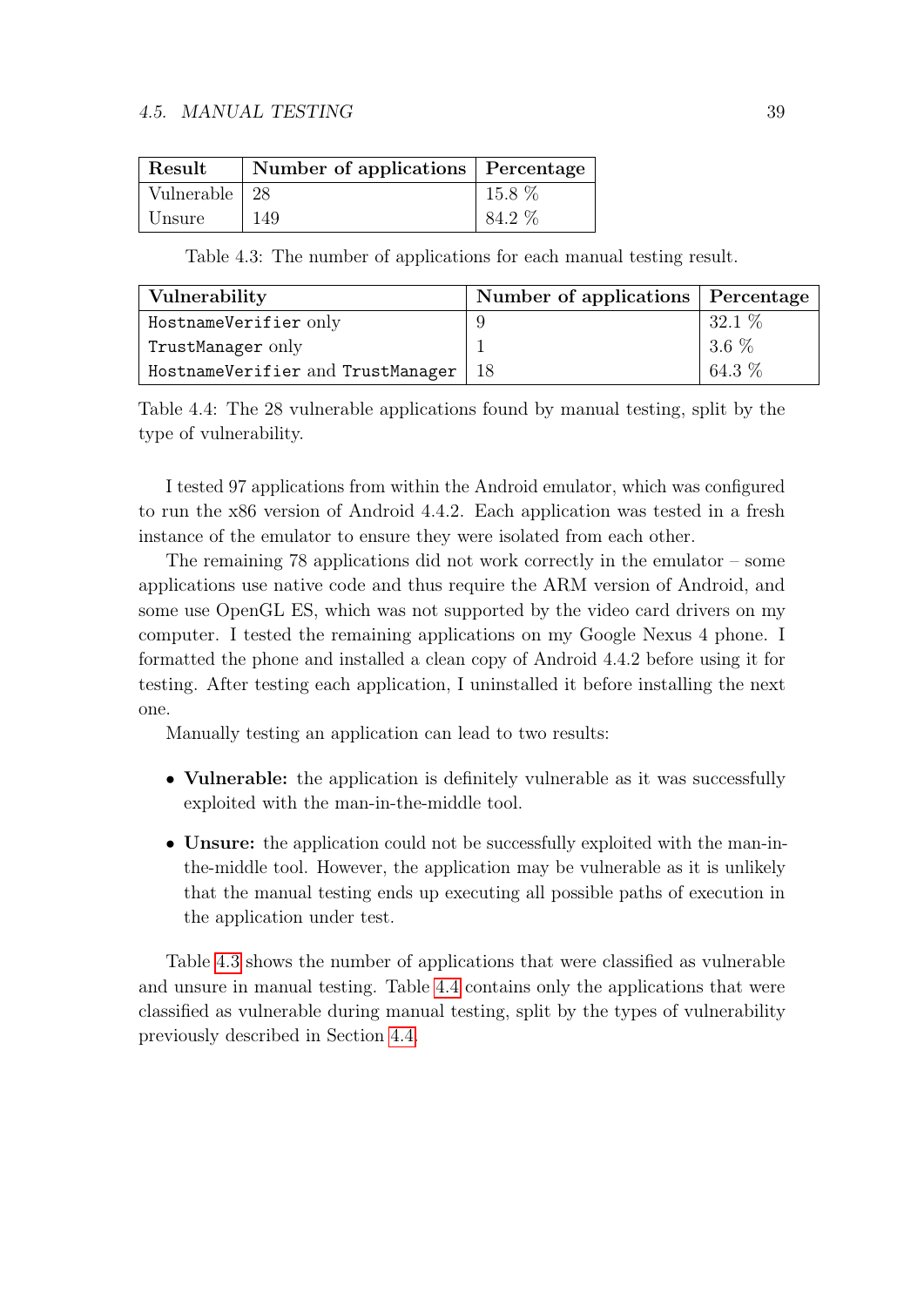| Result | Number of applications | Percentage |
|---|---|---|
| Vulnerable | 28 | 15.8 % |
| Unsure | 149 | 84.2 % |

Table 4.3: The number of applications for each manual testing result.

| Vulnerability | Number of applications | Percentage |
|---|---|---|
| `HostnameVerifier` only | 9 | 32.1 % |
| `TrustManager` only | 1 | 3.6 % |
| `HostnameVerifier` and `TrustManager` | 18 | 64.3 % |

Table 4.4: The 28 vulnerable applications found by manual testing, split by the type of vulnerability.

I tested 97 applications from within the Android emulator, which was configured to run the x86 version of Android 4.4.2. Each application was tested in a fresh instance of the emulator to ensure they were isolated from each other.

The remaining 78 applications did not work correctly in the emulator – some applications use native code and thus require the ARM version of Android, and some use OpenGL ES, which was not supported by the video card drivers on my computer. I tested the remaining applications on my Google Nexus 4 phone. I formatted the phone and installed a clean copy of Android 4.4.2 before using it for testing. After testing each application, I uninstalled it before installing the next one.

Manually testing an application can lead to two results:

- **Vulnerable:** the application is definitely vulnerable as it was successfully exploited with the man-in-the-middle tool.
- **Unsure:** the application could not be successfully exploited with the man-in-the-middle tool. However, the application may be vulnerable as it is unlikely that the manual testing ends up executing all possible paths of execution in the application under test.

Table 4.3 shows the number of applications that were classified as vulnerable and unsure in manual testing. Table 4.4 contains only the applications that were classified as vulnerable during manual testing, split by the types of vulnerability previously described in Section 4.4.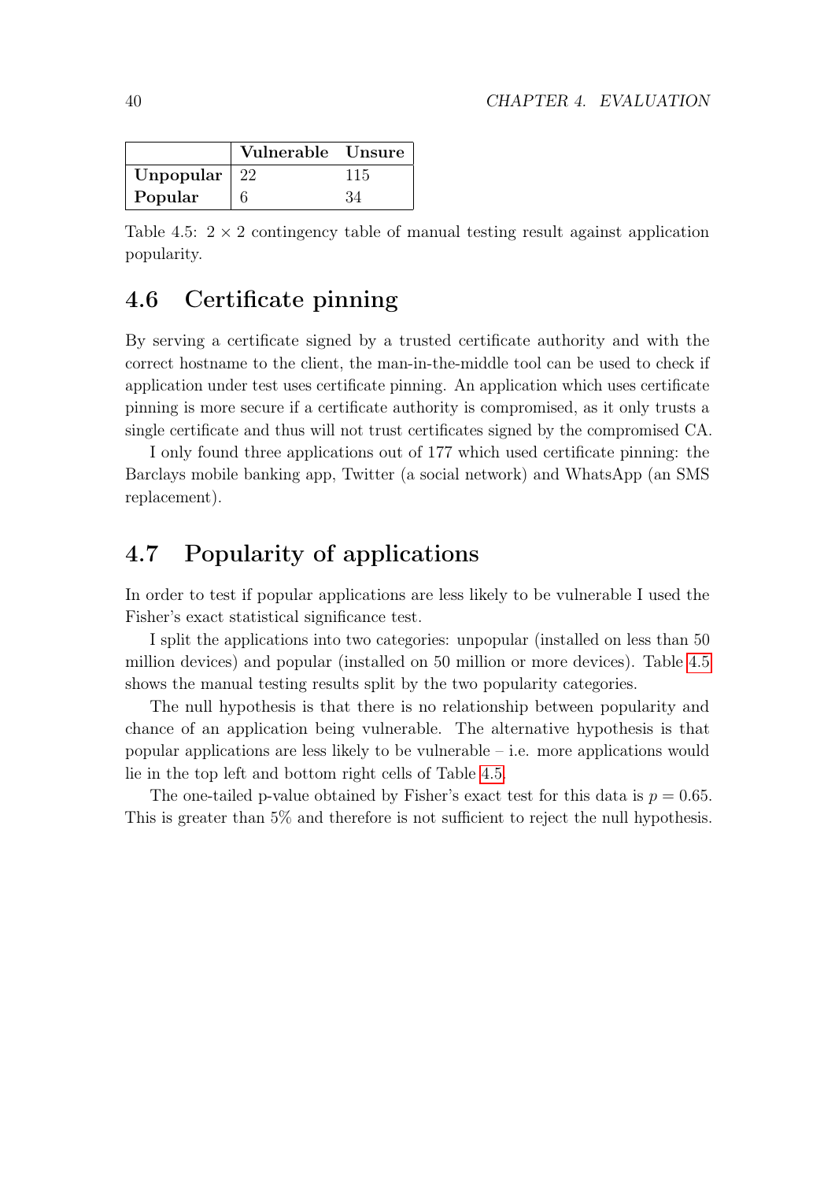|  | **Vulnerable** | **Unsure** |
|---|---|---|
| **Unpopular** | 22 | 115 |
| **Popular** | 6 | 34 |

Table 4.5: $2 \times 2$ contingency table of manual testing result against application popularity.

## 4.6 Certificate pinning

By serving a certificate signed by a trusted certificate authority and with the correct hostname to the client, the man-in-the-middle tool can be used to check if application under test uses certificate pinning. An application which uses certificate pinning is more secure if a certificate authority is compromised, as it only trusts a single certificate and thus will not trust certificates signed by the compromised CA.

I only found three applications out of 177 which used certificate pinning: the Barclays mobile banking app, Twitter (a social network) and WhatsApp (an SMS replacement).

## 4.7 Popularity of applications

In order to test if popular applications are less likely to be vulnerable I used the Fisher's exact statistical significance test.

I split the applications into two categories: unpopular (installed on less than 50 million devices) and popular (installed on 50 million or more devices). Table 4.5 shows the manual testing results split by the two popularity categories.

The null hypothesis is that there is no relationship between popularity and chance of an application being vulnerable. The alternative hypothesis is that popular applications are less likely to be vulnerable – i.e. more applications would lie in the top left and bottom right cells of Table 4.5.

The one-tailed p-value obtained by Fisher's exact test for this data is $p = 0.65$. This is greater than 5% and therefore is not sufficient to reject the null hypothesis.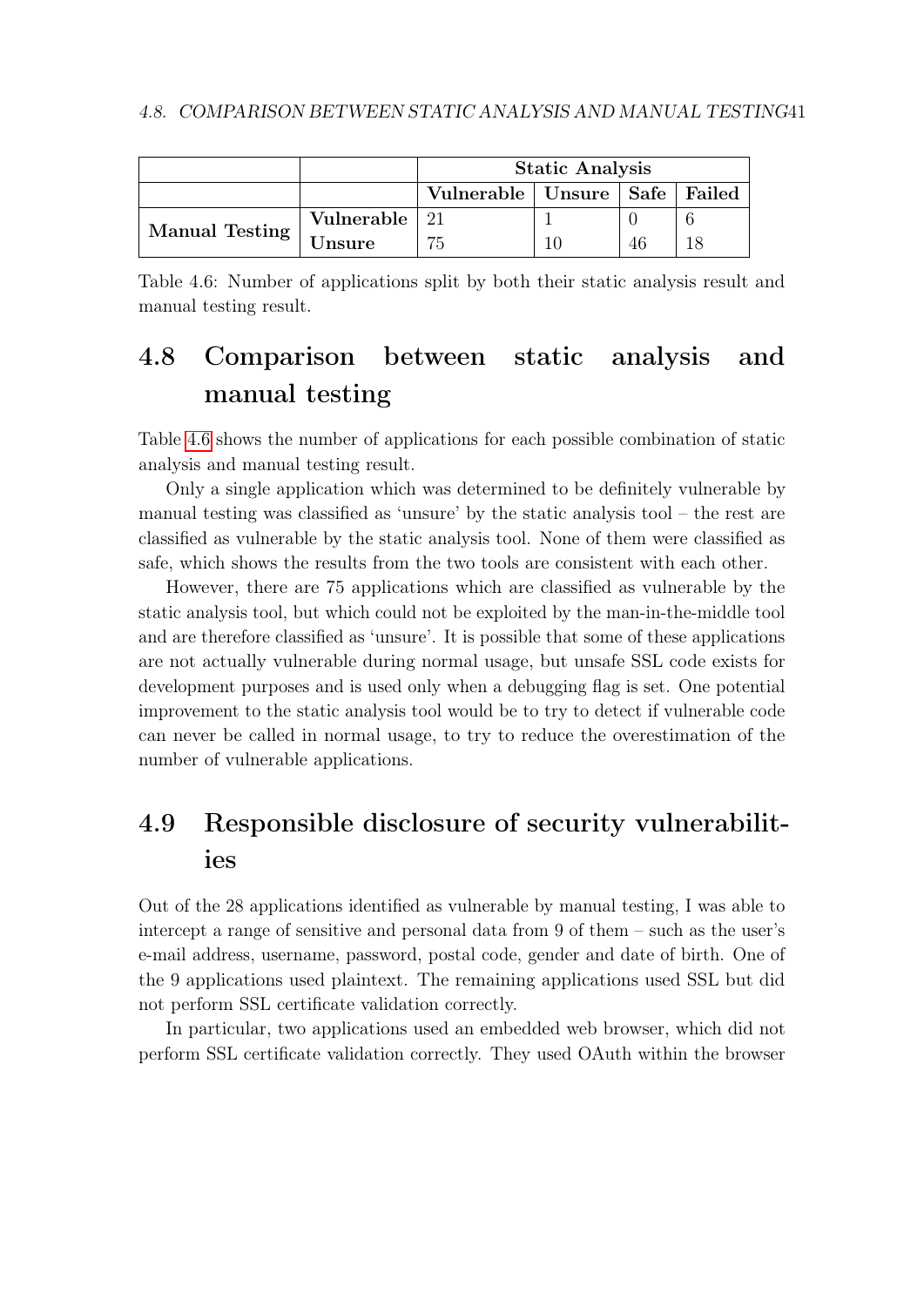| | | Static Analysis | | | |
|---|---|---|---|---|---|
| | | **Vulnerable** | **Unsure** | **Safe** | **Failed** |
| **Manual Testing** | **Vulnerable** | 21 | 1 | 0 | 6 |
| | **Unsure** | 75 | 10 | 46 | 18 |

Table 4.6: Number of applications split by both their static analysis result and manual testing result.

## 4.8 Comparison between static analysis and manual testing

Table 4.6 shows the number of applications for each possible combination of static analysis and manual testing result.

Only a single application which was determined to be definitely vulnerable by manual testing was classified as 'unsure' by the static analysis tool – the rest are classified as vulnerable by the static analysis tool. None of them were classified as safe, which shows the results from the two tools are consistent with each other.

However, there are 75 applications which are classified as vulnerable by the static analysis tool, but which could not be exploited by the man-in-the-middle tool and are therefore classified as 'unsure'. It is possible that some of these applications are not actually vulnerable during normal usage, but unsafe SSL code exists for development purposes and is used only when a debugging flag is set. One potential improvement to the static analysis tool would be to try to detect if vulnerable code can never be called in normal usage, to try to reduce the overestimation of the number of vulnerable applications.

## 4.9 Responsible disclosure of security vulnerabilities

Out of the 28 applications identified as vulnerable by manual testing, I was able to intercept a range of sensitive and personal data from 9 of them – such as the user's e-mail address, username, password, postal code, gender and date of birth. One of the 9 applications used plaintext. The remaining applications used SSL but did not perform SSL certificate validation correctly.

In particular, two applications used an embedded web browser, which did not perform SSL certificate validation correctly. They used OAuth within the browser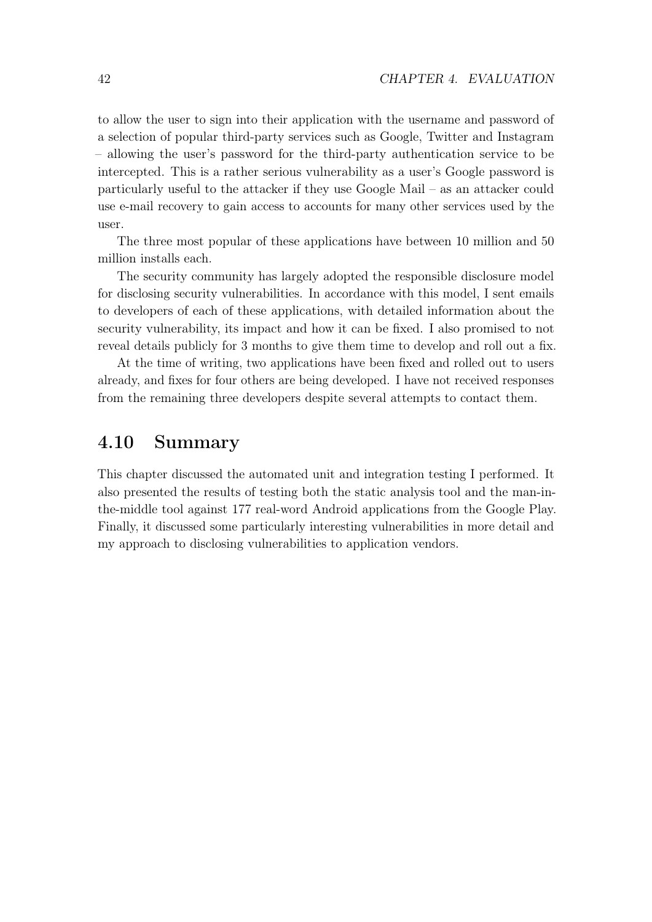to allow the user to sign into their application with the username and password of a selection of popular third-party services such as Google, Twitter and Instagram – allowing the user's password for the third-party authentication service to be intercepted. This is a rather serious vulnerability as a user's Google password is particularly useful to the attacker if they use Google Mail – as an attacker could use e-mail recovery to gain access to accounts for many other services used by the user.

The three most popular of these applications have between 10 million and 50 million installs each.

The security community has largely adopted the responsible disclosure model for disclosing security vulnerabilities. In accordance with this model, I sent emails to developers of each of these applications, with detailed information about the security vulnerability, its impact and how it can be fixed. I also promised to not reveal details publicly for 3 months to give them time to develop and roll out a fix.

At the time of writing, two applications have been fixed and rolled out to users already, and fixes for four others are being developed. I have not received responses from the remaining three developers despite several attempts to contact them.

## 4.10 Summary

This chapter discussed the automated unit and integration testing I performed. It also presented the results of testing both the static analysis tool and the man-in-the-middle tool against 177 real-word Android applications from the Google Play. Finally, it discussed some particularly interesting vulnerabilities in more detail and my approach to disclosing vulnerabilities to application vendors.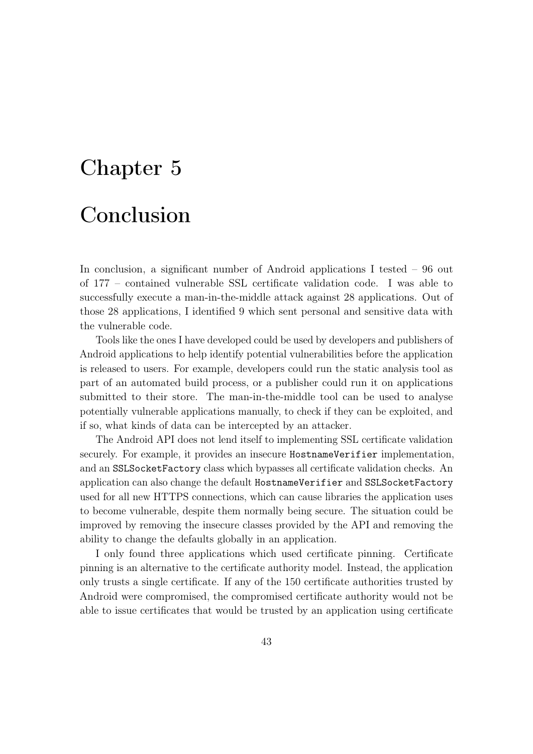# Chapter 5

# Conclusion

In conclusion, a significant number of Android applications I tested – 96 out of 177 – contained vulnerable SSL certificate validation code. I was able to successfully execute a man-in-the-middle attack against 28 applications. Out of those 28 applications, I identified 9 which sent personal and sensitive data with the vulnerable code.

Tools like the ones I have developed could be used by developers and publishers of Android applications to help identify potential vulnerabilities before the application is released to users. For example, developers could run the static analysis tool as part of an automated build process, or a publisher could run it on applications submitted to their store. The man-in-the-middle tool can be used to analyse potentially vulnerable applications manually, to check if they can be exploited, and if so, what kinds of data can be intercepted by an attacker.

The Android API does not lend itself to implementing SSL certificate validation securely. For example, it provides an insecure `HostnameVerifier` implementation, and an `SSLSocketFactory` class which bypasses all certificate validation checks. An application can also change the default `HostnameVerifier` and `SSLSocketFactory` used for all new HTTPS connections, which can cause libraries the application uses to become vulnerable, despite them normally being secure. The situation could be improved by removing the insecure classes provided by the API and removing the ability to change the defaults globally in an application.

I only found three applications which used certificate pinning. Certificate pinning is an alternative to the certificate authority model. Instead, the application only trusts a single certificate. If any of the 150 certificate authorities trusted by Android were compromised, the compromised certificate authority would not be able to issue certificates that would be trusted by an application using certificate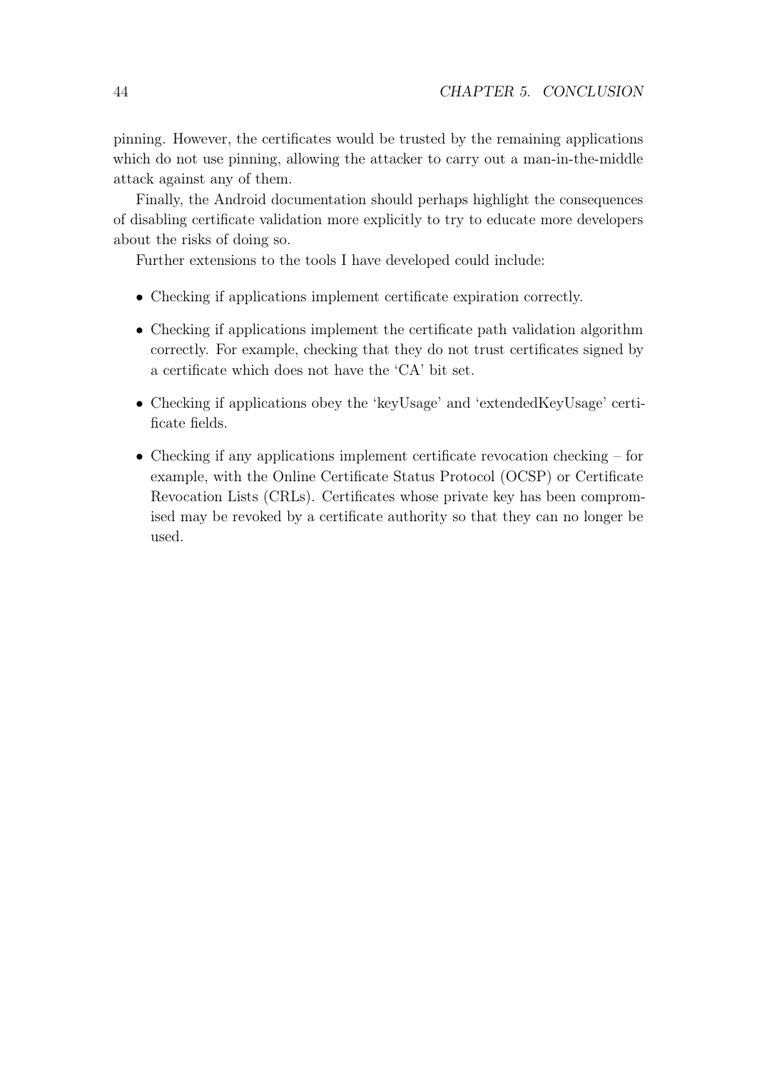pinning. However, the certificates would be trusted by the remaining applications which do not use pinning, allowing the attacker to carry out a man-in-the-middle attack against any of them.

Finally, the Android documentation should perhaps highlight the consequences of disabling certificate validation more explicitly to try to educate more developers about the risks of doing so.

Further extensions to the tools I have developed could include:

- Checking if applications implement certificate expiration correctly.
- Checking if applications implement the certificate path validation algorithm correctly. For example, checking that they do not trust certificates signed by a certificate which does not have the 'CA' bit set.
- Checking if applications obey the 'keyUsage' and 'extendedKeyUsage' certificate fields.
- Checking if any applications implement certificate revocation checking – for example, with the Online Certificate Status Protocol (OCSP) or Certificate Revocation Lists (CRLs). Certificates whose private key has been compromised may be revoked by a certificate authority so that they can no longer be used.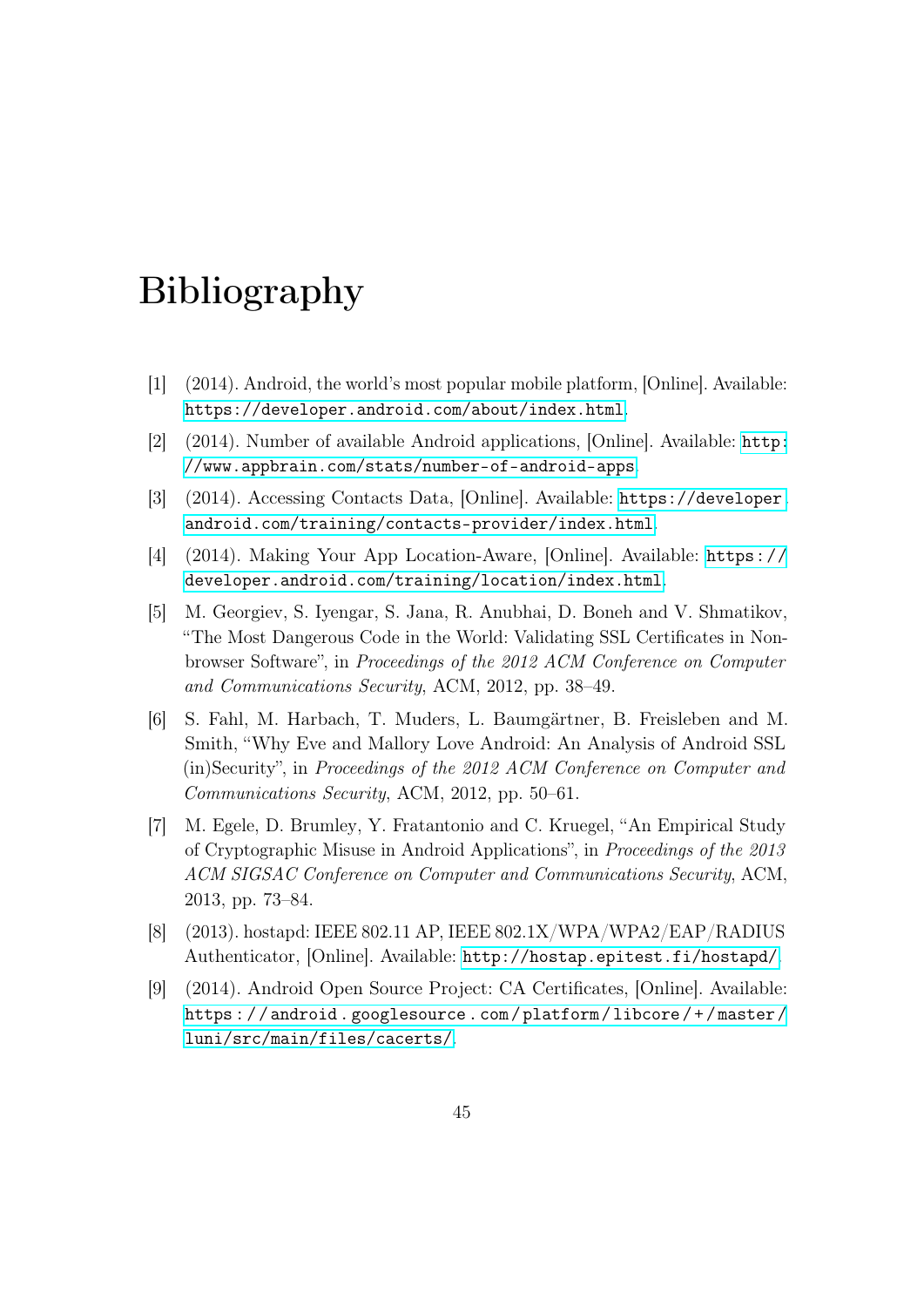# Bibliography

[1] (2014). Android, the world's most popular mobile platform, [Online]. Available: https://developer.android.com/about/index.html.

[2] (2014). Number of available Android applications, [Online]. Available: http://www.appbrain.com/stats/number-of-android-apps.

[3] (2014). Accessing Contacts Data, [Online]. Available: https://developer.android.com/training/contacts-provider/index.html.

[4] (2014). Making Your App Location-Aware, [Online]. Available: https://developer.android.com/training/location/index.html.

[5] M. Georgiev, S. Iyengar, S. Jana, R. Anubhai, D. Boneh and V. Shmatikov, "The Most Dangerous Code in the World: Validating SSL Certificates in Non-browser Software", in *Proceedings of the 2012 ACM Conference on Computer and Communications Security*, ACM, 2012, pp. 38–49.

[6] S. Fahl, M. Harbach, T. Muders, L. Baumgärtner, B. Freisleben and M. Smith, "Why Eve and Mallory Love Android: An Analysis of Android SSL (in)Security", in *Proceedings of the 2012 ACM Conference on Computer and Communications Security*, ACM, 2012, pp. 50–61.

[7] M. Egele, D. Brumley, Y. Fratantonio and C. Kruegel, "An Empirical Study of Cryptographic Misuse in Android Applications", in *Proceedings of the 2013 ACM SIGSAC Conference on Computer and Communications Security*, ACM, 2013, pp. 73–84.

[8] (2013). hostapd: IEEE 802.11 AP, IEEE 802.1X/WPA/WPA2/EAP/RADIUS Authenticator, [Online]. Available: http://hostap.epitest.fi/hostapd/.

[9] (2014). Android Open Source Project: CA Certificates, [Online]. Available: https://android.googlesource.com/platform/libcore/+/master/luni/src/main/files/cacerts/.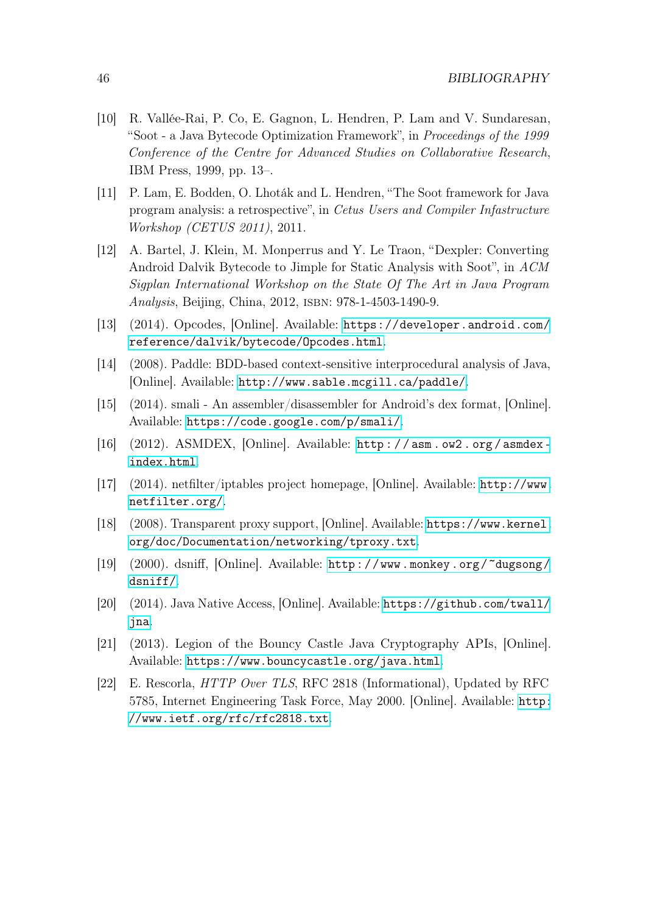[10] R. Vallée-Rai, P. Co, E. Gagnon, L. Hendren, P. Lam and V. Sundaresan, "Soot - a Java Bytecode Optimization Framework", in *Proceedings of the 1999 Conference of the Centre for Advanced Studies on Collaborative Research*, IBM Press, 1999, pp. 13–.

[11] P. Lam, E. Bodden, O. Lhoták and L. Hendren, "The Soot framework for Java program analysis: a retrospective", in *Cetus Users and Compiler Infastructure Workshop (CETUS 2011)*, 2011.

[12] A. Bartel, J. Klein, M. Monperrus and Y. Le Traon, "Dexpler: Converting Android Dalvik Bytecode to Jimple for Static Analysis with Soot", in *ACM Sigplan International Workshop on the State Of The Art in Java Program Analysis*, Beijing, China, 2012, ISBN: 978-1-4503-1490-9.

[13] (2014). Opcodes, [Online]. Available: https://developer.android.com/reference/dalvik/bytecode/Opcodes.html.

[14] (2008). Paddle: BDD-based context-sensitive interprocedural analysis of Java, [Online]. Available: http://www.sable.mcgill.ca/paddle/.

[15] (2014). smali - An assembler/disassembler for Android's dex format, [Online]. Available: https://code.google.com/p/smali/.

[16] (2012). ASMDEX, [Online]. Available: http://asm.ow2.org/asmdex-index.html.

[17] (2014). netfilter/iptables project homepage, [Online]. Available: http://www.netfilter.org/.

[18] (2008). Transparent proxy support, [Online]. Available: https://www.kernel.org/doc/Documentation/networking/tproxy.txt.

[19] (2000). dsniff, [Online]. Available: http://www.monkey.org/~dugsong/dsniff/.

[20] (2014). Java Native Access, [Online]. Available: https://github.com/twall/jna.

[21] (2013). Legion of the Bouncy Castle Java Cryptography APIs, [Online]. Available: https://www.bouncycastle.org/java.html.

[22] E. Rescorla, *HTTP Over TLS*, RFC 2818 (Informational), Updated by RFC 5785, Internet Engineering Task Force, May 2000. [Online]. Available: http://www.ietf.org/rfc/rfc2818.txt.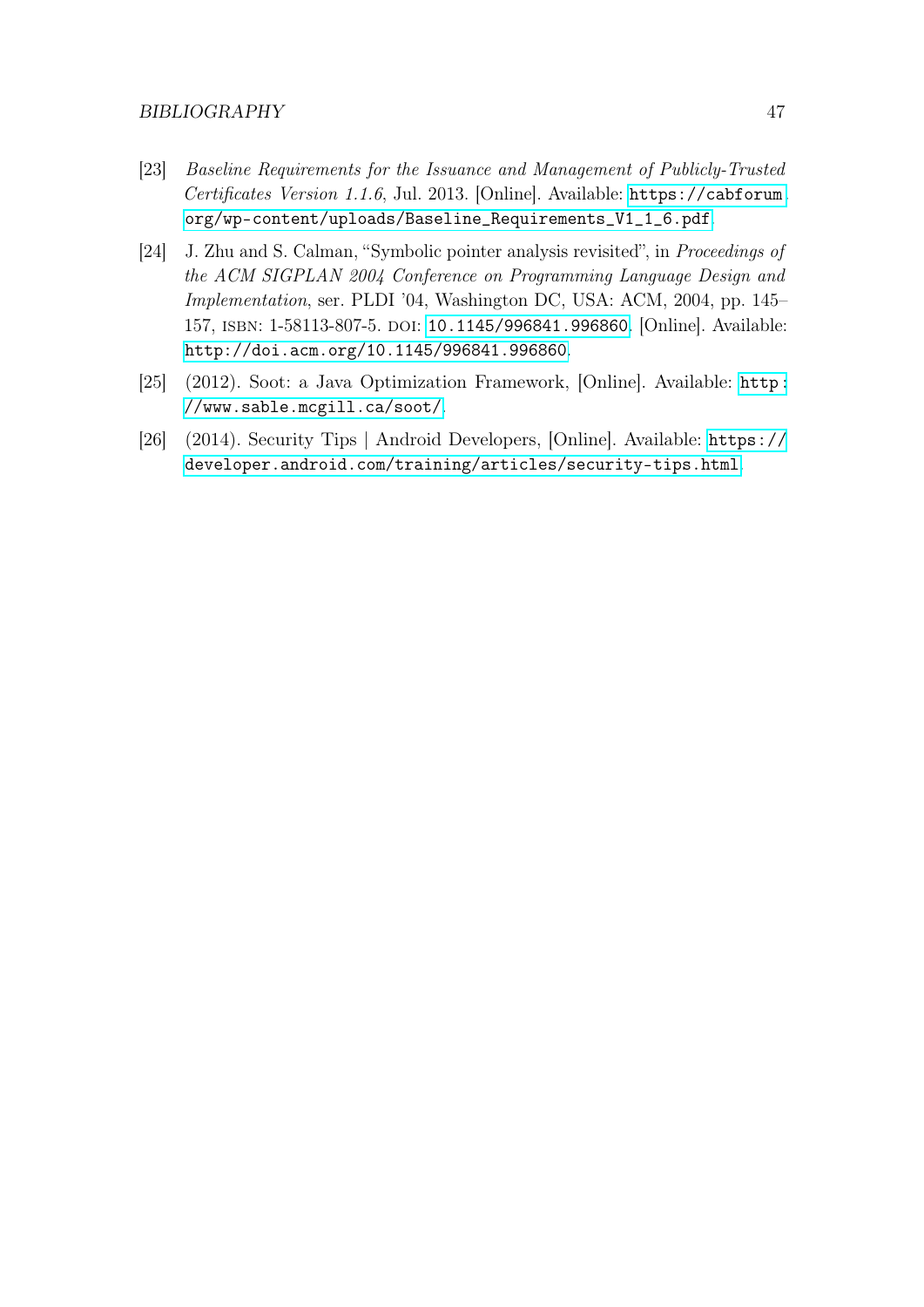[23] *Baseline Requirements for the Issuance and Management of Publicly-Trusted Certificates Version 1.1.6*, Jul. 2013. [Online]. Available: https://cabforum.org/wp-content/uploads/Baseline_Requirements_V1_1_6.pdf.

[24] J. Zhu and S. Calman, "Symbolic pointer analysis revisited", in *Proceedings of the ACM SIGPLAN 2004 Conference on Programming Language Design and Implementation*, ser. PLDI '04, Washington DC, USA: ACM, 2004, pp. 145–157, ISBN: 1-58113-807-5. DOI: 10.1145/996841.996860. [Online]. Available: http://doi.acm.org/10.1145/996841.996860.

[25] (2012). Soot: a Java Optimization Framework, [Online]. Available: http://www.sable.mcgill.ca/soot/.

[26] (2014). Security Tips | Android Developers, [Online]. Available: https://developer.android.com/training/articles/security-tips.html.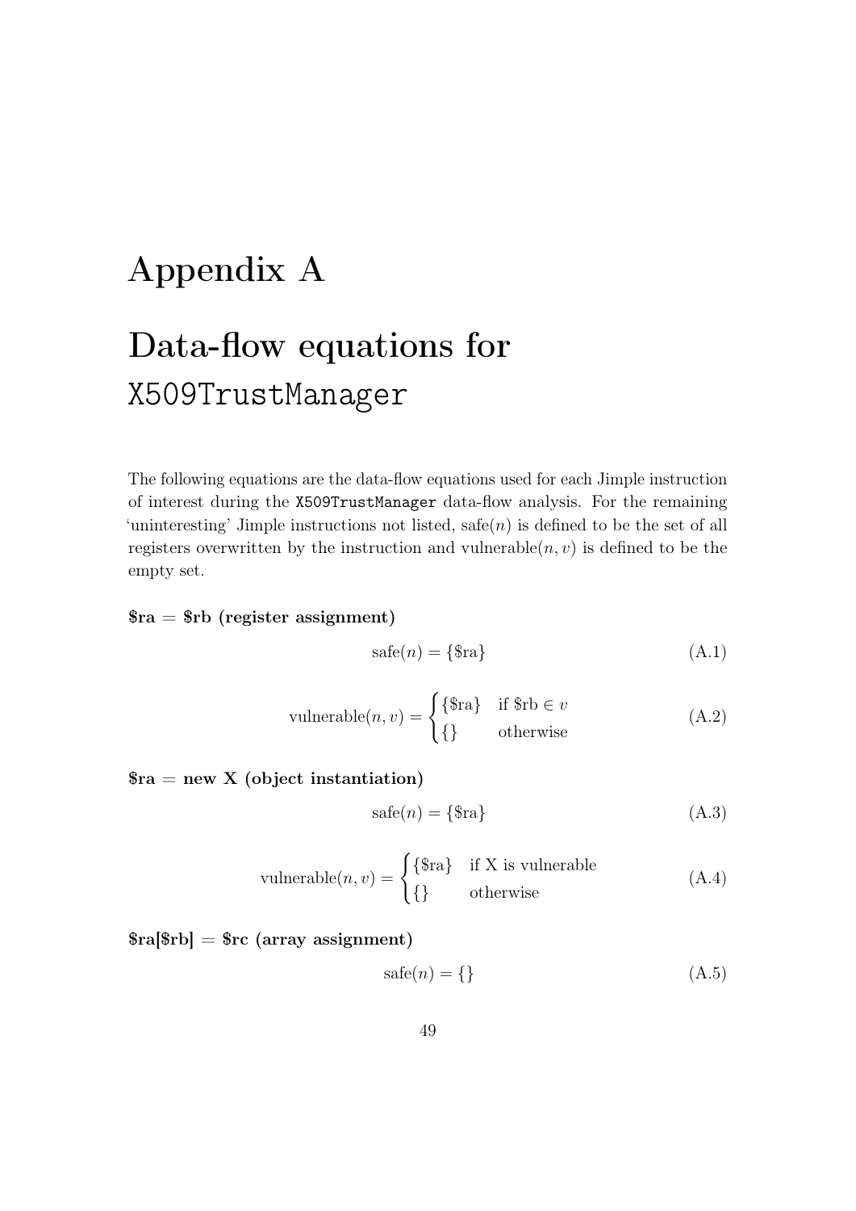# Appendix A

# Data-flow equations for X509TrustManager

The following equations are the data-flow equations used for each Jimple instruction of interest during the X509TrustManager data-flow analysis. For the remaining 'uninteresting' Jimple instructions not listed, $\text{safe}(n)$ is defined to be the set of all registers overwritten by the instruction and $\text{vulnerable}(n, v)$ is defined to be the empty set.

**\$ra = \$rb (register assignment)**

$$\text{safe}(n) = \{\text{\$ra}\} \tag{A.1}$$

$$\text{vulnerable}(n, v) = \begin{cases} \{\text{\$ra}\} & \text{if \$rb} \in v \\ \{\} & \text{otherwise} \end{cases} \tag{A.2}$$

**\$ra = new X (object instantiation)**

$$\text{safe}(n) = \{\text{\$ra}\} \tag{A.3}$$

$$\text{vulnerable}(n, v) = \begin{cases} \{\text{\$ra}\} & \text{if X is vulnerable} \\ \{\} & \text{otherwise} \end{cases} \tag{A.4}$$

**\$ra[\$rb] = \$rc (array assignment)**

$$\text{safe}(n) = \{\} \tag{A.5}$$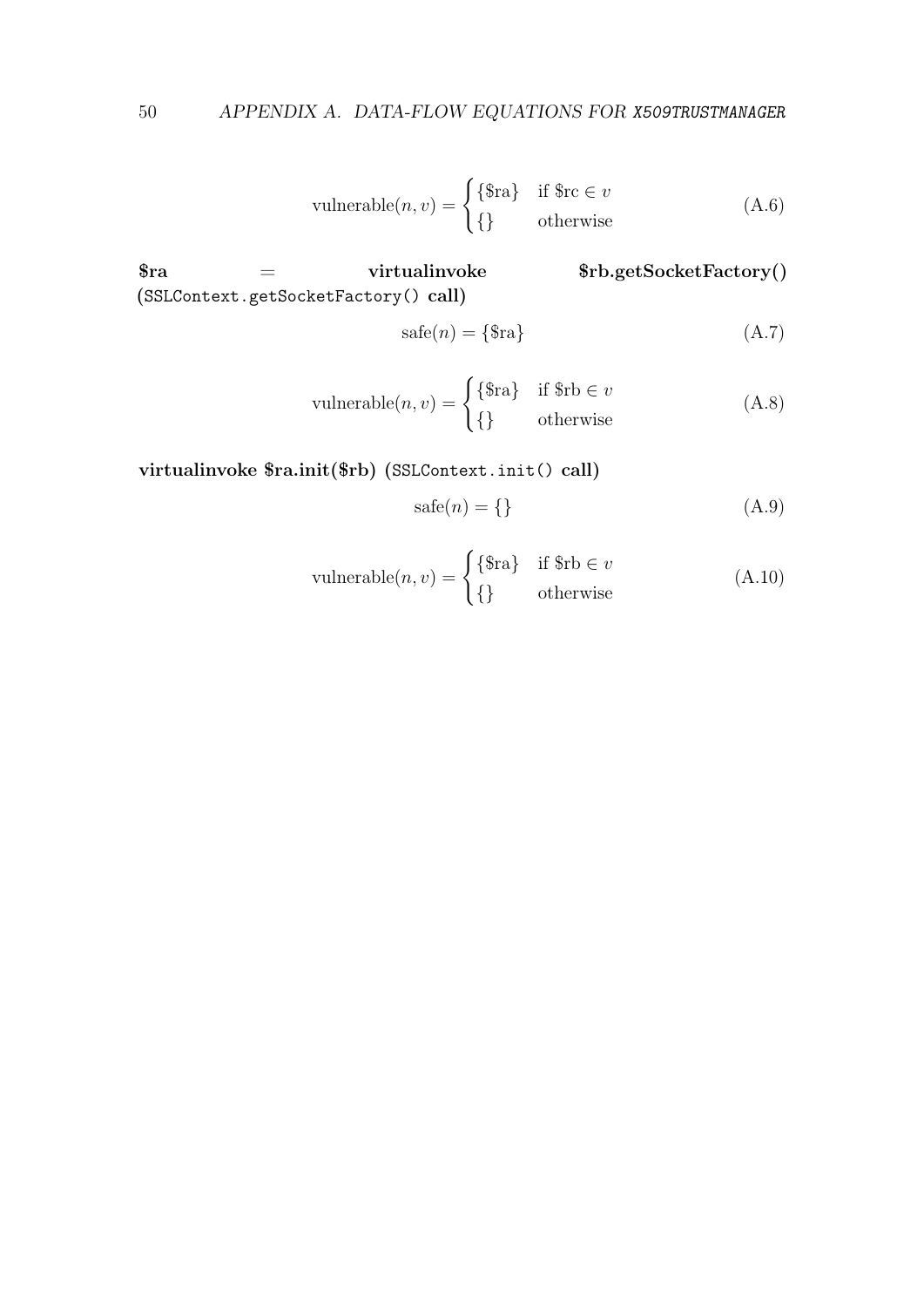$$\text{vulnerable}(n, v) = \begin{cases} \{\$\text{ra}\} & \text{if } \$\text{rc} \in v \\ \{\} & \text{otherwise} \end{cases} \tag{A.6}$$

**\$ra = virtualinvoke \$rb.getSocketFactory()** (`SSLContext.getSocketFactory()` **call**)

$$\text{safe}(n) = \{\$\text{ra}\} \tag{A.7}$$

$$\text{vulnerable}(n, v) = \begin{cases} \{\$\text{ra}\} & \text{if } \$\text{rb} \in v \\ \{\} & \text{otherwise} \end{cases} \tag{A.8}$$

**virtualinvoke \$ra.init(\$rb)** (`SSLContext.init()` **call**)

$$\text{safe}(n) = \{\} \tag{A.9}$$

$$\text{vulnerable}(n, v) = \begin{cases} \{\$\text{ra}\} & \text{if } \$\text{rb} \in v \\ \{\} & \text{otherwise} \end{cases} \tag{A.10}$$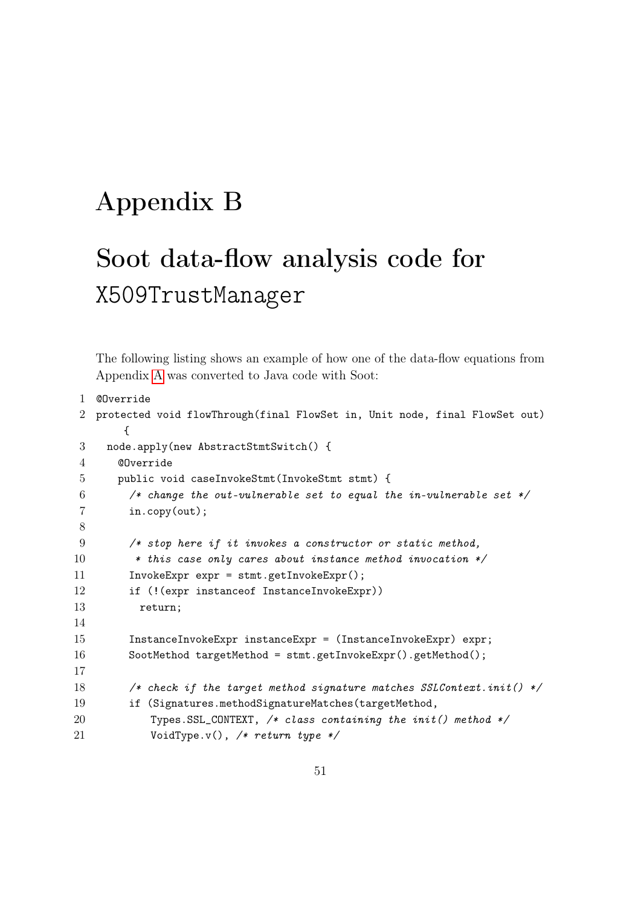# Appendix B

# Soot data-flow analysis code for X509TrustManager

The following listing shows an example of how one of the data-flow equations from Appendix A was converted to Java code with Soot:

```
@Override
protected void flowThrough(final FlowSet in, Unit node, final FlowSet out)
    {
  node.apply(new AbstractStmtSwitch() {
    @Override
    public void caseInvokeStmt(InvokeStmt stmt) {
      /* change the out-vulnerable set to equal the in-vulnerable set */
      in.copy(out);

      /* stop here if it invokes a constructor or static method,
       * this case only cares about instance method invocation */
      InvokeExpr expr = stmt.getInvokeExpr();
      if (!(expr instanceof InstanceInvokeExpr))
        return;

      InstanceInvokeExpr instanceExpr = (InstanceInvokeExpr) expr;
      SootMethod targetMethod = stmt.getInvokeExpr().getMethod();

      /* check if the target method signature matches SSLContext.init() */
      if (Signatures.methodSignatureMatches(targetMethod,
          Types.SSL_CONTEXT, /* class containing the init() method */
          VoidType.v(), /* return type */
```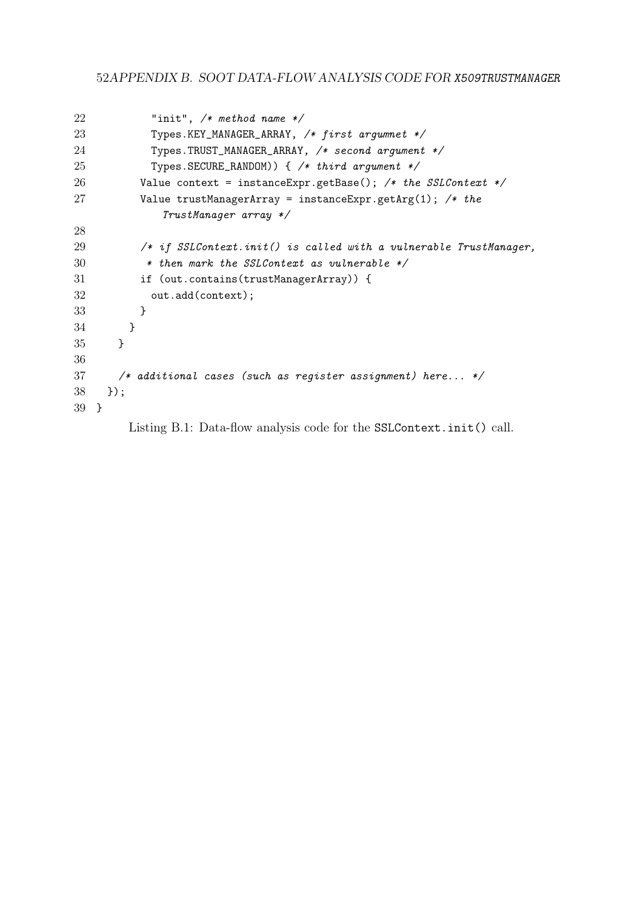```
22          "init", /* method name */
23          Types.KEY_MANAGER_ARRAY, /* first argumnet */
24          Types.TRUST_MANAGER_ARRAY, /* second argument */
25          Types.SECURE_RANDOM)) { /* third argument */
26        Value context = instanceExpr.getBase(); /* the SSLContext */
27        Value trustManagerArray = instanceExpr.getArg(1); /* the
              TrustManager array */
28
29        /* if SSLContext.init() is called with a vulnerable TrustManager,
30         * then mark the SSLContext as vulnerable */
31        if (out.contains(trustManagerArray)) {
32          out.add(context);
33        }
34      }
35    }
36
37    /* additional cases (such as register assignment) here... */
38  });
39 }
```

Listing B.1: Data-flow analysis code for the SSLContext.init() call.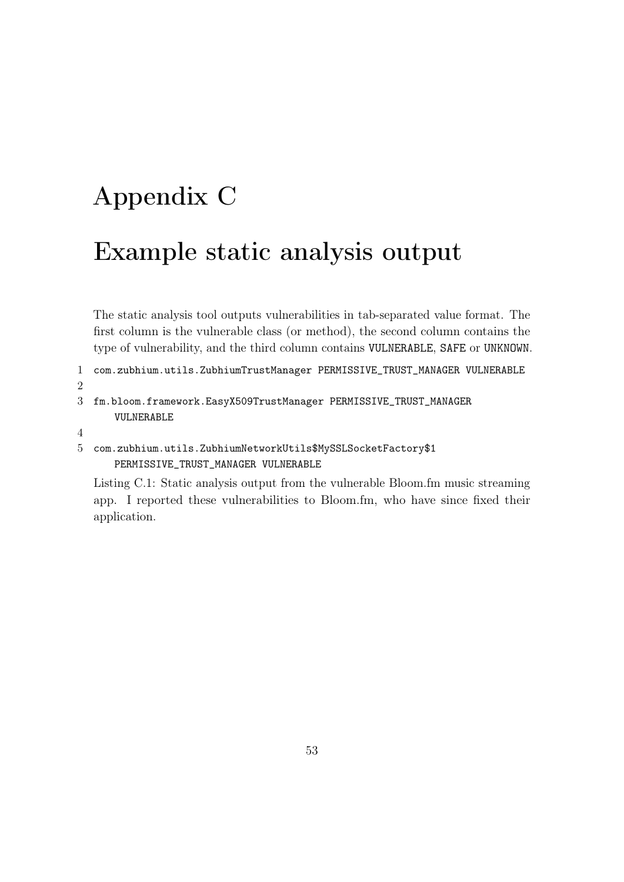# Appendix C

# Example static analysis output

The static analysis tool outputs vulnerabilities in tab-separated value format. The first column is the vulnerable class (or method), the second column contains the type of vulnerability, and the third column contains VULNERABLE, SAFE or UNKNOWN.

```
com.zubhium.utils.ZubhiumTrustManager PERMISSIVE_TRUST_MANAGER VULNERABLE

fm.bloom.framework.EasyX509TrustManager PERMISSIVE_TRUST_MANAGER
    VULNERABLE

com.zubhium.utils.ZubhiumNetworkUtils$MySSLSocketFactory$1
    PERMISSIVE_TRUST_MANAGER VULNERABLE
```

Listing C.1: Static analysis output from the vulnerable Bloom.fm music streaming app. I reported these vulnerabilities to Bloom.fm, who have since fixed their application.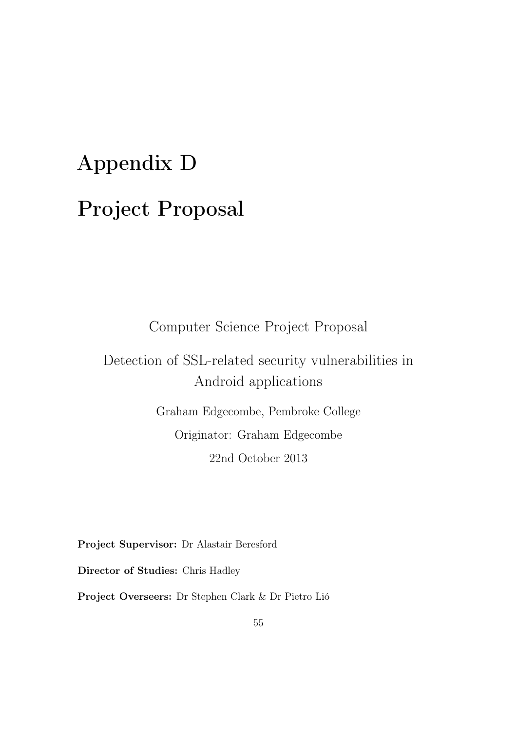# Appendix D

# Project Proposal

Computer Science Project Proposal

Detection of SSL-related security vulnerabilities in Android applications

Graham Edgecombe, Pembroke College

Originator: Graham Edgecombe

22nd October 2013

**Project Supervisor:** Dr Alastair Beresford

**Director of Studies:** Chris Hadley

**Project Overseers:** Dr Stephen Clark & Dr Pietro Lió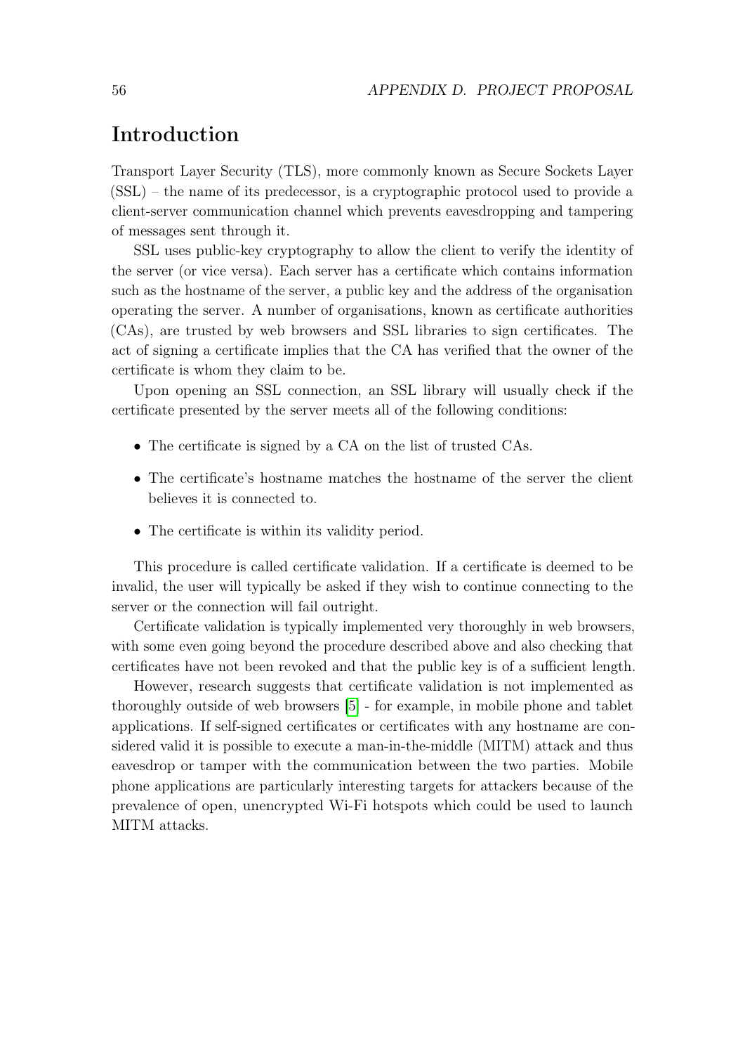## Introduction

Transport Layer Security (TLS), more commonly known as Secure Sockets Layer (SSL) – the name of its predecessor, is a cryptographic protocol used to provide a client-server communication channel which prevents eavesdropping and tampering of messages sent through it.

SSL uses public-key cryptography to allow the client to verify the identity of the server (or vice versa). Each server has a certificate which contains information such as the hostname of the server, a public key and the address of the organisation operating the server. A number of organisations, known as certificate authorities (CAs), are trusted by web browsers and SSL libraries to sign certificates. The act of signing a certificate implies that the CA has verified that the owner of the certificate is whom they claim to be.

Upon opening an SSL connection, an SSL library will usually check if the certificate presented by the server meets all of the following conditions:

- The certificate is signed by a CA on the list of trusted CAs.
- The certificate's hostname matches the hostname of the server the client believes it is connected to.
- The certificate is within its validity period.

This procedure is called certificate validation. If a certificate is deemed to be invalid, the user will typically be asked if they wish to continue connecting to the server or the connection will fail outright.

Certificate validation is typically implemented very thoroughly in web browsers, with some even going beyond the procedure described above and also checking that certificates have not been revoked and that the public key is of a sufficient length.

However, research suggests that certificate validation is not implemented as thoroughly outside of web browsers [5] - for example, in mobile phone and tablet applications. If self-signed certificates or certificates with any hostname are considered valid it is possible to execute a man-in-the-middle (MITM) attack and thus eavesdrop or tamper with the communication between the two parties. Mobile phone applications are particularly interesting targets for attackers because of the prevalence of open, unencrypted Wi-Fi hotspots which could be used to launch MITM attacks.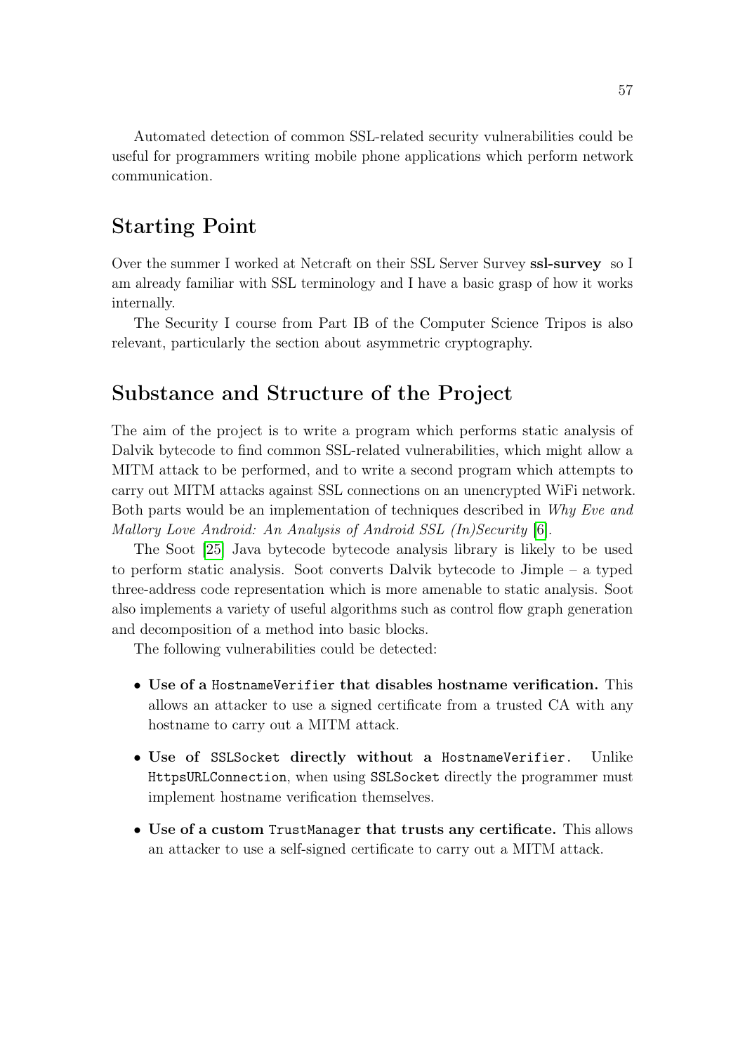Automated detection of common SSL-related security vulnerabilities could be useful for programmers writing mobile phone applications which perform network communication.

## Starting Point

Over the summer I worked at Netcraft on their SSL Server Survey **ssl-survey** so I am already familiar with SSL terminology and I have a basic grasp of how it works internally.

The Security I course from Part IB of the Computer Science Tripos is also relevant, particularly the section about asymmetric cryptography.

## Substance and Structure of the Project

The aim of the project is to write a program which performs static analysis of Dalvik bytecode to find common SSL-related vulnerabilities, which might allow a MITM attack to be performed, and to write a second program which attempts to carry out MITM attacks against SSL connections on an unencrypted WiFi network. Both parts would be an implementation of techniques described in *Why Eve and Mallory Love Android: An Analysis of Android SSL (In)Security* [6].

The Soot [25] Java bytecode bytecode analysis library is likely to be used to perform static analysis. Soot converts Dalvik bytecode to Jimple – a typed three-address code representation which is more amenable to static analysis. Soot also implements a variety of useful algorithms such as control flow graph generation and decomposition of a method into basic blocks.

The following vulnerabilities could be detected:

- **Use of a `HostnameVerifier` that disables hostname verification.** This allows an attacker to use a signed certificate from a trusted CA with any hostname to carry out a MITM attack.
- **Use of `SSLSocket` directly without a `HostnameVerifier`.** Unlike `HttpsURLConnection`, when using `SSLSocket` directly the programmer must implement hostname verification themselves.
- **Use of a custom `TrustManager` that trusts any certificate.** This allows an attacker to use a self-signed certificate to carry out a MITM attack.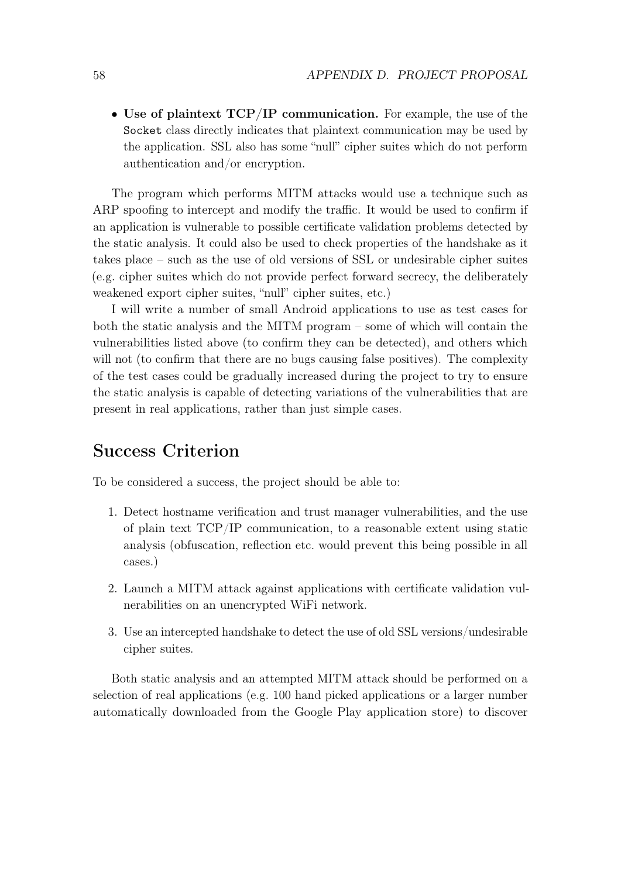- **Use of plaintext TCP/IP communication.** For example, the use of the `Socket` class directly indicates that plaintext communication may be used by the application. SSL also has some "null" cipher suites which do not perform authentication and/or encryption.

The program which performs MITM attacks would use a technique such as ARP spoofing to intercept and modify the traffic. It would be used to confirm if an application is vulnerable to possible certificate validation problems detected by the static analysis. It could also be used to check properties of the handshake as it takes place – such as the use of old versions of SSL or undesirable cipher suites (e.g. cipher suites which do not provide perfect forward secrecy, the deliberately weakened export cipher suites, "null" cipher suites, etc.)

I will write a number of small Android applications to use as test cases for both the static analysis and the MITM program – some of which will contain the vulnerabilities listed above (to confirm they can be detected), and others which will not (to confirm that there are no bugs causing false positives). The complexity of the test cases could be gradually increased during the project to try to ensure the static analysis is capable of detecting variations of the vulnerabilities that are present in real applications, rather than just simple cases.

## Success Criterion

To be considered a success, the project should be able to:

1. Detect hostname verification and trust manager vulnerabilities, and the use of plain text TCP/IP communication, to a reasonable extent using static analysis (obfuscation, reflection etc. would prevent this being possible in all cases.)
2. Launch a MITM attack against applications with certificate validation vulnerabilities on an unencrypted WiFi network.
3. Use an intercepted handshake to detect the use of old SSL versions/undesirable cipher suites.

Both static analysis and an attempted MITM attack should be performed on a selection of real applications (e.g. 100 hand picked applications or a larger number automatically downloaded from the Google Play application store) to discover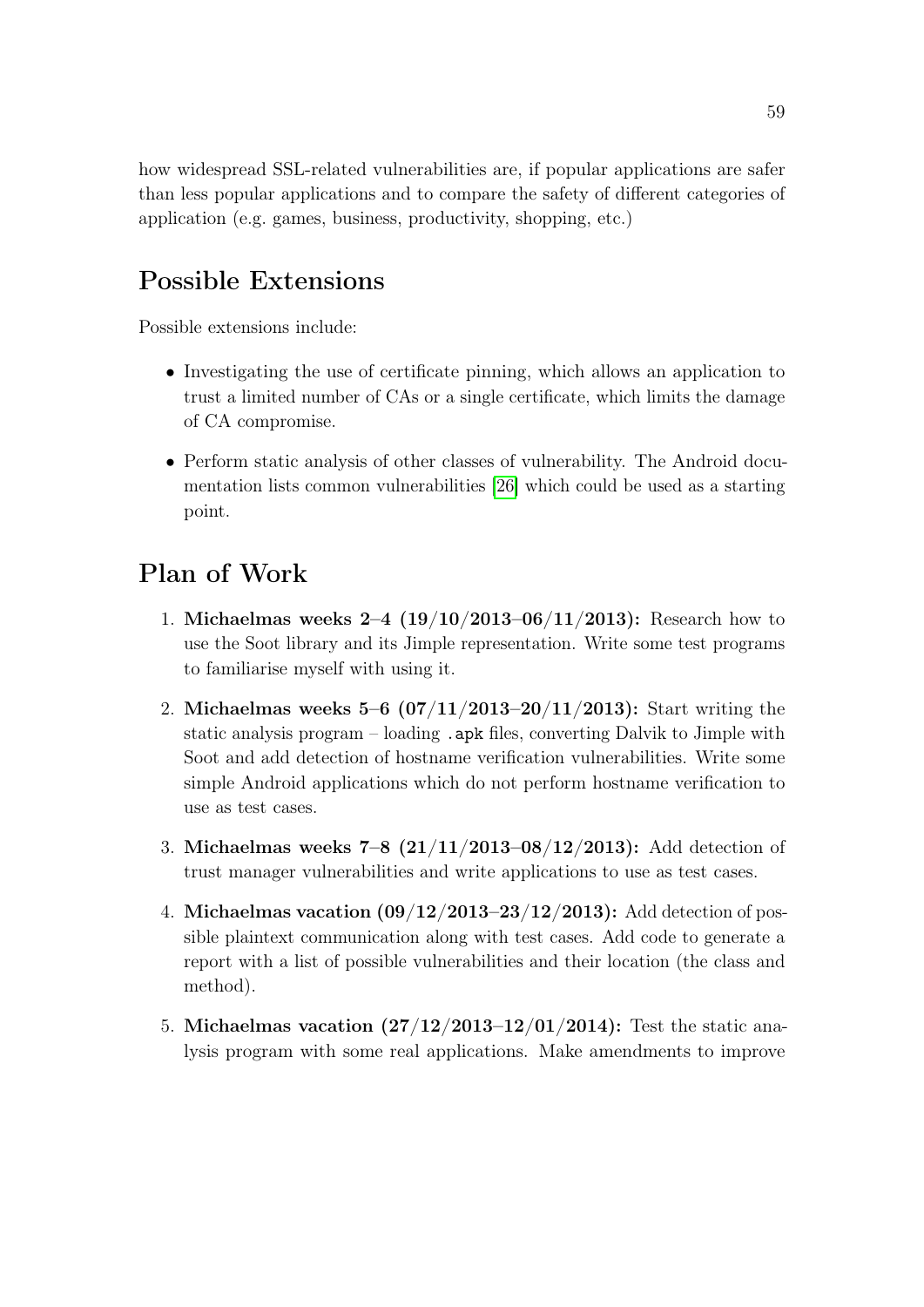how widespread SSL-related vulnerabilities are, if popular applications are safer than less popular applications and to compare the safety of different categories of application (e.g. games, business, productivity, shopping, etc.)

## Possible Extensions

Possible extensions include:

- Investigating the use of certificate pinning, which allows an application to trust a limited number of CAs or a single certificate, which limits the damage of CA compromise.
- Perform static analysis of other classes of vulnerability. The Android documentation lists common vulnerabilities [26] which could be used as a starting point.

## Plan of Work

1. **Michaelmas weeks 2–4 (19/10/2013–06/11/2013):** Research how to use the Soot library and its Jimple representation. Write some test programs to familiarise myself with using it.
2. **Michaelmas weeks 5–6 (07/11/2013–20/11/2013):** Start writing the static analysis program – loading `.apk` files, converting Dalvik to Jimple with Soot and add detection of hostname verification vulnerabilities. Write some simple Android applications which do not perform hostname verification to use as test cases.
3. **Michaelmas weeks 7–8 (21/11/2013–08/12/2013):** Add detection of trust manager vulnerabilities and write applications to use as test cases.
4. **Michaelmas vacation (09/12/2013–23/12/2013):** Add detection of possible plaintext communication along with test cases. Add code to generate a report with a list of possible vulnerabilities and their location (the class and method).
5. **Michaelmas vacation (27/12/2013–12/01/2014):** Test the static analysis program with some real applications. Make amendments to improve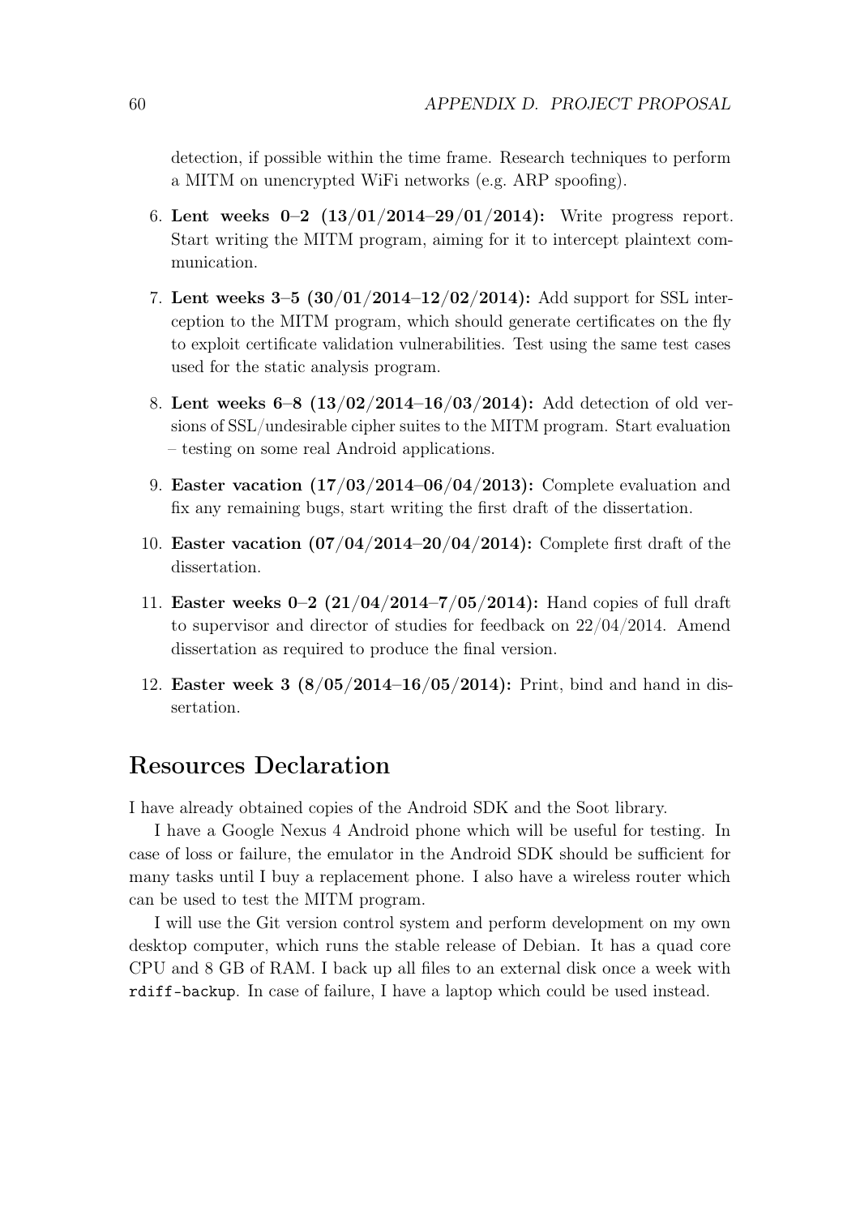detection, if possible within the time frame. Research techniques to perform a MITM on unencrypted WiFi networks (e.g. ARP spoofing).

6. **Lent weeks 0–2 (13/01/2014–29/01/2014):** Write progress report. Start writing the MITM program, aiming for it to intercept plaintext communication.

7. **Lent weeks 3–5 (30/01/2014–12/02/2014):** Add support for SSL interception to the MITM program, which should generate certificates on the fly to exploit certificate validation vulnerabilities. Test using the same test cases used for the static analysis program.

8. **Lent weeks 6–8 (13/02/2014–16/03/2014):** Add detection of old versions of SSL/undesirable cipher suites to the MITM program. Start evaluation – testing on some real Android applications.

9. **Easter vacation (17/03/2014–06/04/2013):** Complete evaluation and fix any remaining bugs, start writing the first draft of the dissertation.

10. **Easter vacation (07/04/2014–20/04/2014):** Complete first draft of the dissertation.

11. **Easter weeks 0–2 (21/04/2014–7/05/2014):** Hand copies of full draft to supervisor and director of studies for feedback on 22/04/2014. Amend dissertation as required to produce the final version.

12. **Easter week 3 (8/05/2014–16/05/2014):** Print, bind and hand in dissertation.

## Resources Declaration

I have already obtained copies of the Android SDK and the Soot library.

I have a Google Nexus 4 Android phone which will be useful for testing. In case of loss or failure, the emulator in the Android SDK should be sufficient for many tasks until I buy a replacement phone. I also have a wireless router which can be used to test the MITM program.

I will use the Git version control system and perform development on my own desktop computer, which runs the stable release of Debian. It has a quad core CPU and 8 GB of RAM. I back up all files to an external disk once a week with `rdiff-backup`. In case of failure, I have a laptop which could be used instead.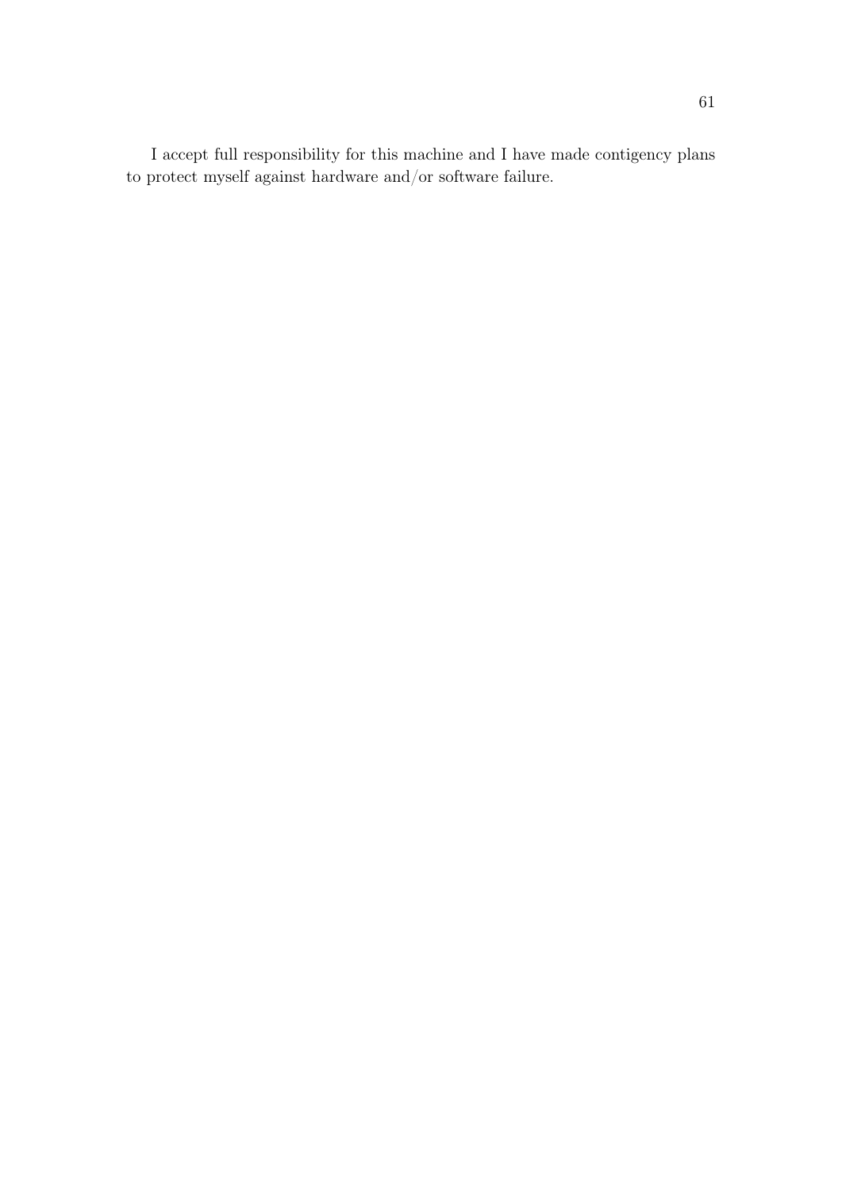I accept full responsibility for this machine and I have made contigency plans to protect myself against hardware and/or software failure.